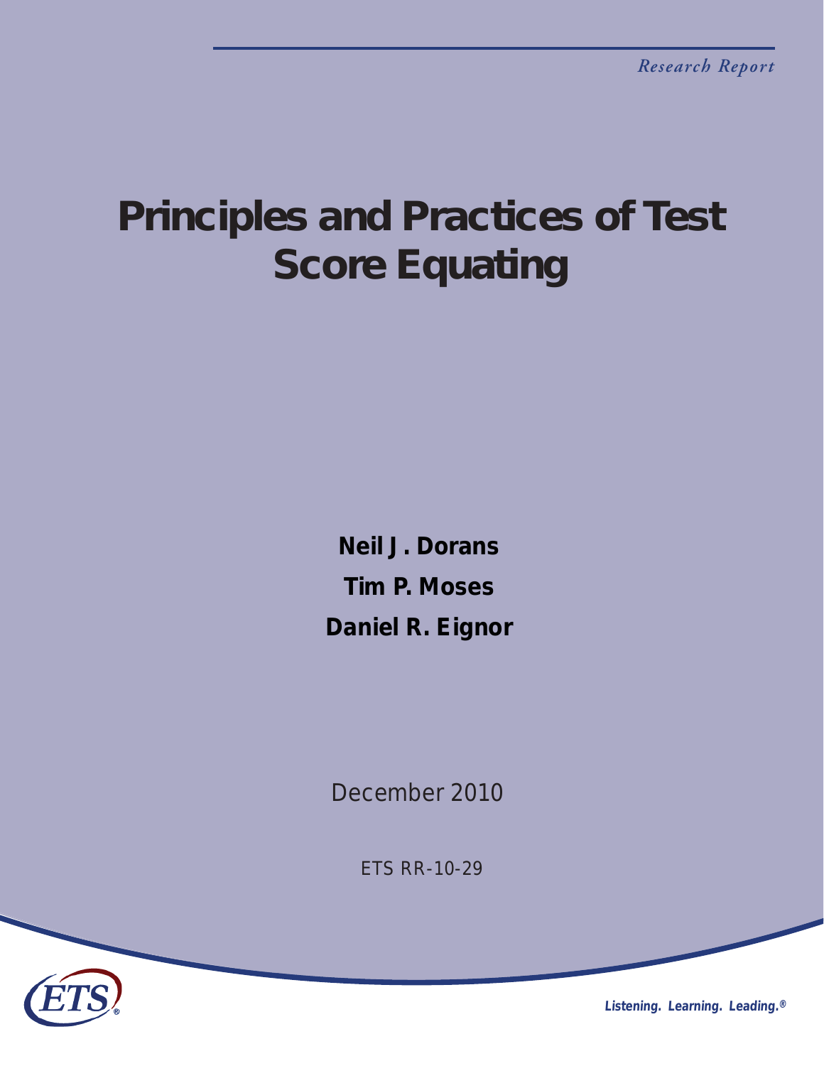*Research Report*

# Principles and Practices of Test Score Equating

**Neil J. Dorans**

**Tim P. Moses**

**Daniel R. Eignor**

December 2010

ETS RR-10-29

*Listening. Learning. Leading.®*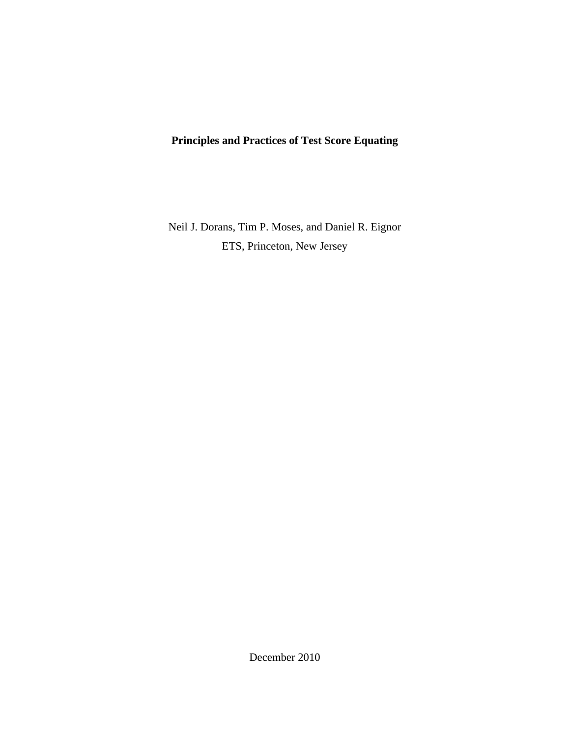**Principles and Practices of Test Score Equating**

Neil J. Dorans, Tim P. Moses, and Daniel R. Eignor
ETS, Princeton, New Jersey

December 2010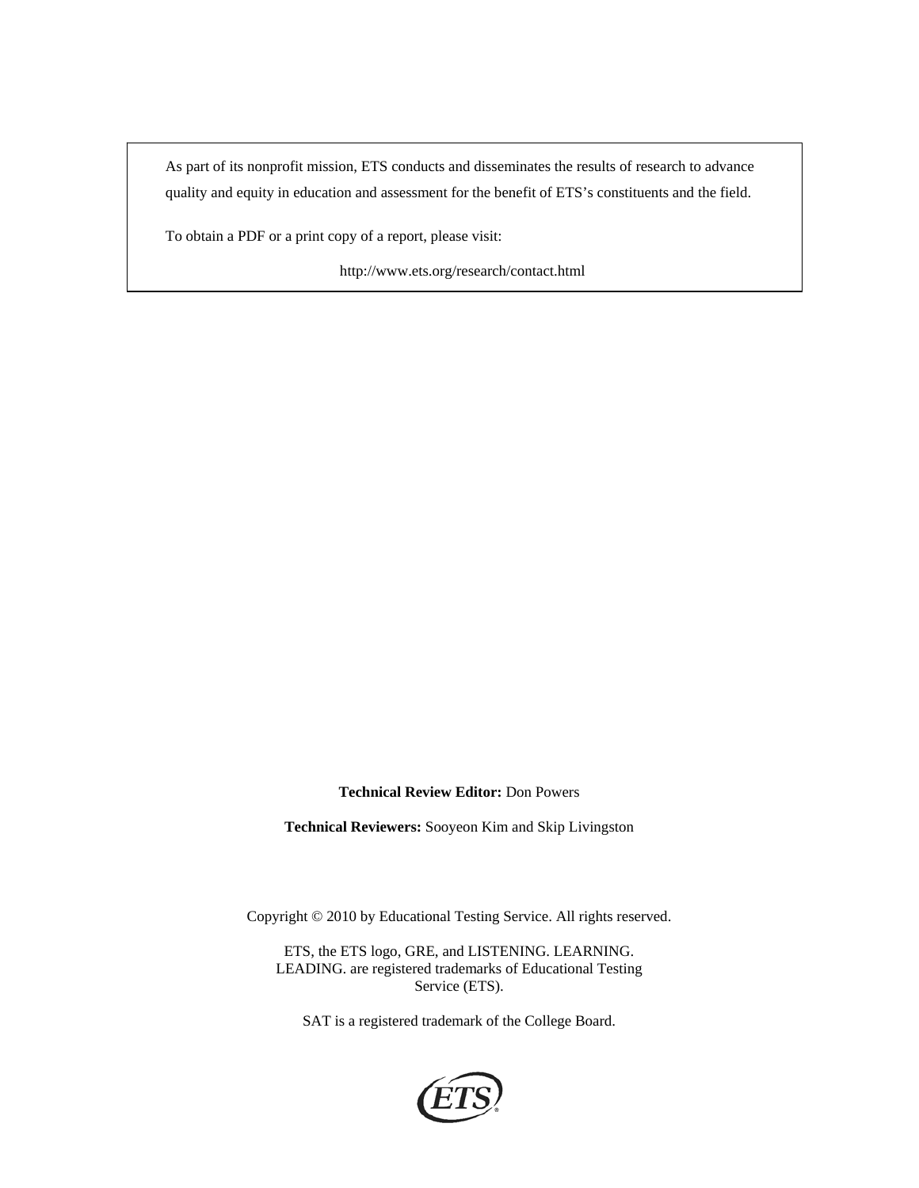As part of its nonprofit mission, ETS conducts and disseminates the results of research to advance quality and equity in education and assessment for the benefit of ETS's constituents and the field.

To obtain a PDF or a print copy of a report, please visit:

http://www.ets.org/research/contact.html

**Technical Review Editor:** Don Powers

**Technical Reviewers:** Sooyeon Kim and Skip Livingston

Copyright © 2010 by Educational Testing Service. All rights reserved.

ETS, the ETS logo, GRE, and LISTENING. LEARNING. LEADING. are registered trademarks of Educational Testing Service (ETS).

SAT is a registered trademark of the College Board.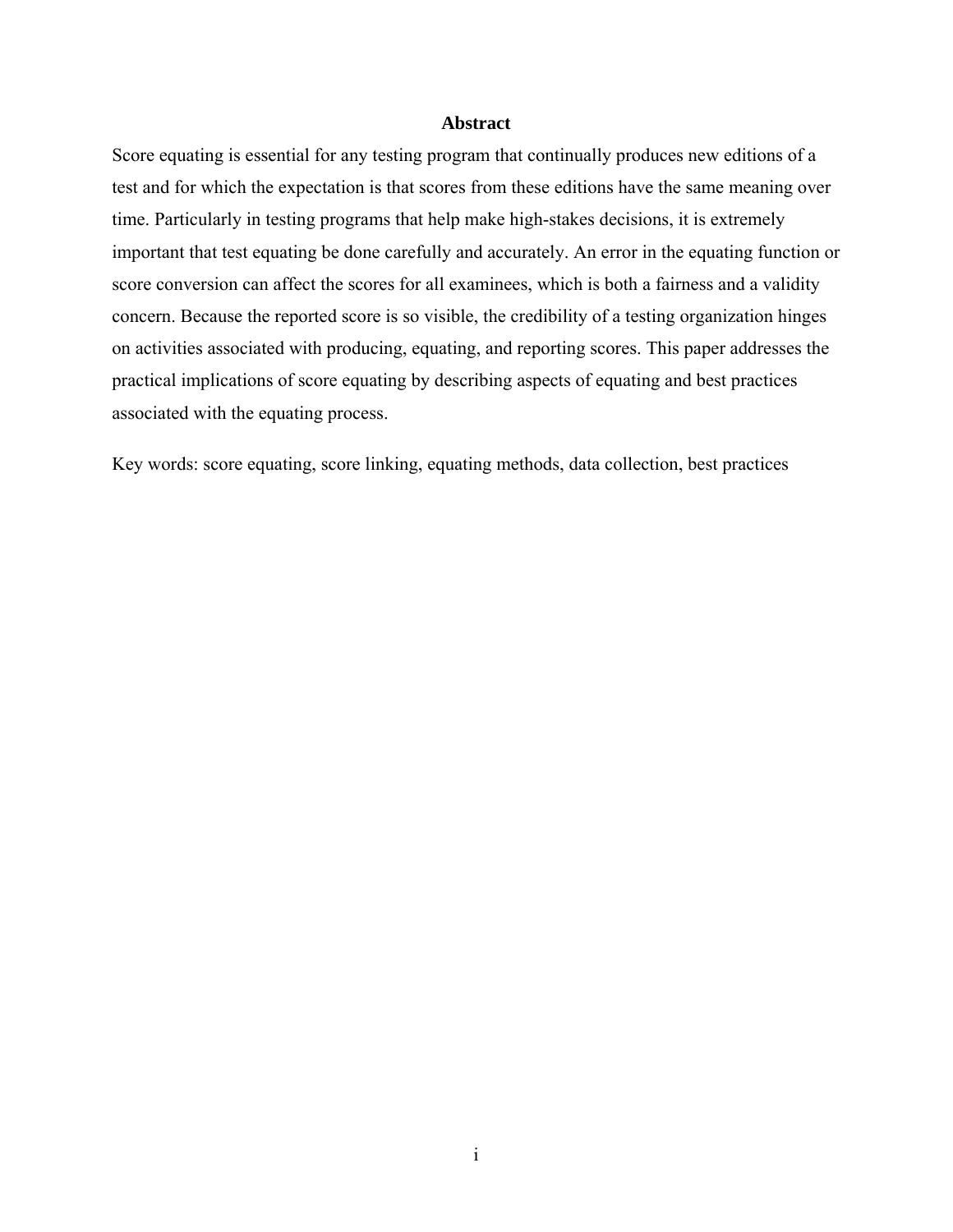## Abstract

Score equating is essential for any testing program that continually produces new editions of a test and for which the expectation is that scores from these editions have the same meaning over time. Particularly in testing programs that help make high-stakes decisions, it is extremely important that test equating be done carefully and accurately. An error in the equating function or score conversion can affect the scores for all examinees, which is both a fairness and a validity concern. Because the reported score is so visible, the credibility of a testing organization hinges on activities associated with producing, equating, and reporting scores. This paper addresses the practical implications of score equating by describing aspects of equating and best practices associated with the equating process.

Key words: score equating, score linking, equating methods, data collection, best practices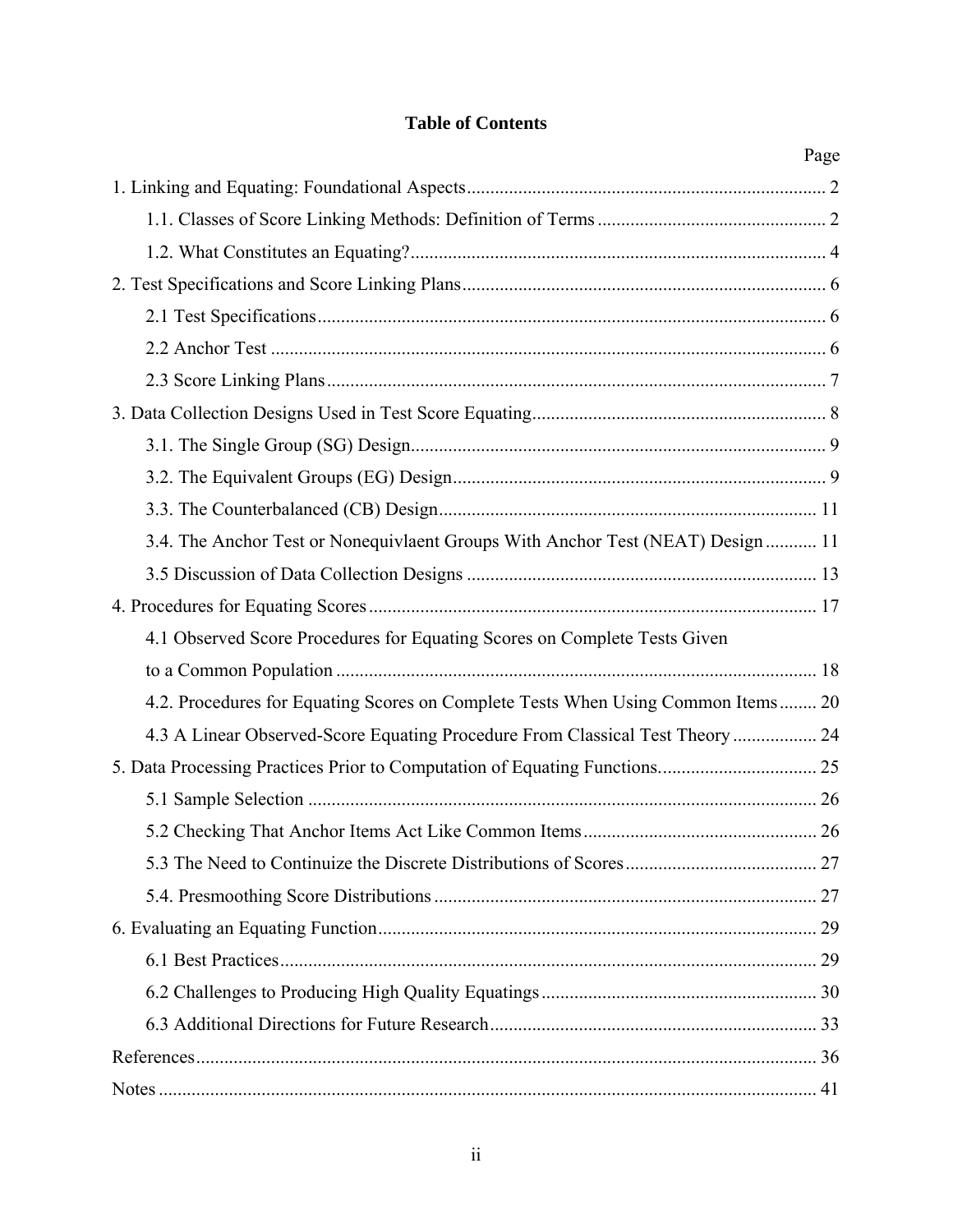## Table of Contents

| | Page |
|---|---|
| 1. Linking and Equating: Foundational Aspects | 2 |
| 1.1. Classes of Score Linking Methods: Definition of Terms | 2 |
| 1.2. What Constitutes an Equating? | 4 |
| 2. Test Specifications and Score Linking Plans | 6 |
| 2.1 Test Specifications | 6 |
| 2.2 Anchor Test | 6 |
| 2.3 Score Linking Plans | 7 |
| 3. Data Collection Designs Used in Test Score Equating | 8 |
| 3.1. The Single Group (SG) Design | 9 |
| 3.2. The Equivalent Groups (EG) Design | 9 |
| 3.3. The Counterbalanced (CB) Design | 11 |
| 3.4. The Anchor Test or Nonequivlaent Groups With Anchor Test (NEAT) Design | 11 |
| 3.5 Discussion of Data Collection Designs | 13 |
| 4. Procedures for Equating Scores | 17 |
| 4.1 Observed Score Procedures for Equating Scores on Complete Tests Given to a Common Population | 18 |
| 4.2. Procedures for Equating Scores on Complete Tests When Using Common Items | 20 |
| 4.3 A Linear Observed-Score Equating Procedure From Classical Test Theory | 24 |
| 5. Data Processing Practices Prior to Computation of Equating Functions. | 25 |
| 5.1 Sample Selection | 26 |
| 5.2 Checking That Anchor Items Act Like Common Items | 26 |
| 5.3 The Need to Continuize the Discrete Distributions of Scores | 27 |
| 5.4. Presmoothing Score Distributions | 27 |
| 6. Evaluating an Equating Function | 29 |
| 6.1 Best Practices | 29 |
| 6.2 Challenges to Producing High Quality Equatings | 30 |
| 6.3 Additional Directions for Future Research | 33 |
| References | 36 |
| Notes | 41 |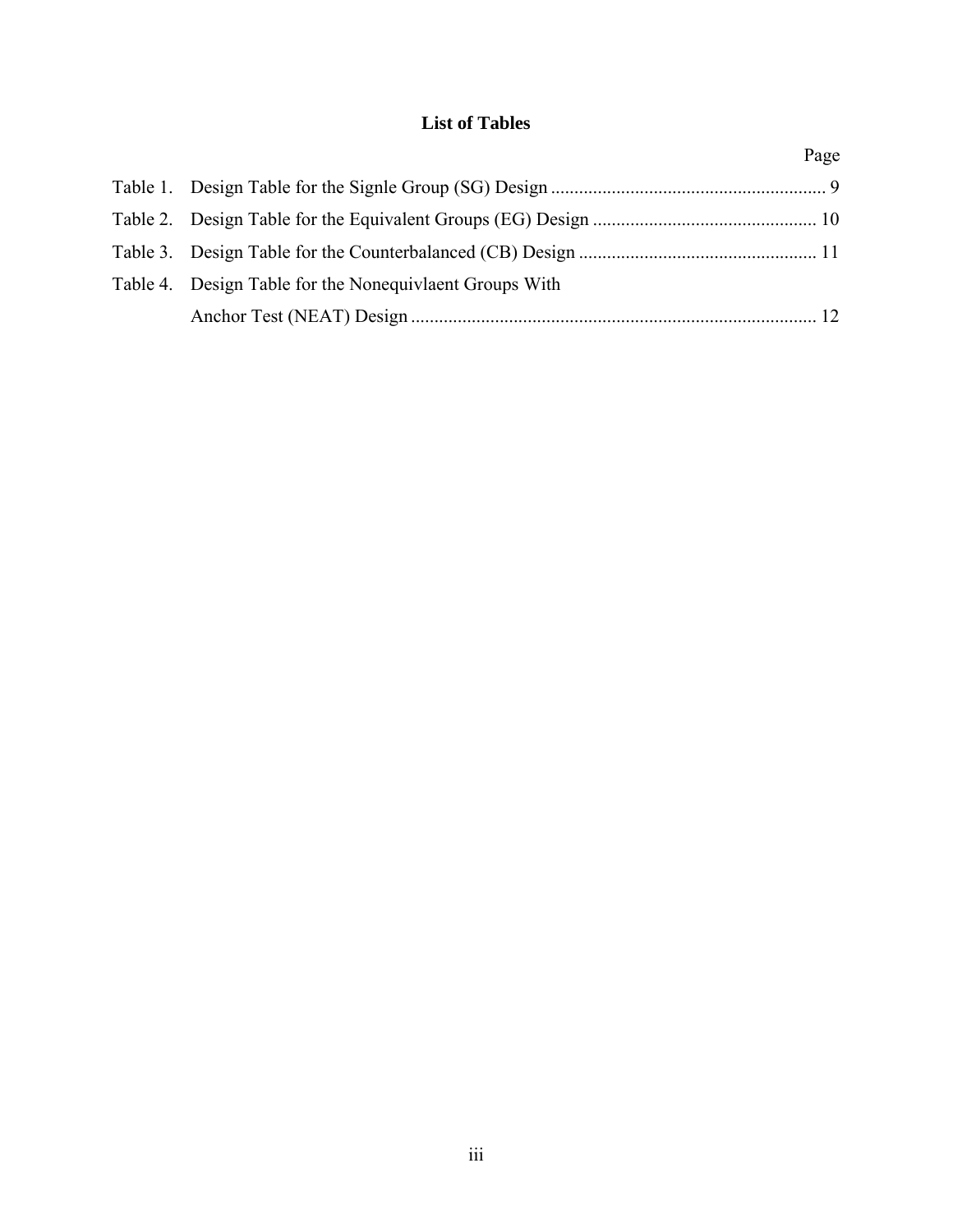## List of Tables

| | | Page |
|---|---|---|
| Table 1. | Design Table for the Signle Group (SG) Design | 9 |
| Table 2. | Design Table for the Equivalent Groups (EG) Design | 10 |
| Table 3. | Design Table for the Counterbalanced (CB) Design | 11 |
| Table 4. | Design Table for the Nonequivlaent Groups With Anchor Test (NEAT) Design | 12 |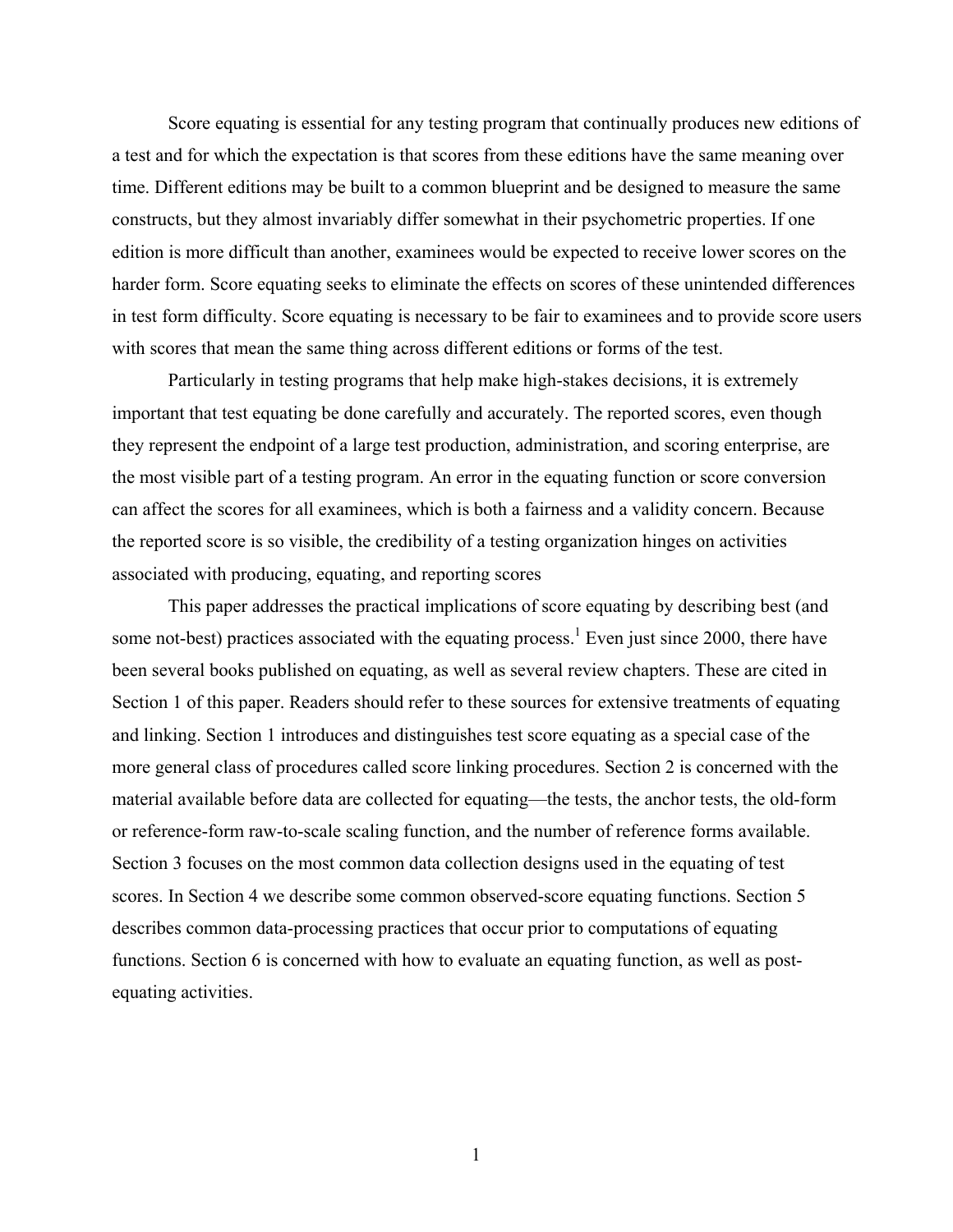Score equating is essential for any testing program that continually produces new editions of a test and for which the expectation is that scores from these editions have the same meaning over time. Different editions may be built to a common blueprint and be designed to measure the same constructs, but they almost invariably differ somewhat in their psychometric properties. If one edition is more difficult than another, examinees would be expected to receive lower scores on the harder form. Score equating seeks to eliminate the effects on scores of these unintended differences in test form difficulty. Score equating is necessary to be fair to examinees and to provide score users with scores that mean the same thing across different editions or forms of the test.

Particularly in testing programs that help make high-stakes decisions, it is extremely important that test equating be done carefully and accurately. The reported scores, even though they represent the endpoint of a large test production, administration, and scoring enterprise, are the most visible part of a testing program. An error in the equating function or score conversion can affect the scores for all examinees, which is both a fairness and a validity concern. Because the reported score is so visible, the credibility of a testing organization hinges on activities associated with producing, equating, and reporting scores

This paper addresses the practical implications of score equating by describing best (and some not-best) practices associated with the equating process.[1] Even just since 2000, there have been several books published on equating, as well as several review chapters. These are cited in Section 1 of this paper. Readers should refer to these sources for extensive treatments of equating and linking. Section 1 introduces and distinguishes test score equating as a special case of the more general class of procedures called score linking procedures. Section 2 is concerned with the material available before data are collected for equating—the tests, the anchor tests, the old-form or reference-form raw-to-scale scaling function, and the number of reference forms available. Section 3 focuses on the most common data collection designs used in the equating of test scores. In Section 4 we describe some common observed-score equating functions. Section 5 describes common data-processing practices that occur prior to computations of equating functions. Section 6 is concerned with how to evaluate an equating function, as well as post-equating activities.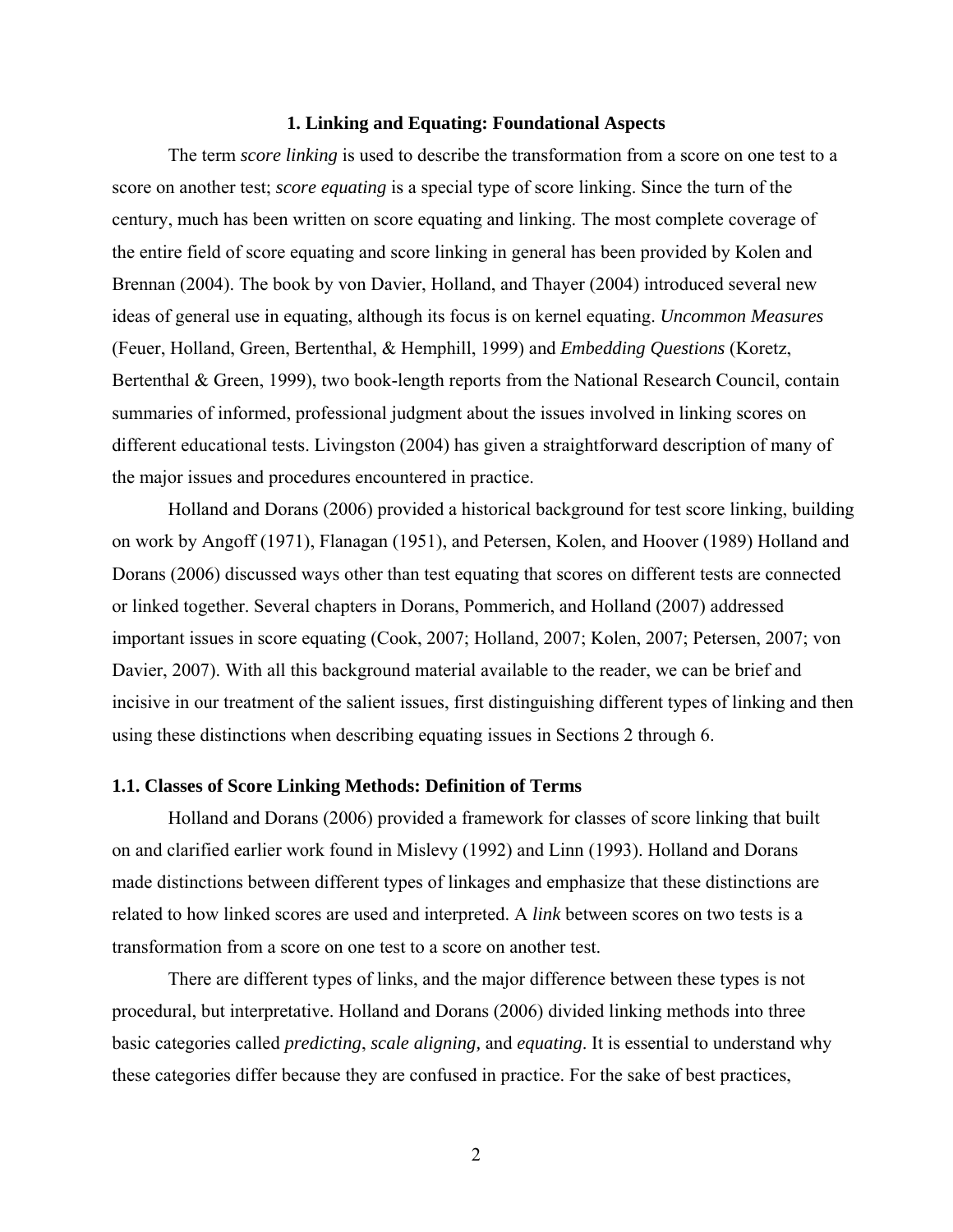## 1. Linking and Equating: Foundational Aspects

The term *score linking* is used to describe the transformation from a score on one test to a score on another test; *score equating* is a special type of score linking. Since the turn of the century, much has been written on score equating and linking. The most complete coverage of the entire field of score equating and score linking in general has been provided by Kolen and Brennan (2004). The book by von Davier, Holland, and Thayer (2004) introduced several new ideas of general use in equating, although its focus is on kernel equating. *Uncommon Measures* (Feuer, Holland, Green, Bertenthal, & Hemphill, 1999) and *Embedding Questions* (Koretz, Bertenthal & Green, 1999), two book-length reports from the National Research Council, contain summaries of informed, professional judgment about the issues involved in linking scores on different educational tests. Livingston (2004) has given a straightforward description of many of the major issues and procedures encountered in practice.

Holland and Dorans (2006) provided a historical background for test score linking, building on work by Angoff (1971), Flanagan (1951), and Petersen, Kolen, and Hoover (1989) Holland and Dorans (2006) discussed ways other than test equating that scores on different tests are connected or linked together. Several chapters in Dorans, Pommerich, and Holland (2007) addressed important issues in score equating (Cook, 2007; Holland, 2007; Kolen, 2007; Petersen, 2007; von Davier, 2007). With all this background material available to the reader, we can be brief and incisive in our treatment of the salient issues, first distinguishing different types of linking and then using these distinctions when describing equating issues in Sections 2 through 6.

### 1.1. Classes of Score Linking Methods: Definition of Terms

Holland and Dorans (2006) provided a framework for classes of score linking that built on and clarified earlier work found in Mislevy (1992) and Linn (1993). Holland and Dorans made distinctions between different types of linkages and emphasize that these distinctions are related to how linked scores are used and interpreted. A *link* between scores on two tests is a transformation from a score on one test to a score on another test.

There are different types of links, and the major difference between these types is not procedural, but interpretative. Holland and Dorans (2006) divided linking methods into three basic categories called *predicting*, *scale aligning,* and *equating*. It is essential to understand why these categories differ because they are confused in practice. For the sake of best practices,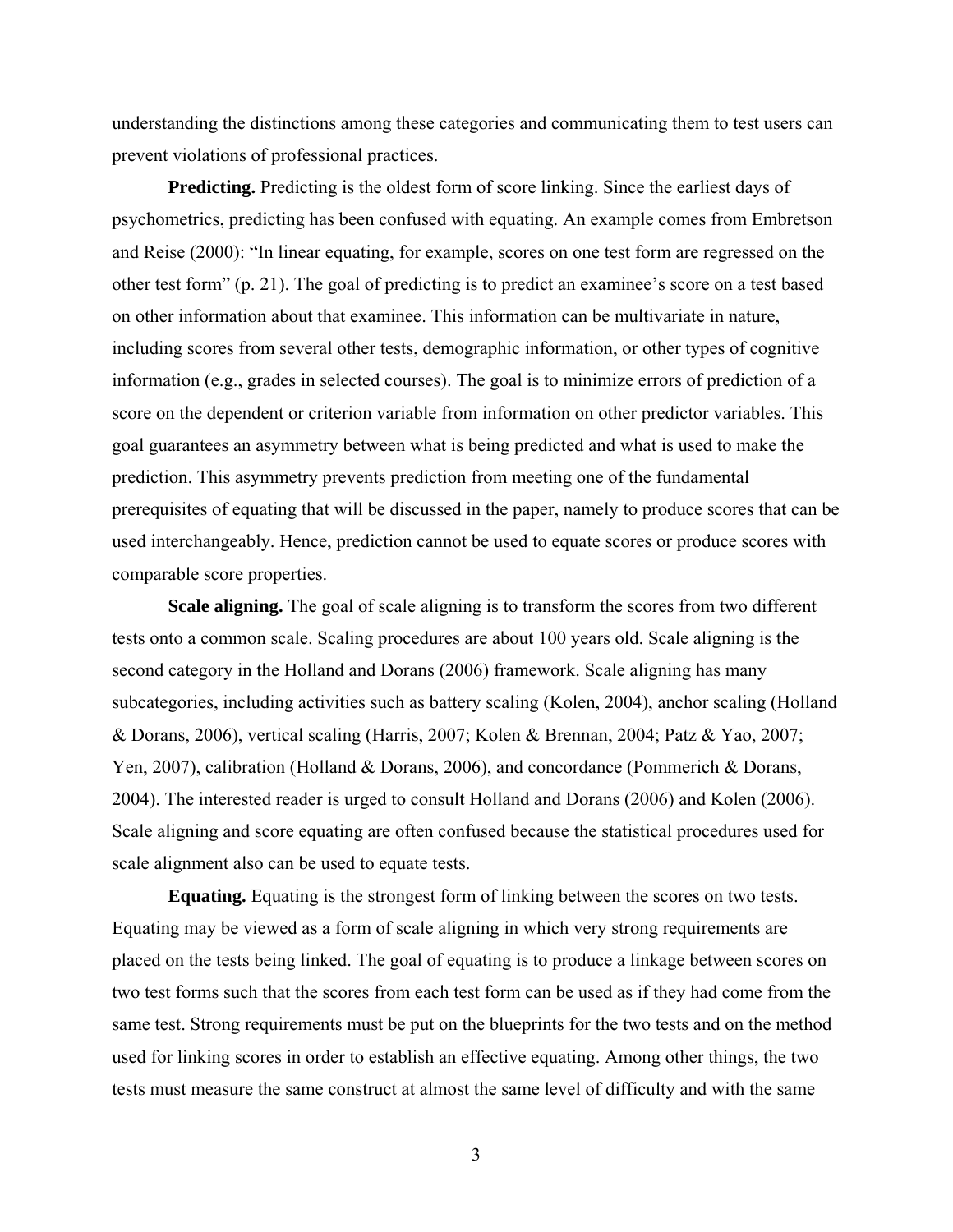understanding the distinctions among these categories and communicating them to test users can prevent violations of professional practices.

**Predicting.** Predicting is the oldest form of score linking. Since the earliest days of psychometrics, predicting has been confused with equating. An example comes from Embretson and Reise (2000): "In linear equating, for example, scores on one test form are regressed on the other test form" (p. 21). The goal of predicting is to predict an examinee's score on a test based on other information about that examinee. This information can be multivariate in nature, including scores from several other tests, demographic information, or other types of cognitive information (e.g., grades in selected courses). The goal is to minimize errors of prediction of a score on the dependent or criterion variable from information on other predictor variables. This goal guarantees an asymmetry between what is being predicted and what is used to make the prediction. This asymmetry prevents prediction from meeting one of the fundamental prerequisites of equating that will be discussed in the paper, namely to produce scores that can be used interchangeably. Hence, prediction cannot be used to equate scores or produce scores with comparable score properties.

**Scale aligning.** The goal of scale aligning is to transform the scores from two different tests onto a common scale. Scaling procedures are about 100 years old. Scale aligning is the second category in the Holland and Dorans (2006) framework. Scale aligning has many subcategories, including activities such as battery scaling (Kolen, 2004), anchor scaling (Holland & Dorans, 2006), vertical scaling (Harris, 2007; Kolen & Brennan, 2004; Patz & Yao, 2007; Yen, 2007), calibration (Holland & Dorans, 2006), and concordance (Pommerich & Dorans, 2004). The interested reader is urged to consult Holland and Dorans (2006) and Kolen (2006). Scale aligning and score equating are often confused because the statistical procedures used for scale alignment also can be used to equate tests.

**Equating.** Equating is the strongest form of linking between the scores on two tests. Equating may be viewed as a form of scale aligning in which very strong requirements are placed on the tests being linked. The goal of equating is to produce a linkage between scores on two test forms such that the scores from each test form can be used as if they had come from the same test. Strong requirements must be put on the blueprints for the two tests and on the method used for linking scores in order to establish an effective equating. Among other things, the two tests must measure the same construct at almost the same level of difficulty and with the same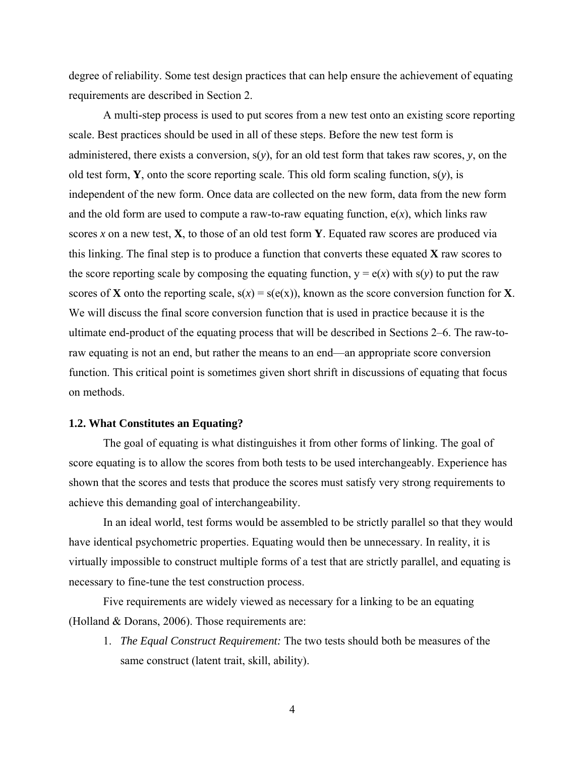degree of reliability. Some test design practices that can help ensure the achievement of equating requirements are described in Section 2.

A multi-step process is used to put scores from a new test onto an existing score reporting scale. Best practices should be used in all of these steps. Before the new test form is administered, there exists a conversion, s($y$), for an old test form that takes raw scores, $y$, on the old test form, **Y**, onto the score reporting scale. This old form scaling function, s($y$), is independent of the new form. Once data are collected on the new form, data from the new form and the old form are used to compute a raw-to-raw equating function, e($x$), which links raw scores $x$ on a new test, **X**, to those of an old test form **Y**. Equated raw scores are produced via this linking. The final step is to produce a function that converts these equated **X** raw scores to the score reporting scale by composing the equating function, y = e($x$) with s($y$) to put the raw scores of **X** onto the reporting scale, s($x$) = s(e(x)), known as the score conversion function for **X**. We will discuss the final score conversion function that is used in practice because it is the ultimate end-product of the equating process that will be described in Sections 2–6. The raw-to-raw equating is not an end, but rather the means to an end—an appropriate score conversion function. This critical point is sometimes given short shrift in discussions of equating that focus on methods.

### 1.2. What Constitutes an Equating?

The goal of equating is what distinguishes it from other forms of linking. The goal of score equating is to allow the scores from both tests to be used interchangeably. Experience has shown that the scores and tests that produce the scores must satisfy very strong requirements to achieve this demanding goal of interchangeability.

In an ideal world, test forms would be assembled to be strictly parallel so that they would have identical psychometric properties. Equating would then be unnecessary. In reality, it is virtually impossible to construct multiple forms of a test that are strictly parallel, and equating is necessary to fine-tune the test construction process.

Five requirements are widely viewed as necessary for a linking to be an equating (Holland & Dorans, 2006). Those requirements are:

1. *The Equal Construct Requirement:* The two tests should both be measures of the same construct (latent trait, skill, ability).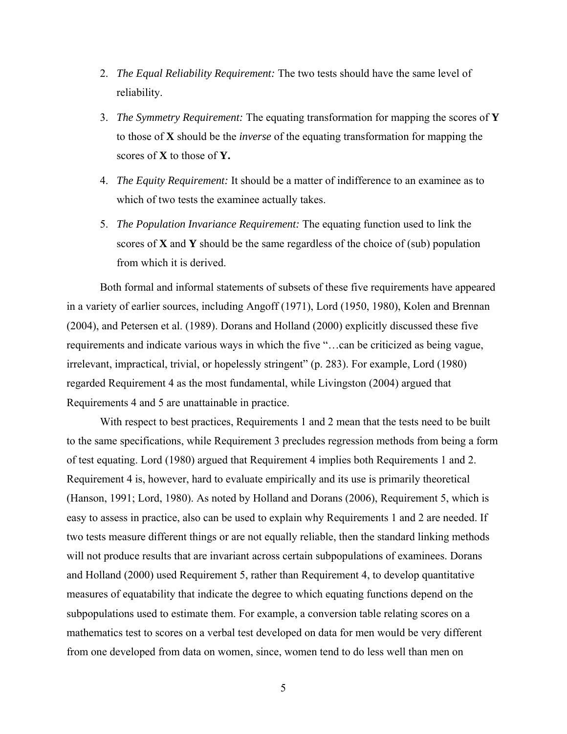2. *The Equal Reliability Requirement:* The two tests should have the same level of reliability.

3. *The Symmetry Requirement:* The equating transformation for mapping the scores of **Y** to those of **X** should be the *inverse* of the equating transformation for mapping the scores of **X** to those of **Y.**

4. *The Equity Requirement:* It should be a matter of indifference to an examinee as to which of two tests the examinee actually takes.

5. *The Population Invariance Requirement:* The equating function used to link the scores of **X** and **Y** should be the same regardless of the choice of (sub) population from which it is derived.

Both formal and informal statements of subsets of these five requirements have appeared in a variety of earlier sources, including Angoff (1971), Lord (1950, 1980), Kolen and Brennan (2004), and Petersen et al. (1989). Dorans and Holland (2000) explicitly discussed these five requirements and indicate various ways in which the five "…can be criticized as being vague, irrelevant, impractical, trivial, or hopelessly stringent" (p. 283). For example, Lord (1980) regarded Requirement 4 as the most fundamental, while Livingston (2004) argued that Requirements 4 and 5 are unattainable in practice.

With respect to best practices, Requirements 1 and 2 mean that the tests need to be built to the same specifications, while Requirement 3 precludes regression methods from being a form of test equating. Lord (1980) argued that Requirement 4 implies both Requirements 1 and 2. Requirement 4 is, however, hard to evaluate empirically and its use is primarily theoretical (Hanson, 1991; Lord, 1980). As noted by Holland and Dorans (2006), Requirement 5, which is easy to assess in practice, also can be used to explain why Requirements 1 and 2 are needed. If two tests measure different things or are not equally reliable, then the standard linking methods will not produce results that are invariant across certain subpopulations of examinees. Dorans and Holland (2000) used Requirement 5, rather than Requirement 4, to develop quantitative measures of equatability that indicate the degree to which equating functions depend on the subpopulations used to estimate them. For example, a conversion table relating scores on a mathematics test to scores on a verbal test developed on data for men would be very different from one developed from data on women, since, women tend to do less well than men on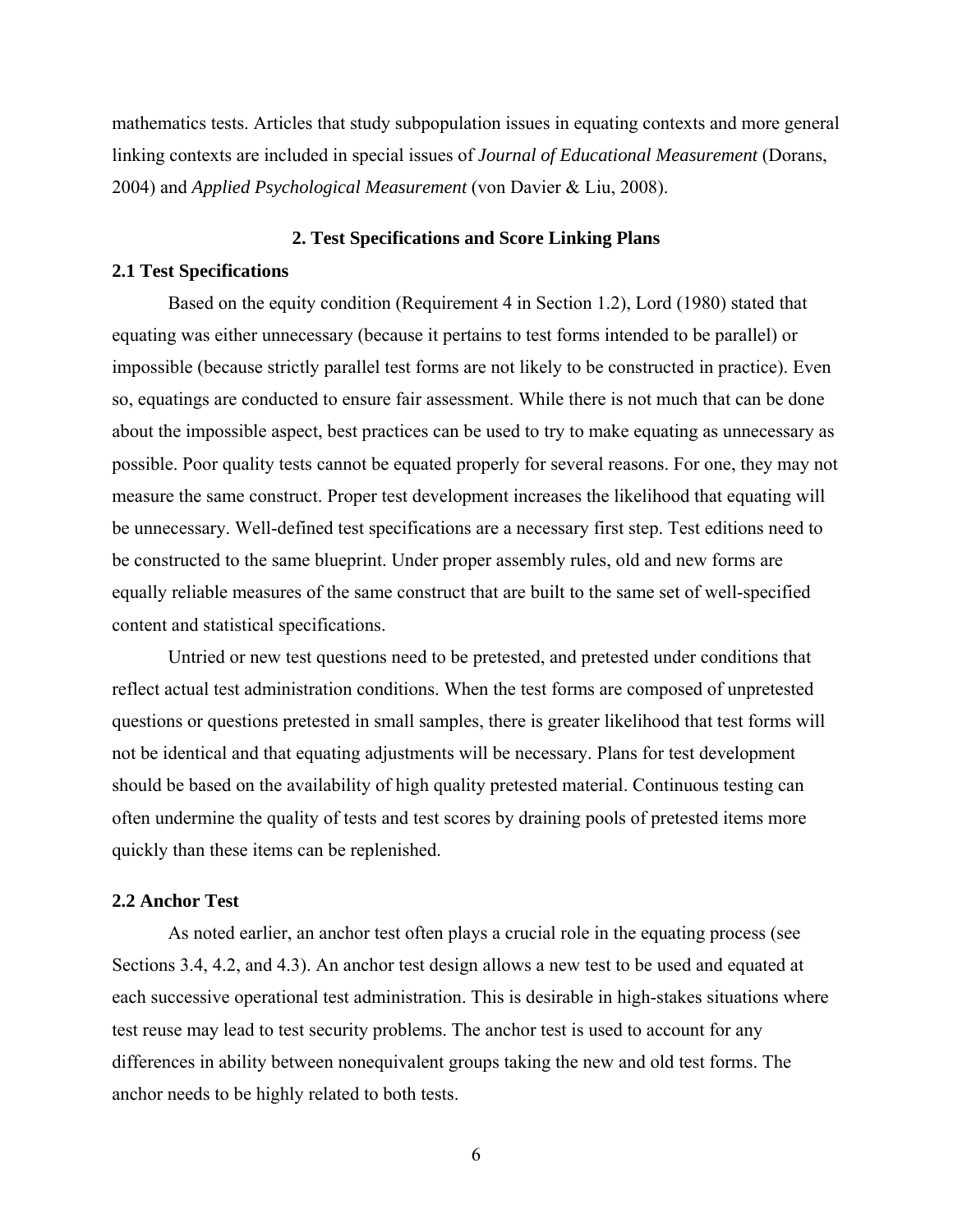mathematics tests. Articles that study subpopulation issues in equating contexts and more general linking contexts are included in special issues of *Journal of Educational Measurement* (Dorans, 2004) and *Applied Psychological Measurement* (von Davier & Liu, 2008).

## 2. Test Specifications and Score Linking Plans

### 2.1 Test Specifications

Based on the equity condition (Requirement 4 in Section 1.2), Lord (1980) stated that equating was either unnecessary (because it pertains to test forms intended to be parallel) or impossible (because strictly parallel test forms are not likely to be constructed in practice). Even so, equatings are conducted to ensure fair assessment. While there is not much that can be done about the impossible aspect, best practices can be used to try to make equating as unnecessary as possible. Poor quality tests cannot be equated properly for several reasons. For one, they may not measure the same construct. Proper test development increases the likelihood that equating will be unnecessary. Well-defined test specifications are a necessary first step. Test editions need to be constructed to the same blueprint. Under proper assembly rules, old and new forms are equally reliable measures of the same construct that are built to the same set of well-specified content and statistical specifications.

Untried or new test questions need to be pretested, and pretested under conditions that reflect actual test administration conditions. When the test forms are composed of unpretested questions or questions pretested in small samples, there is greater likelihood that test forms will not be identical and that equating adjustments will be necessary. Plans for test development should be based on the availability of high quality pretested material. Continuous testing can often undermine the quality of tests and test scores by draining pools of pretested items more quickly than these items can be replenished.

### 2.2 Anchor Test

As noted earlier, an anchor test often plays a crucial role in the equating process (see Sections 3.4, 4.2, and 4.3). An anchor test design allows a new test to be used and equated at each successive operational test administration. This is desirable in high-stakes situations where test reuse may lead to test security problems. The anchor test is used to account for any differences in ability between nonequivalent groups taking the new and old test forms. The anchor needs to be highly related to both tests.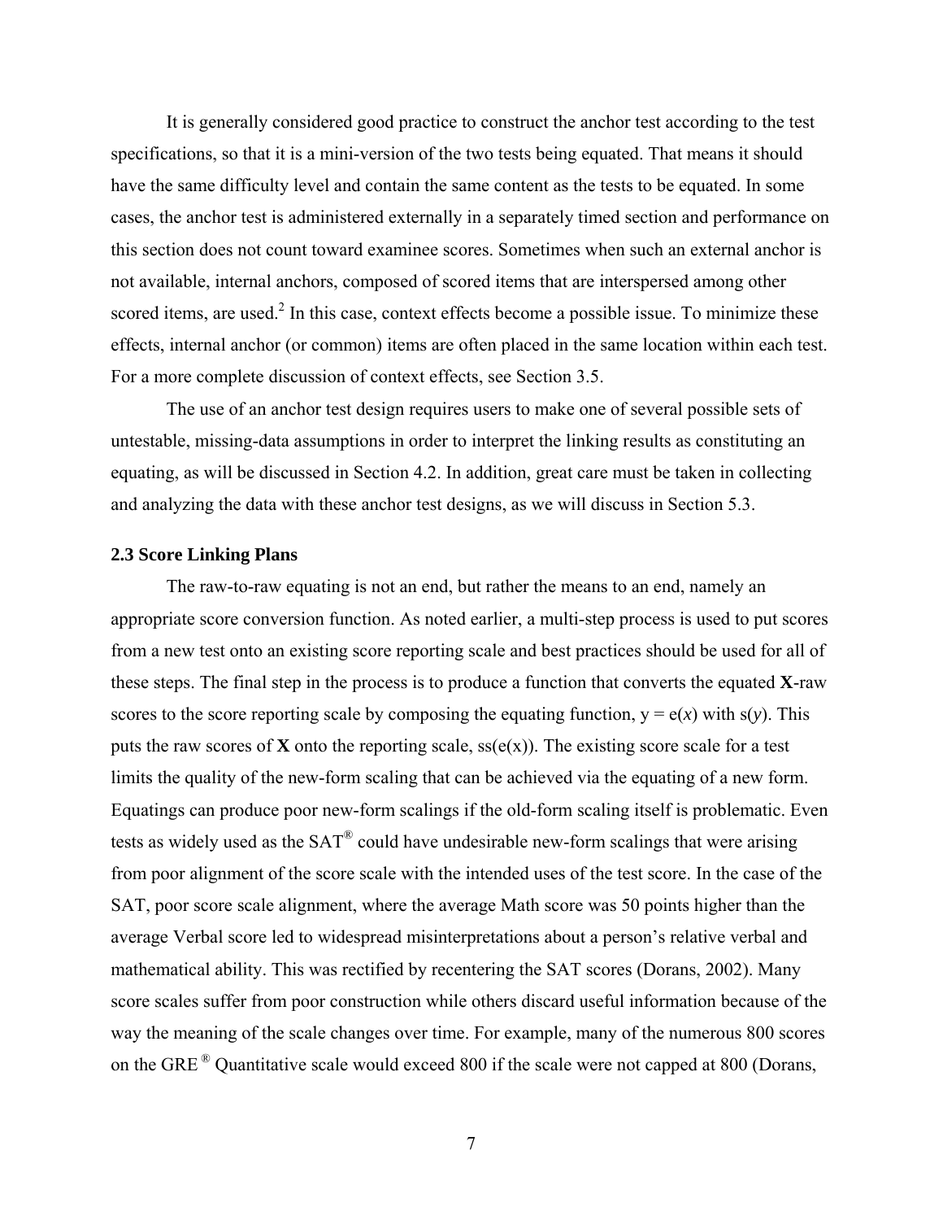It is generally considered good practice to construct the anchor test according to the test specifications, so that it is a mini-version of the two tests being equated. That means it should have the same difficulty level and contain the same content as the tests to be equated. In some cases, the anchor test is administered externally in a separately timed section and performance on this section does not count toward examinee scores. Sometimes when such an external anchor is not available, internal anchors, composed of scored items that are interspersed among other scored items, are used.[2] In this case, context effects become a possible issue. To minimize these effects, internal anchor (or common) items are often placed in the same location within each test. For a more complete discussion of context effects, see Section 3.5.

The use of an anchor test design requires users to make one of several possible sets of untestable, missing-data assumptions in order to interpret the linking results as constituting an equating, as will be discussed in Section 4.2. In addition, great care must be taken in collecting and analyzing the data with these anchor test designs, as we will discuss in Section 5.3.

### 2.3 Score Linking Plans

The raw-to-raw equating is not an end, but rather the means to an end, namely an appropriate score conversion function. As noted earlier, a multi-step process is used to put scores from a new test onto an existing score reporting scale and best practices should be used for all of these steps. The final step in the process is to produce a function that converts the equated **X**-raw scores to the score reporting scale by composing the equating function, $y = e(x)$ with $s(y)$. This puts the raw scores of **X** onto the reporting scale, $ss(e(x))$. The existing score scale for a test limits the quality of the new-form scaling that can be achieved via the equating of a new form. Equatings can produce poor new-form scalings if the old-form scaling itself is problematic. Even tests as widely used as the SAT® could have undesirable new-form scalings that were arising from poor alignment of the score scale with the intended uses of the test score. In the case of the SAT, poor score scale alignment, where the average Math score was 50 points higher than the average Verbal score led to widespread misinterpretations about a person's relative verbal and mathematical ability. This was rectified by recentering the SAT scores (Dorans, 2002). Many score scales suffer from poor construction while others discard useful information because of the way the meaning of the scale changes over time. For example, many of the numerous 800 scores on the GRE® Quantitative scale would exceed 800 if the scale were not capped at 800 (Dorans,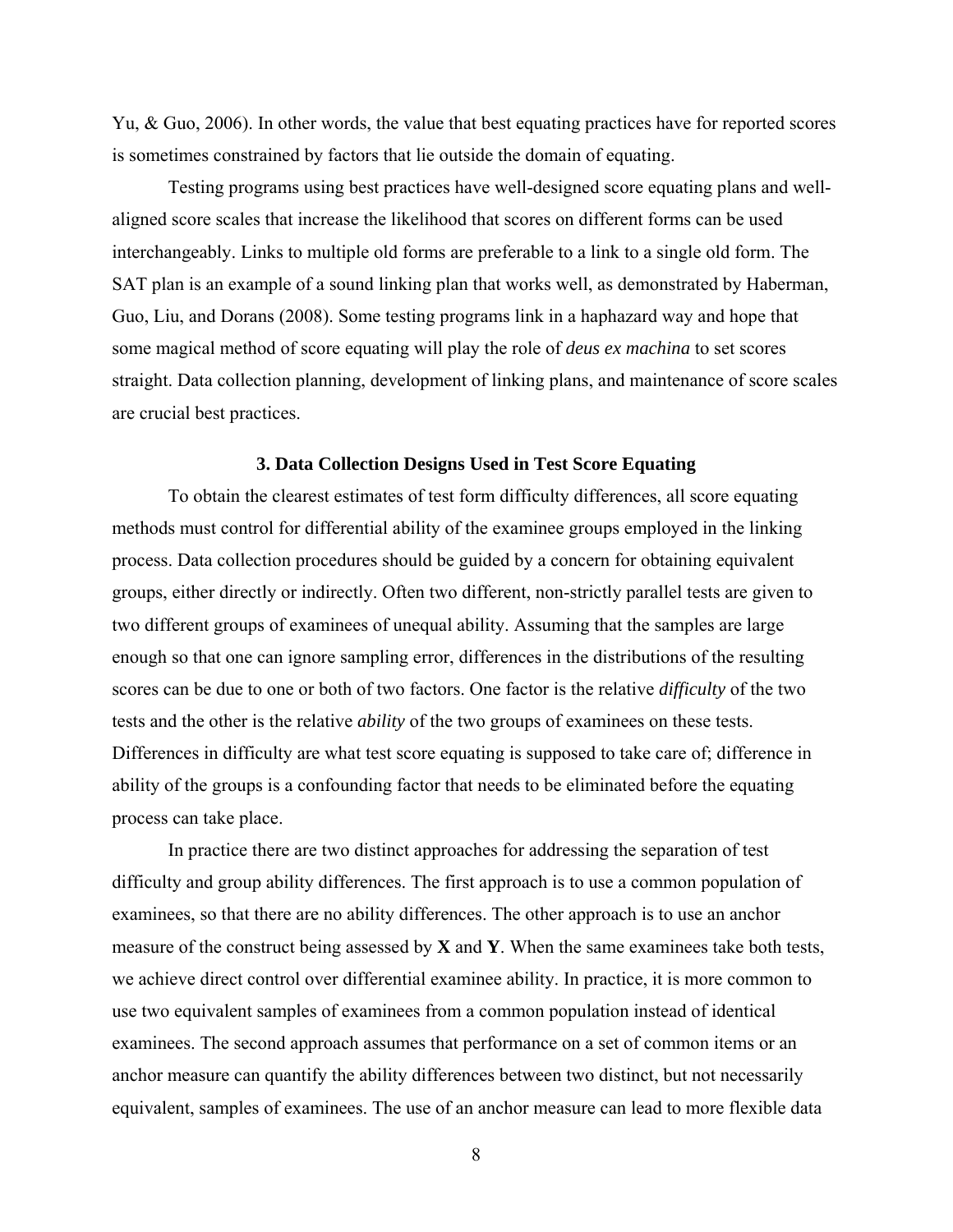Yu, & Guo, 2006). In other words, the value that best equating practices have for reported scores is sometimes constrained by factors that lie outside the domain of equating.

Testing programs using best practices have well-designed score equating plans and well-aligned score scales that increase the likelihood that scores on different forms can be used interchangeably. Links to multiple old forms are preferable to a link to a single old form. The SAT plan is an example of a sound linking plan that works well, as demonstrated by Haberman, Guo, Liu, and Dorans (2008). Some testing programs link in a haphazard way and hope that some magical method of score equating will play the role of *deus ex machina* to set scores straight. Data collection planning, development of linking plans, and maintenance of score scales are crucial best practices.

## 3. Data Collection Designs Used in Test Score Equating

To obtain the clearest estimates of test form difficulty differences, all score equating methods must control for differential ability of the examinee groups employed in the linking process. Data collection procedures should be guided by a concern for obtaining equivalent groups, either directly or indirectly. Often two different, non-strictly parallel tests are given to two different groups of examinees of unequal ability. Assuming that the samples are large enough so that one can ignore sampling error, differences in the distributions of the resulting scores can be due to one or both of two factors. One factor is the relative *difficulty* of the two tests and the other is the relative *ability* of the two groups of examinees on these tests. Differences in difficulty are what test score equating is supposed to take care of; difference in ability of the groups is a confounding factor that needs to be eliminated before the equating process can take place.

In practice there are two distinct approaches for addressing the separation of test difficulty and group ability differences. The first approach is to use a common population of examinees, so that there are no ability differences. The other approach is to use an anchor measure of the construct being assessed by **X** and **Y**. When the same examinees take both tests, we achieve direct control over differential examinee ability. In practice, it is more common to use two equivalent samples of examinees from a common population instead of identical examinees. The second approach assumes that performance on a set of common items or an anchor measure can quantify the ability differences between two distinct, but not necessarily equivalent, samples of examinees. The use of an anchor measure can lead to more flexible data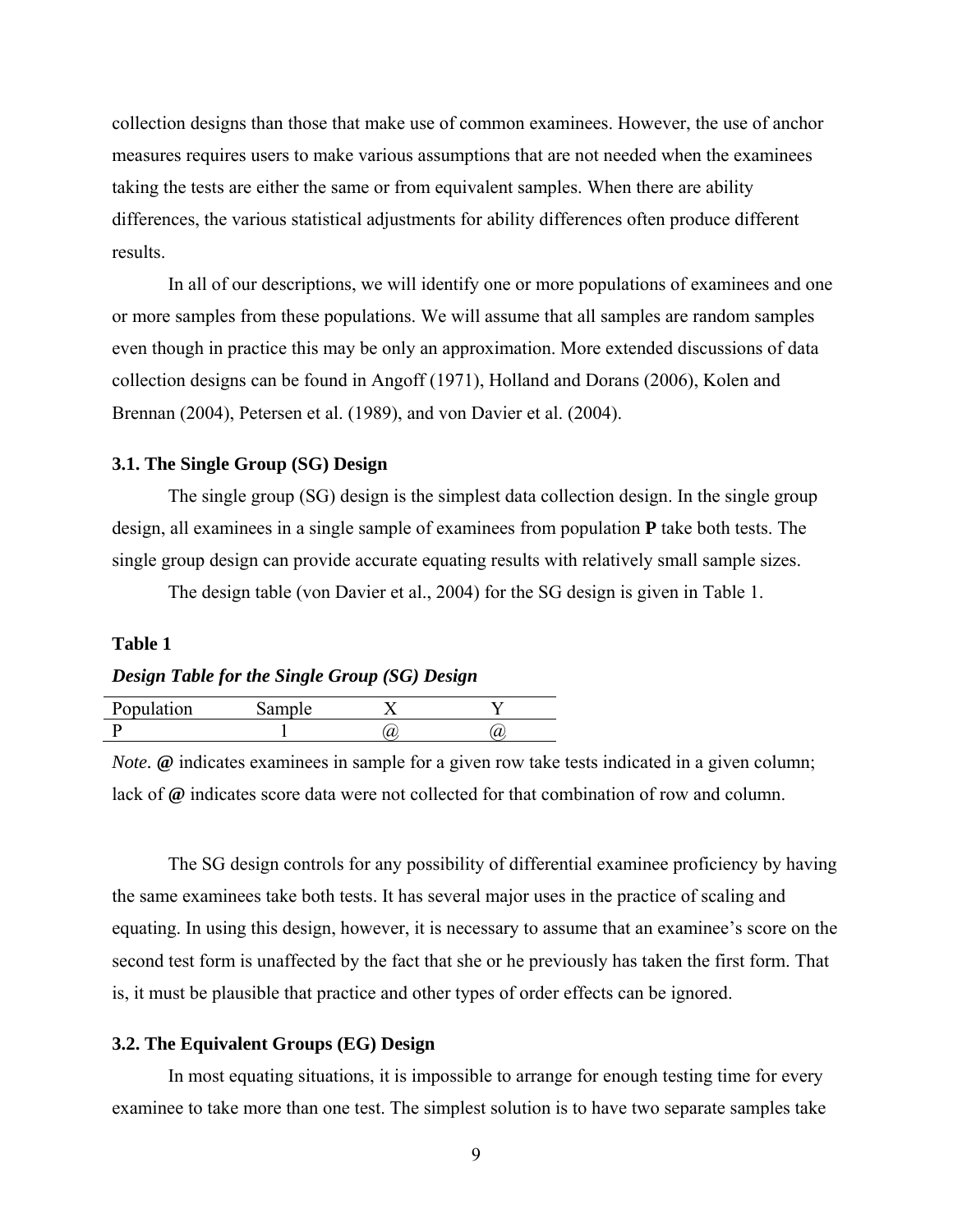collection designs than those that make use of common examinees. However, the use of anchor measures requires users to make various assumptions that are not needed when the examinees taking the tests are either the same or from equivalent samples. When there are ability differences, the various statistical adjustments for ability differences often produce different results.

In all of our descriptions, we will identify one or more populations of examinees and one or more samples from these populations. We will assume that all samples are random samples even though in practice this may be only an approximation. More extended discussions of data collection designs can be found in Angoff (1971), Holland and Dorans (2006), Kolen and Brennan (2004), Petersen et al. (1989), and von Davier et al. (2004).

### 3.1. The Single Group (SG) Design

The single group (SG) design is the simplest data collection design. In the single group design, all examinees in a single sample of examinees from population **P** take both tests. The single group design can provide accurate equating results with relatively small sample sizes.

The design table (von Davier et al., 2004) for the SG design is given in Table 1.

**Table 1**

***Design Table for the Single Group (SG) Design***

| Population | Sample | X | Y |
|---|---|---|---|
| P | 1 | @ | @ |

*Note.* **@** indicates examinees in sample for a given row take tests indicated in a given column; lack of **@** indicates score data were not collected for that combination of row and column.

The SG design controls for any possibility of differential examinee proficiency by having the same examinees take both tests. It has several major uses in the practice of scaling and equating. In using this design, however, it is necessary to assume that an examinee's score on the second test form is unaffected by the fact that she or he previously has taken the first form. That is, it must be plausible that practice and other types of order effects can be ignored.

### 3.2. The Equivalent Groups (EG) Design

In most equating situations, it is impossible to arrange for enough testing time for every examinee to take more than one test. The simplest solution is to have two separate samples take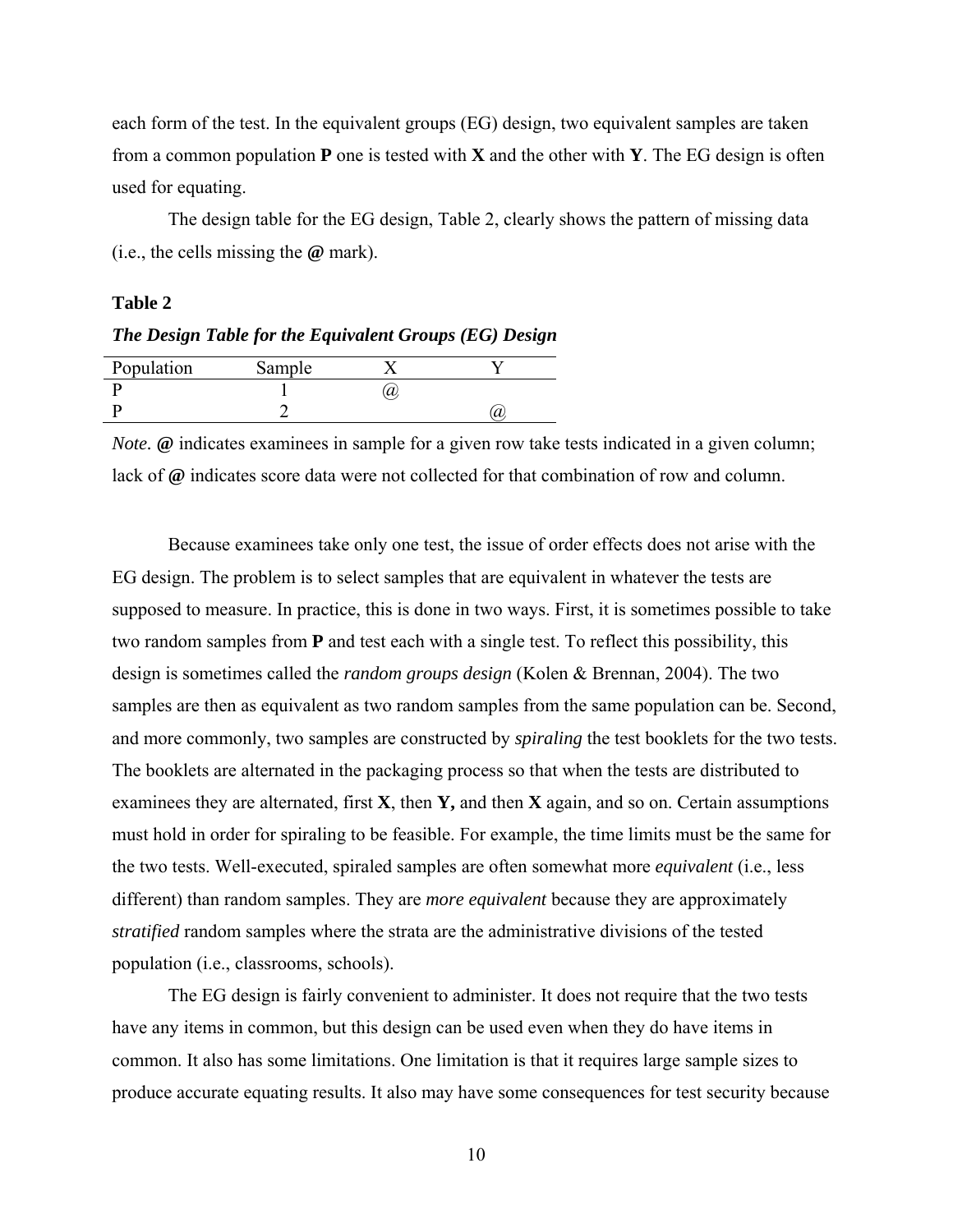each form of the test. In the equivalent groups (EG) design, two equivalent samples are taken from a common population **P** one is tested with **X** and the other with **Y**. The EG design is often used for equating.

The design table for the EG design, Table 2, clearly shows the pattern of missing data (i.e., the cells missing the **@** mark).

**Table 2**

***The Design Table for the Equivalent Groups (EG) Design***

| Population | Sample | X | Y |
|---|---|---|---|
| P | 1 | @ | |
| P | 2 | | @ |

*Note*. **@** indicates examinees in sample for a given row take tests indicated in a given column; lack of **@** indicates score data were not collected for that combination of row and column.

Because examinees take only one test, the issue of order effects does not arise with the EG design. The problem is to select samples that are equivalent in whatever the tests are supposed to measure. In practice, this is done in two ways. First, it is sometimes possible to take two random samples from **P** and test each with a single test. To reflect this possibility, this design is sometimes called the *random groups design* (Kolen & Brennan, 2004). The two samples are then as equivalent as two random samples from the same population can be. Second, and more commonly, two samples are constructed by *spiraling* the test booklets for the two tests. The booklets are alternated in the packaging process so that when the tests are distributed to examinees they are alternated, first **X**, then **Y,** and then **X** again, and so on. Certain assumptions must hold in order for spiraling to be feasible. For example, the time limits must be the same for the two tests. Well-executed, spiraled samples are often somewhat more *equivalent* (i.e., less different) than random samples. They are *more equivalent* because they are approximately *stratified* random samples where the strata are the administrative divisions of the tested population (i.e., classrooms, schools).

The EG design is fairly convenient to administer. It does not require that the two tests have any items in common, but this design can be used even when they do have items in common. It also has some limitations. One limitation is that it requires large sample sizes to produce accurate equating results. It also may have some consequences for test security because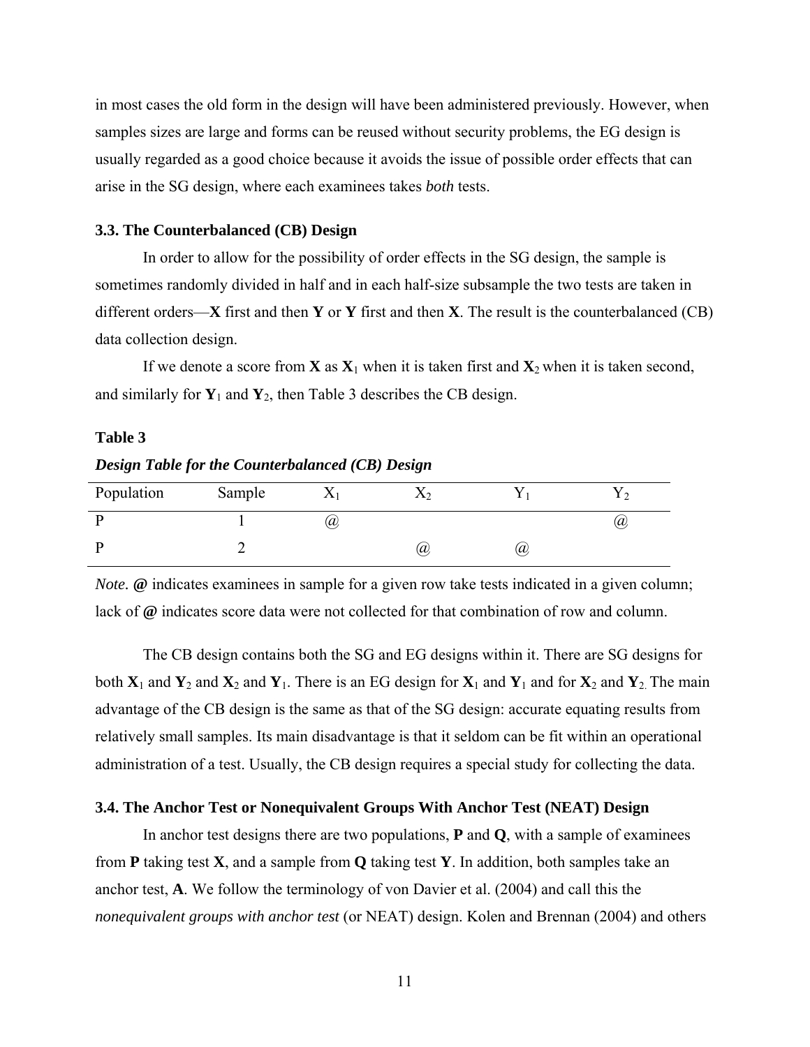in most cases the old form in the design will have been administered previously. However, when samples sizes are large and forms can be reused without security problems, the EG design is usually regarded as a good choice because it avoids the issue of possible order effects that can arise in the SG design, where each examinees takes *both* tests.

### 3.3. The Counterbalanced (CB) Design

In order to allow for the possibility of order effects in the SG design, the sample is sometimes randomly divided in half and in each half-size subsample the two tests are taken in different orders—**X** first and then **Y** or **Y** first and then **X**. The result is the counterbalanced (CB) data collection design.

If we denote a score from **X** as $\mathbf{X}_1$ when it is taken first and $\mathbf{X}_2$ when it is taken second, and similarly for $\mathbf{Y}_1$ and $\mathbf{Y}_2$, then Table 3 describes the CB design.

**Table 3**

***Design Table for the Counterbalanced (CB) Design***

| Population | Sample | $X_1$ | $X_2$ | $Y_1$ | $Y_2$ |
|---|---|---|---|---|---|
| P | 1 | @ | | | @ |
| P | 2 | | @ | @ | |

*Note*. **@** indicates examinees in sample for a given row take tests indicated in a given column; lack of **@** indicates score data were not collected for that combination of row and column.

The CB design contains both the SG and EG designs within it. There are SG designs for both $\mathbf{X}_1$ and $\mathbf{Y}_2$ and $\mathbf{X}_2$ and $\mathbf{Y}_1$. There is an EG design for $\mathbf{X}_1$ and $\mathbf{Y}_1$ and for $\mathbf{X}_2$ and $\mathbf{Y}_2$. The main advantage of the CB design is the same as that of the SG design: accurate equating results from relatively small samples. Its main disadvantage is that it seldom can be fit within an operational administration of a test. Usually, the CB design requires a special study for collecting the data.

### 3.4. The Anchor Test or Nonequivalent Groups With Anchor Test (NEAT) Design

In anchor test designs there are two populations, **P** and **Q**, with a sample of examinees from **P** taking test **X**, and a sample from **Q** taking test **Y**. In addition, both samples take an anchor test, **A**. We follow the terminology of von Davier et al. (2004) and call this the *nonequivalent groups with anchor test* (or NEAT) design. Kolen and Brennan (2004) and others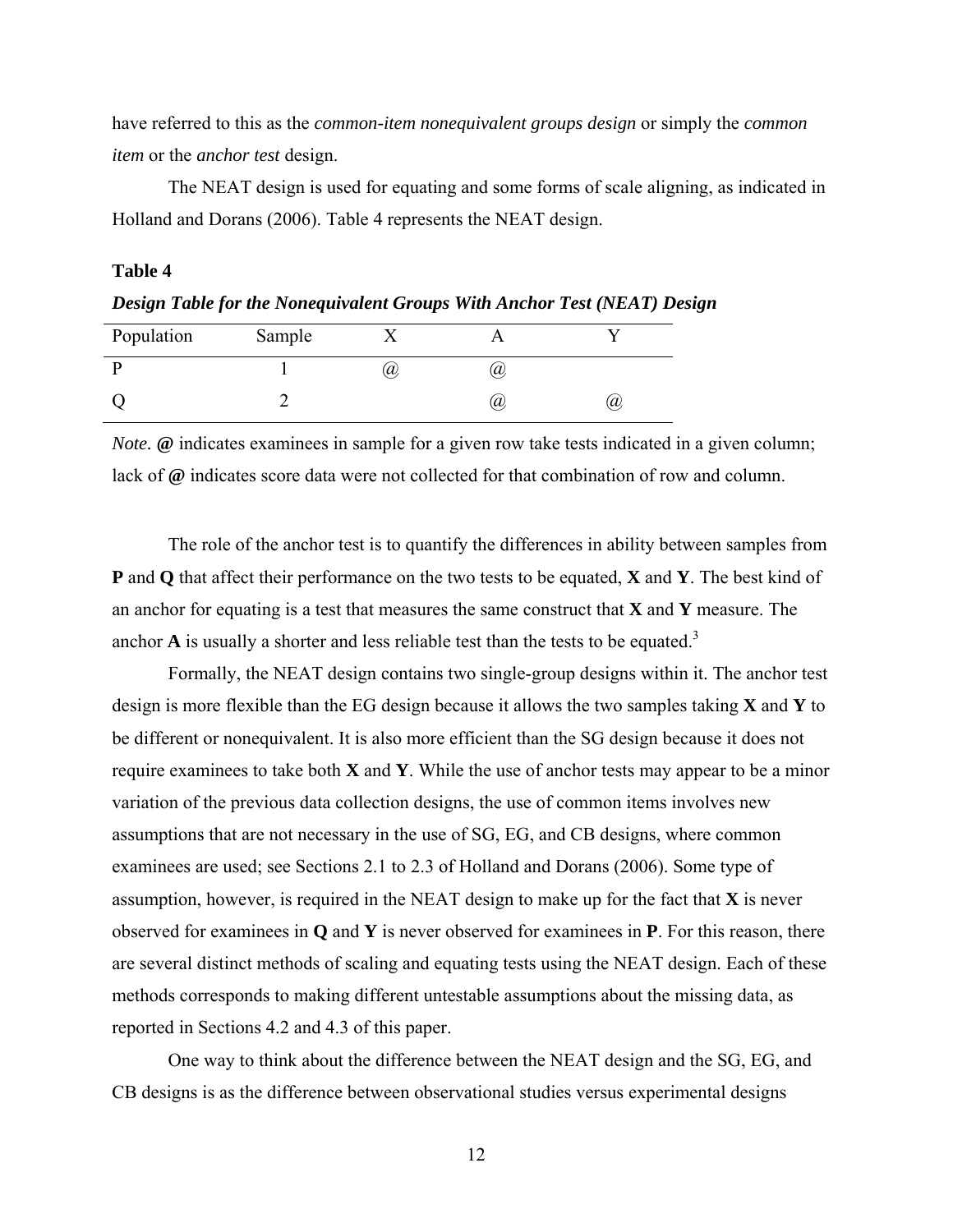have referred to this as the *common-item nonequivalent groups design* or simply the *common item* or the *anchor test* design.

The NEAT design is used for equating and some forms of scale aligning, as indicated in Holland and Dorans (2006). Table 4 represents the NEAT design.

**Table 4**

***Design Table for the Nonequivalent Groups With Anchor Test (NEAT) Design***

| Population | Sample | X | A | Y |
|---|---|---|---|---|
| P | 1 | @ | @ | |
| Q | 2 | | @ | @ |

*Note.* **@** indicates examinees in sample for a given row take tests indicated in a given column; lack of **@** indicates score data were not collected for that combination of row and column.

The role of the anchor test is to quantify the differences in ability between samples from **P** and **Q** that affect their performance on the two tests to be equated, **X** and **Y**. The best kind of an anchor for equating is a test that measures the same construct that **X** and **Y** measure. The anchor **A** is usually a shorter and less reliable test than the tests to be equated.[3]

Formally, the NEAT design contains two single-group designs within it. The anchor test design is more flexible than the EG design because it allows the two samples taking **X** and **Y** to be different or nonequivalent. It is also more efficient than the SG design because it does not require examinees to take both **X** and **Y**. While the use of anchor tests may appear to be a minor variation of the previous data collection designs, the use of common items involves new assumptions that are not necessary in the use of SG, EG, and CB designs, where common examinees are used; see Sections 2.1 to 2.3 of Holland and Dorans (2006). Some type of assumption, however, is required in the NEAT design to make up for the fact that **X** is never observed for examinees in **Q** and **Y** is never observed for examinees in **P**. For this reason, there are several distinct methods of scaling and equating tests using the NEAT design. Each of these methods corresponds to making different untestable assumptions about the missing data, as reported in Sections 4.2 and 4.3 of this paper.

One way to think about the difference between the NEAT design and the SG, EG, and CB designs is as the difference between observational studies versus experimental designs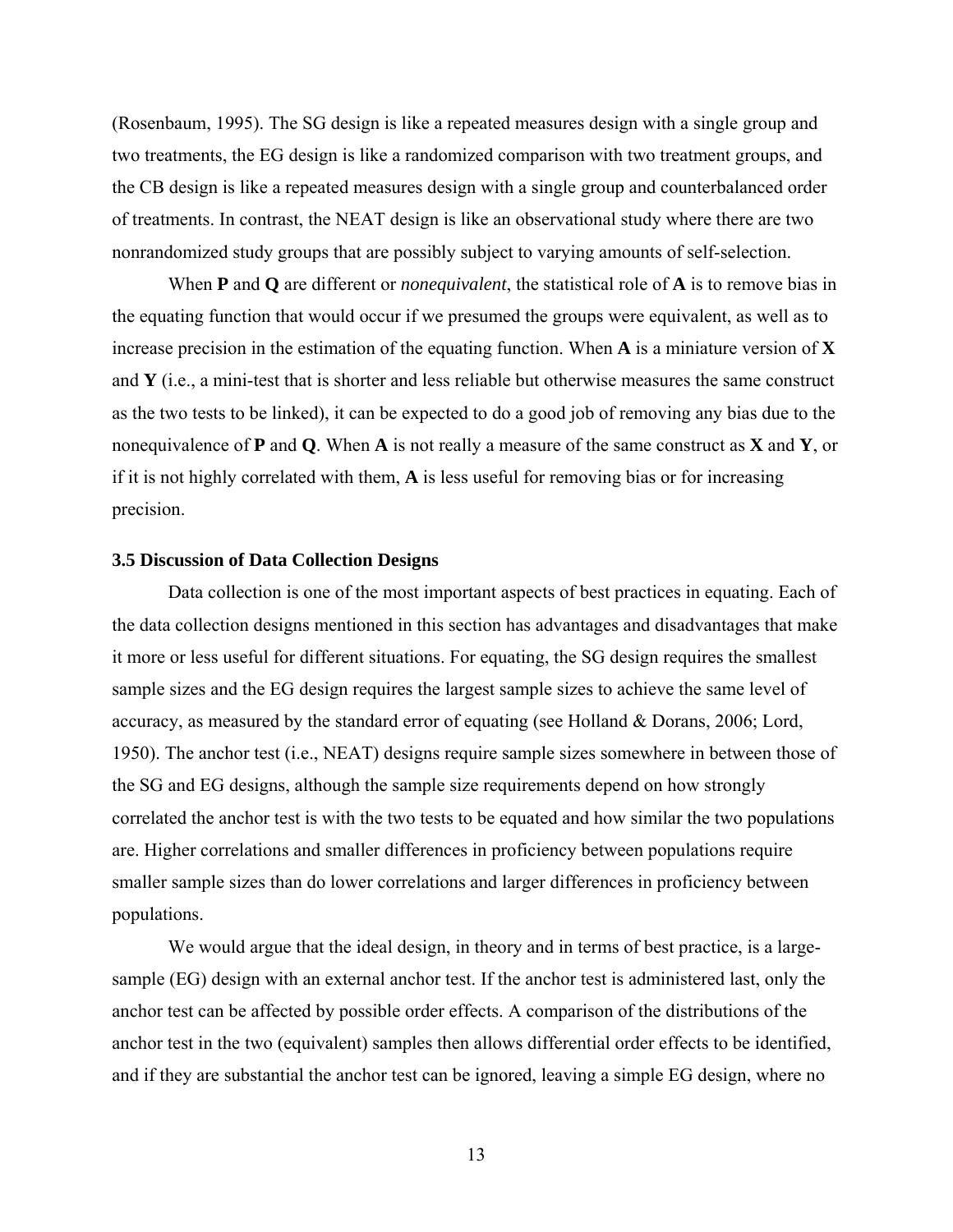(Rosenbaum, 1995). The SG design is like a repeated measures design with a single group and two treatments, the EG design is like a randomized comparison with two treatment groups, and the CB design is like a repeated measures design with a single group and counterbalanced order of treatments. In contrast, the NEAT design is like an observational study where there are two nonrandomized study groups that are possibly subject to varying amounts of self-selection.

When **P** and **Q** are different or *nonequivalent*, the statistical role of **A** is to remove bias in the equating function that would occur if we presumed the groups were equivalent, as well as to increase precision in the estimation of the equating function. When **A** is a miniature version of **X** and **Y** (i.e., a mini-test that is shorter and less reliable but otherwise measures the same construct as the two tests to be linked), it can be expected to do a good job of removing any bias due to the nonequivalence of **P** and **Q**. When **A** is not really a measure of the same construct as **X** and **Y**, or if it is not highly correlated with them, **A** is less useful for removing bias or for increasing precision.

### 3.5 Discussion of Data Collection Designs

Data collection is one of the most important aspects of best practices in equating. Each of the data collection designs mentioned in this section has advantages and disadvantages that make it more or less useful for different situations. For equating, the SG design requires the smallest sample sizes and the EG design requires the largest sample sizes to achieve the same level of accuracy, as measured by the standard error of equating (see Holland & Dorans, 2006; Lord, 1950). The anchor test (i.e., NEAT) designs require sample sizes somewhere in between those of the SG and EG designs, although the sample size requirements depend on how strongly correlated the anchor test is with the two tests to be equated and how similar the two populations are. Higher correlations and smaller differences in proficiency between populations require smaller sample sizes than do lower correlations and larger differences in proficiency between populations.

We would argue that the ideal design, in theory and in terms of best practice, is a large-sample (EG) design with an external anchor test. If the anchor test is administered last, only the anchor test can be affected by possible order effects. A comparison of the distributions of the anchor test in the two (equivalent) samples then allows differential order effects to be identified, and if they are substantial the anchor test can be ignored, leaving a simple EG design, where no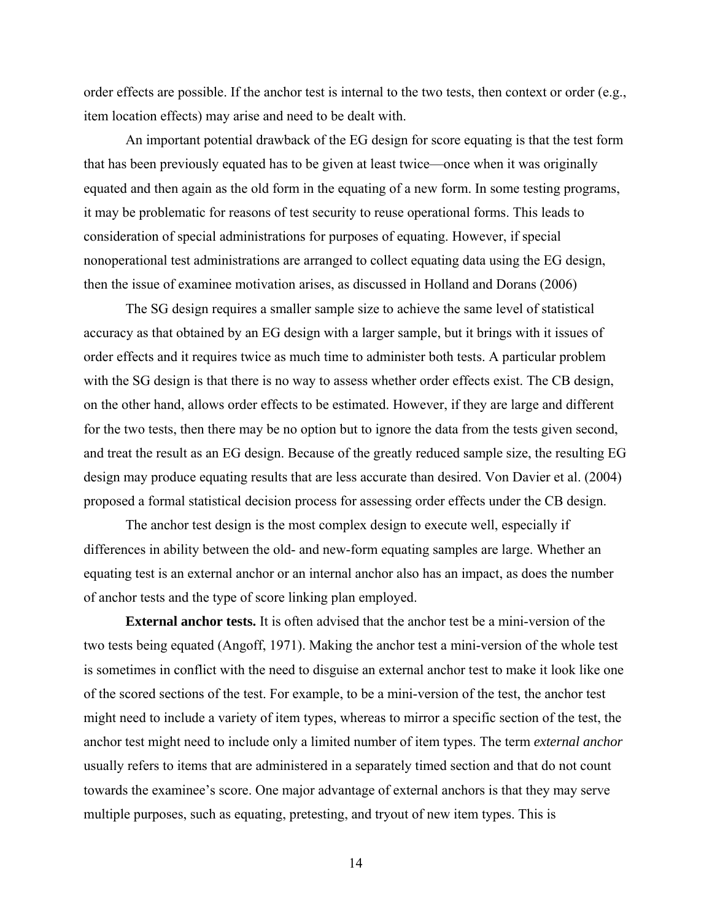order effects are possible. If the anchor test is internal to the two tests, then context or order (e.g., item location effects) may arise and need to be dealt with.

An important potential drawback of the EG design for score equating is that the test form that has been previously equated has to be given at least twice—once when it was originally equated and then again as the old form in the equating of a new form. In some testing programs, it may be problematic for reasons of test security to reuse operational forms. This leads to consideration of special administrations for purposes of equating. However, if special nonoperational test administrations are arranged to collect equating data using the EG design, then the issue of examinee motivation arises, as discussed in Holland and Dorans (2006)

The SG design requires a smaller sample size to achieve the same level of statistical accuracy as that obtained by an EG design with a larger sample, but it brings with it issues of order effects and it requires twice as much time to administer both tests. A particular problem with the SG design is that there is no way to assess whether order effects exist. The CB design, on the other hand, allows order effects to be estimated. However, if they are large and different for the two tests, then there may be no option but to ignore the data from the tests given second, and treat the result as an EG design. Because of the greatly reduced sample size, the resulting EG design may produce equating results that are less accurate than desired. Von Davier et al. (2004) proposed a formal statistical decision process for assessing order effects under the CB design.

The anchor test design is the most complex design to execute well, especially if differences in ability between the old- and new-form equating samples are large. Whether an equating test is an external anchor or an internal anchor also has an impact, as does the number of anchor tests and the type of score linking plan employed.

**External anchor tests.** It is often advised that the anchor test be a mini-version of the two tests being equated (Angoff, 1971). Making the anchor test a mini-version of the whole test is sometimes in conflict with the need to disguise an external anchor test to make it look like one of the scored sections of the test. For example, to be a mini-version of the test, the anchor test might need to include a variety of item types, whereas to mirror a specific section of the test, the anchor test might need to include only a limited number of item types. The term *external anchor* usually refers to items that are administered in a separately timed section and that do not count towards the examinee's score. One major advantage of external anchors is that they may serve multiple purposes, such as equating, pretesting, and tryout of new item types. This is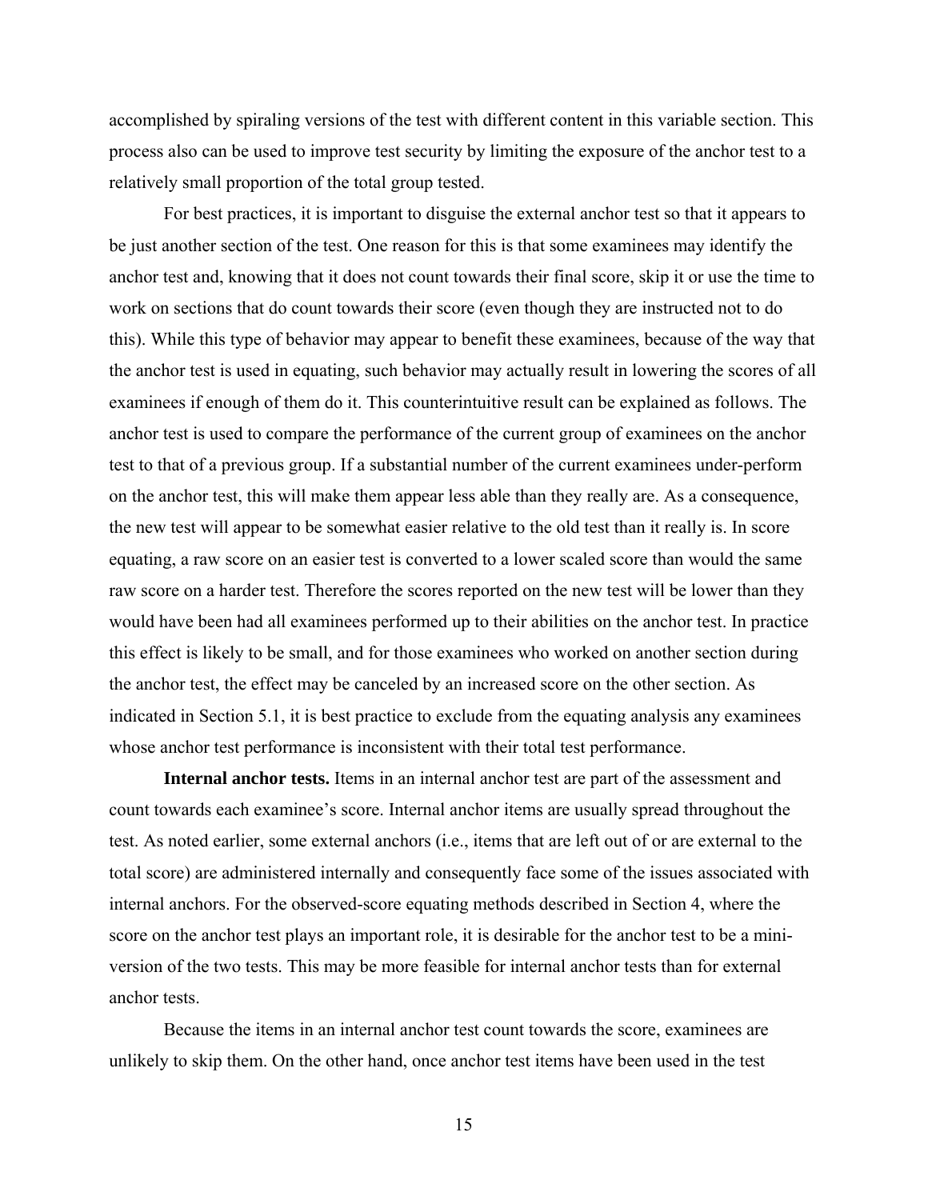accomplished by spiraling versions of the test with different content in this variable section. This process also can be used to improve test security by limiting the exposure of the anchor test to a relatively small proportion of the total group tested.

For best practices, it is important to disguise the external anchor test so that it appears to be just another section of the test. One reason for this is that some examinees may identify the anchor test and, knowing that it does not count towards their final score, skip it or use the time to work on sections that do count towards their score (even though they are instructed not to do this). While this type of behavior may appear to benefit these examinees, because of the way that the anchor test is used in equating, such behavior may actually result in lowering the scores of all examinees if enough of them do it. This counterintuitive result can be explained as follows. The anchor test is used to compare the performance of the current group of examinees on the anchor test to that of a previous group. If a substantial number of the current examinees under-perform on the anchor test, this will make them appear less able than they really are. As a consequence, the new test will appear to be somewhat easier relative to the old test than it really is. In score equating, a raw score on an easier test is converted to a lower scaled score than would the same raw score on a harder test. Therefore the scores reported on the new test will be lower than they would have been had all examinees performed up to their abilities on the anchor test. In practice this effect is likely to be small, and for those examinees who worked on another section during the anchor test, the effect may be canceled by an increased score on the other section. As indicated in Section 5.1, it is best practice to exclude from the equating analysis any examinees whose anchor test performance is inconsistent with their total test performance.

**Internal anchor tests.** Items in an internal anchor test are part of the assessment and count towards each examinee's score. Internal anchor items are usually spread throughout the test. As noted earlier, some external anchors (i.e., items that are left out of or are external to the total score) are administered internally and consequently face some of the issues associated with internal anchors. For the observed-score equating methods described in Section 4, where the score on the anchor test plays an important role, it is desirable for the anchor test to be a mini-version of the two tests. This may be more feasible for internal anchor tests than for external anchor tests.

Because the items in an internal anchor test count towards the score, examinees are unlikely to skip them. On the other hand, once anchor test items have been used in the test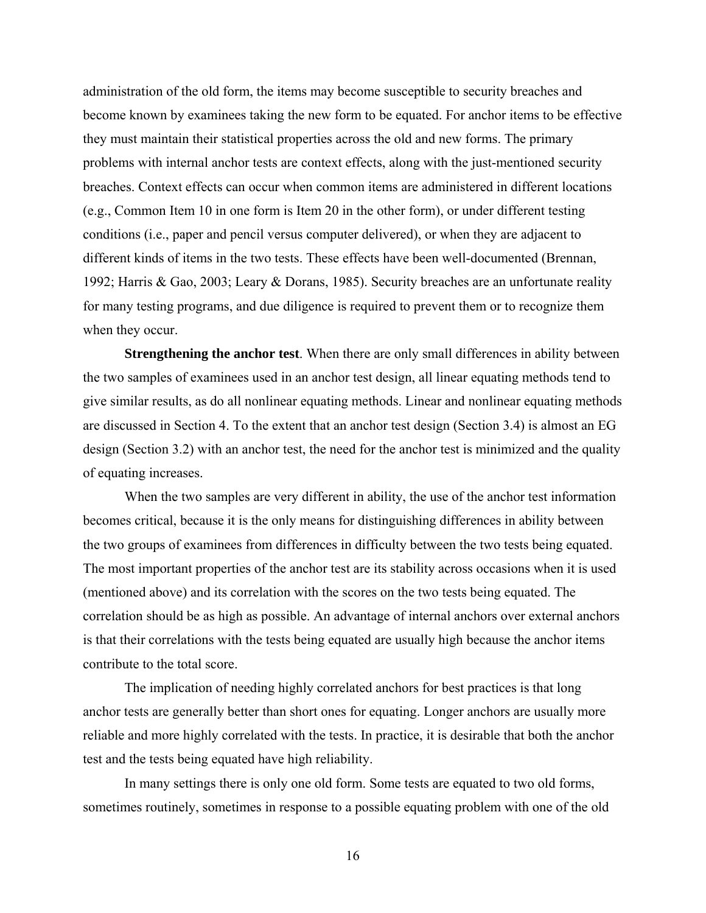administration of the old form, the items may become susceptible to security breaches and become known by examinees taking the new form to be equated. For anchor items to be effective they must maintain their statistical properties across the old and new forms. The primary problems with internal anchor tests are context effects, along with the just-mentioned security breaches. Context effects can occur when common items are administered in different locations (e.g., Common Item 10 in one form is Item 20 in the other form), or under different testing conditions (i.e., paper and pencil versus computer delivered), or when they are adjacent to different kinds of items in the two tests. These effects have been well-documented (Brennan, 1992; Harris & Gao, 2003; Leary & Dorans, 1985). Security breaches are an unfortunate reality for many testing programs, and due diligence is required to prevent them or to recognize them when they occur.

**Strengthening the anchor test**. When there are only small differences in ability between the two samples of examinees used in an anchor test design, all linear equating methods tend to give similar results, as do all nonlinear equating methods. Linear and nonlinear equating methods are discussed in Section 4. To the extent that an anchor test design (Section 3.4) is almost an EG design (Section 3.2) with an anchor test, the need for the anchor test is minimized and the quality of equating increases.

When the two samples are very different in ability, the use of the anchor test information becomes critical, because it is the only means for distinguishing differences in ability between the two groups of examinees from differences in difficulty between the two tests being equated. The most important properties of the anchor test are its stability across occasions when it is used (mentioned above) and its correlation with the scores on the two tests being equated. The correlation should be as high as possible. An advantage of internal anchors over external anchors is that their correlations with the tests being equated are usually high because the anchor items contribute to the total score.

The implication of needing highly correlated anchors for best practices is that long anchor tests are generally better than short ones for equating. Longer anchors are usually more reliable and more highly correlated with the tests. In practice, it is desirable that both the anchor test and the tests being equated have high reliability.

In many settings there is only one old form. Some tests are equated to two old forms, sometimes routinely, sometimes in response to a possible equating problem with one of the old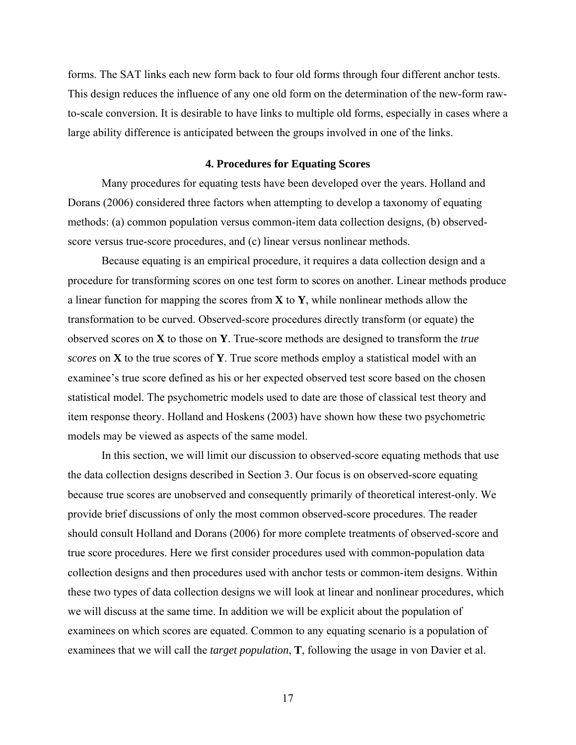forms. The SAT links each new form back to four old forms through four different anchor tests. This design reduces the influence of any one old form on the determination of the new-form raw-to-scale conversion. It is desirable to have links to multiple old forms, especially in cases where a large ability difference is anticipated between the groups involved in one of the links.

## 4. Procedures for Equating Scores

Many procedures for equating tests have been developed over the years. Holland and Dorans (2006) considered three factors when attempting to develop a taxonomy of equating methods: (a) common population versus common-item data collection designs, (b) observed-score versus true-score procedures, and (c) linear versus nonlinear methods.

Because equating is an empirical procedure, it requires a data collection design and a procedure for transforming scores on one test form to scores on another. Linear methods produce a linear function for mapping the scores from **X** to **Y**, while nonlinear methods allow the transformation to be curved. Observed-score procedures directly transform (or equate) the observed scores on **X** to those on **Y**. True-score methods are designed to transform the *true scores* on **X** to the true scores of **Y**. True score methods employ a statistical model with an examinee's true score defined as his or her expected observed test score based on the chosen statistical model. The psychometric models used to date are those of classical test theory and item response theory. Holland and Hoskens (2003) have shown how these two psychometric models may be viewed as aspects of the same model.

In this section, we will limit our discussion to observed-score equating methods that use the data collection designs described in Section 3. Our focus is on observed-score equating because true scores are unobserved and consequently primarily of theoretical interest-only. We provide brief discussions of only the most common observed-score procedures. The reader should consult Holland and Dorans (2006) for more complete treatments of observed-score and true score procedures. Here we first consider procedures used with common-population data collection designs and then procedures used with anchor tests or common-item designs. Within these two types of data collection designs we will look at linear and nonlinear procedures, which we will discuss at the same time. In addition we will be explicit about the population of examinees on which scores are equated. Common to any equating scenario is a population of examinees that we will call the *target population*, **T**, following the usage in von Davier et al.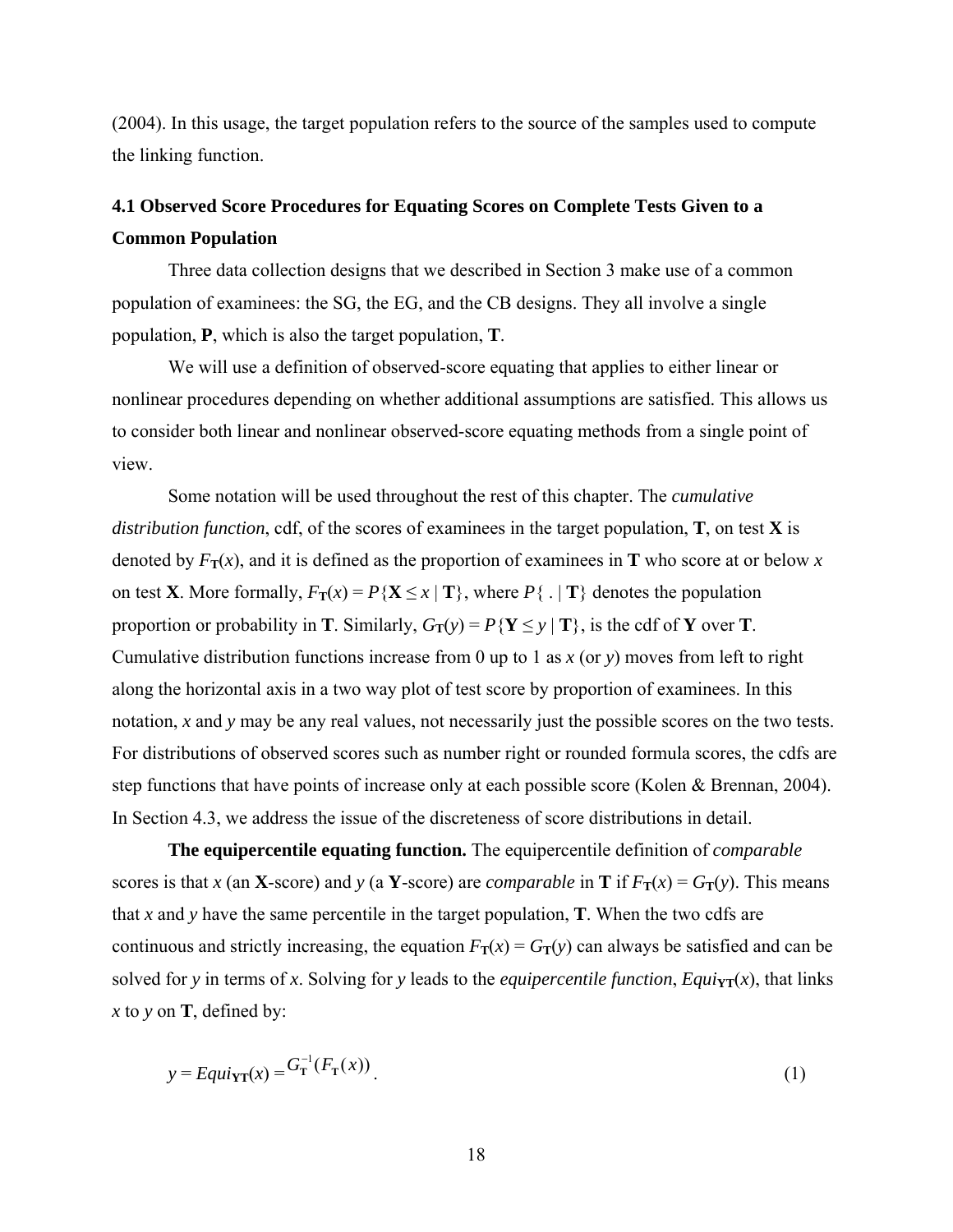(2004). In this usage, the target population refers to the source of the samples used to compute the linking function.

### 4.1 Observed Score Procedures for Equating Scores on Complete Tests Given to a Common Population

Three data collection designs that we described in Section 3 make use of a common population of examinees: the SG, the EG, and the CB designs. They all involve a single population, **P**, which is also the target population, **T**.

We will use a definition of observed-score equating that applies to either linear or nonlinear procedures depending on whether additional assumptions are satisfied. This allows us to consider both linear and nonlinear observed-score equating methods from a single point of view.

Some notation will be used throughout the rest of this chapter. The *cumulative distribution function*, cdf, of the scores of examinees in the target population, **T**, on test **X** is denoted by $F_{\mathbf{T}}(x)$, and it is defined as the proportion of examinees in **T** who score at or below $x$ on test **X**. More formally, $F_{\mathbf{T}}(x) = P\{\mathbf{X} \leq x \mid \mathbf{T}\}$, where $P\{\,.\mid \mathbf{T}\}$ denotes the population proportion or probability in **T**. Similarly, $G_{\mathbf{T}}(y) = P\{\mathbf{Y} \leq y \mid \mathbf{T}\}$, is the cdf of **Y** over **T**. Cumulative distribution functions increase from 0 up to 1 as $x$ (or $y$) moves from left to right along the horizontal axis in a two way plot of test score by proportion of examinees. In this notation, $x$ and $y$ may be any real values, not necessarily just the possible scores on the two tests. For distributions of observed scores such as number right or rounded formula scores, the cdfs are step functions that have points of increase only at each possible score (Kolen & Brennan, 2004). In Section 4.3, we address the issue of the discreteness of score distributions in detail.

**The equipercentile equating function.** The equipercentile definition of *comparable* scores is that $x$ (an **X**-score) and $y$ (a **Y**-score) are *comparable* in **T** if $F_{\mathbf{T}}(x) = G_{\mathbf{T}}(y)$. This means that $x$ and $y$ have the same percentile in the target population, **T**. When the two cdfs are continuous and strictly increasing, the equation $F_{\mathbf{T}}(x) = G_{\mathbf{T}}(y)$ can always be satisfied and can be solved for $y$ in terms of $x$. Solving for $y$ leads to the *equipercentile function*, $Equi_{\mathbf{YT}}(x)$, that links $x$ to $y$ on **T**, defined by:

$$y = Equi_{\mathbf{YT}}(x) = G_{\mathbf{T}}^{-1}(F_{\mathbf{T}}(x)). \tag{1}$$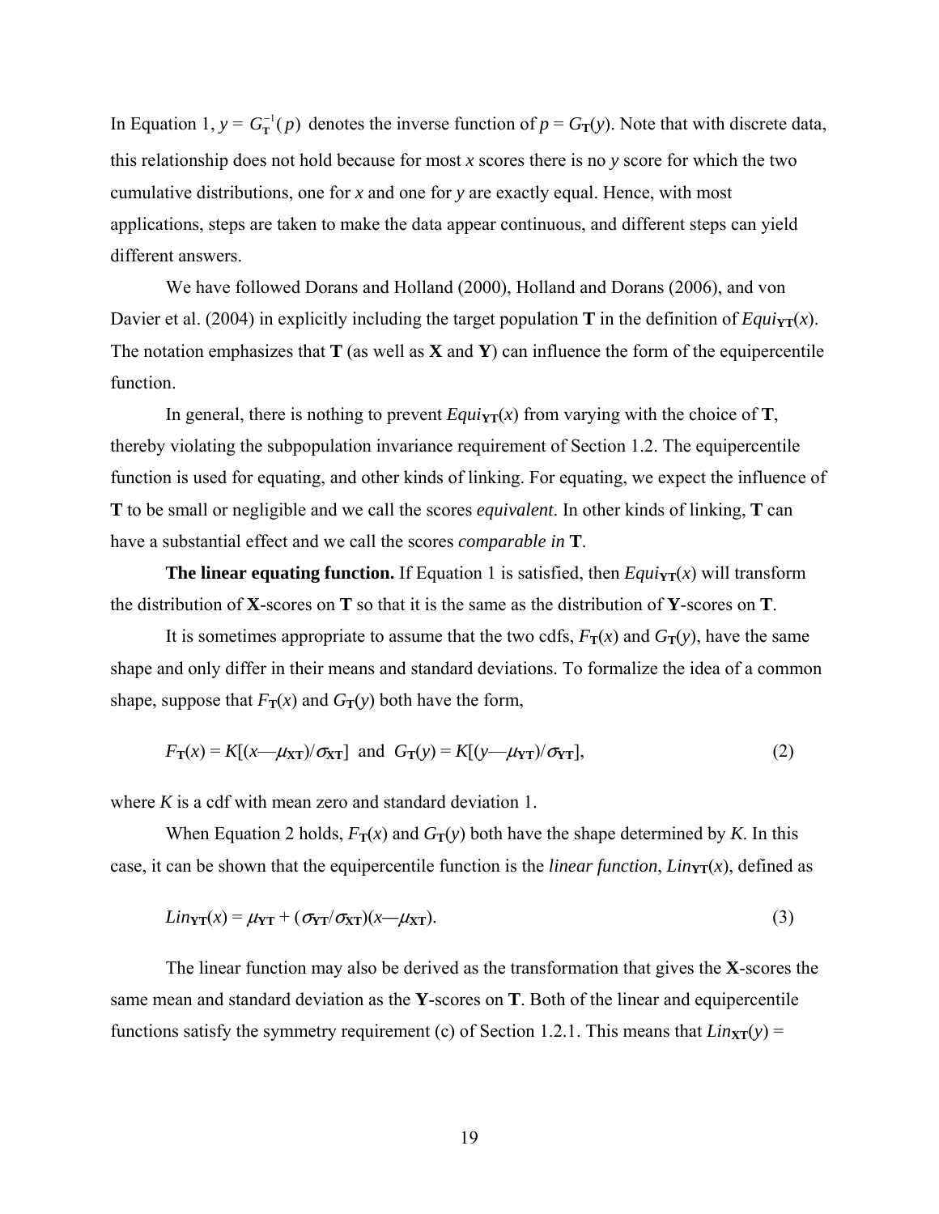In Equation 1, $y = G_{\mathbf{T}}^{-1}(p)$ denotes the inverse function of $p = G_{\mathbf{T}}(y)$. Note that with discrete data, this relationship does not hold because for most $x$ scores there is no $y$ score for which the two cumulative distributions, one for $x$ and one for $y$ are exactly equal. Hence, with most applications, steps are taken to make the data appear continuous, and different steps can yield different answers.

We have followed Dorans and Holland (2000), Holland and Dorans (2006), and von Davier et al. (2004) in explicitly including the target population **T** in the definition of $Equi_{\mathbf{YT}}(x)$. The notation emphasizes that **T** (as well as **X** and **Y**) can influence the form of the equipercentile function.

In general, there is nothing to prevent $Equi_{\mathbf{YT}}(x)$ from varying with the choice of **T**, thereby violating the subpopulation invariance requirement of Section 1.2. The equipercentile function is used for equating, and other kinds of linking. For equating, we expect the influence of **T** to be small or negligible and we call the scores *equivalent*. In other kinds of linking, **T** can have a substantial effect and we call the scores *comparable in* **T**.

**The linear equating function.** If Equation 1 is satisfied, then $Equi_{\mathbf{YT}}(x)$ will transform the distribution of **X**-scores on **T** so that it is the same as the distribution of **Y**-scores on **T**.

It is sometimes appropriate to assume that the two cdfs, $F_{\mathbf{T}}(x)$ and $G_{\mathbf{T}}(y)$, have the same shape and only differ in their means and standard deviations. To formalize the idea of a common shape, suppose that $F_{\mathbf{T}}(x)$ and $G_{\mathbf{T}}(y)$ both have the form,

$$F_{\mathbf{T}}(x) = K[(x - \mu_{\mathbf{XT}})/\sigma_{\mathbf{XT}}] \text{ and } G_{\mathbf{T}}(y) = K[(y - \mu_{\mathbf{YT}})/\sigma_{\mathbf{YT}}], \tag{2}$$

where $K$ is a cdf with mean zero and standard deviation 1.

When Equation 2 holds, $F_{\mathbf{T}}(x)$ and $G_{\mathbf{T}}(y)$ both have the shape determined by $K$. In this case, it can be shown that the equipercentile function is the *linear function*, $Lin_{\mathbf{YT}}(x)$, defined as

$$Lin_{\mathbf{YT}}(x) = \mu_{\mathbf{YT}} + (\sigma_{\mathbf{YT}}/\sigma_{\mathbf{XT}})(x - \mu_{\mathbf{XT}}). \tag{3}$$

The linear function may also be derived as the transformation that gives the **X**-scores the same mean and standard deviation as the **Y**-scores on **T**. Both of the linear and equipercentile functions satisfy the symmetry requirement (c) of Section 1.2.1. This means that $Lin_{\mathbf{XT}}(y) =$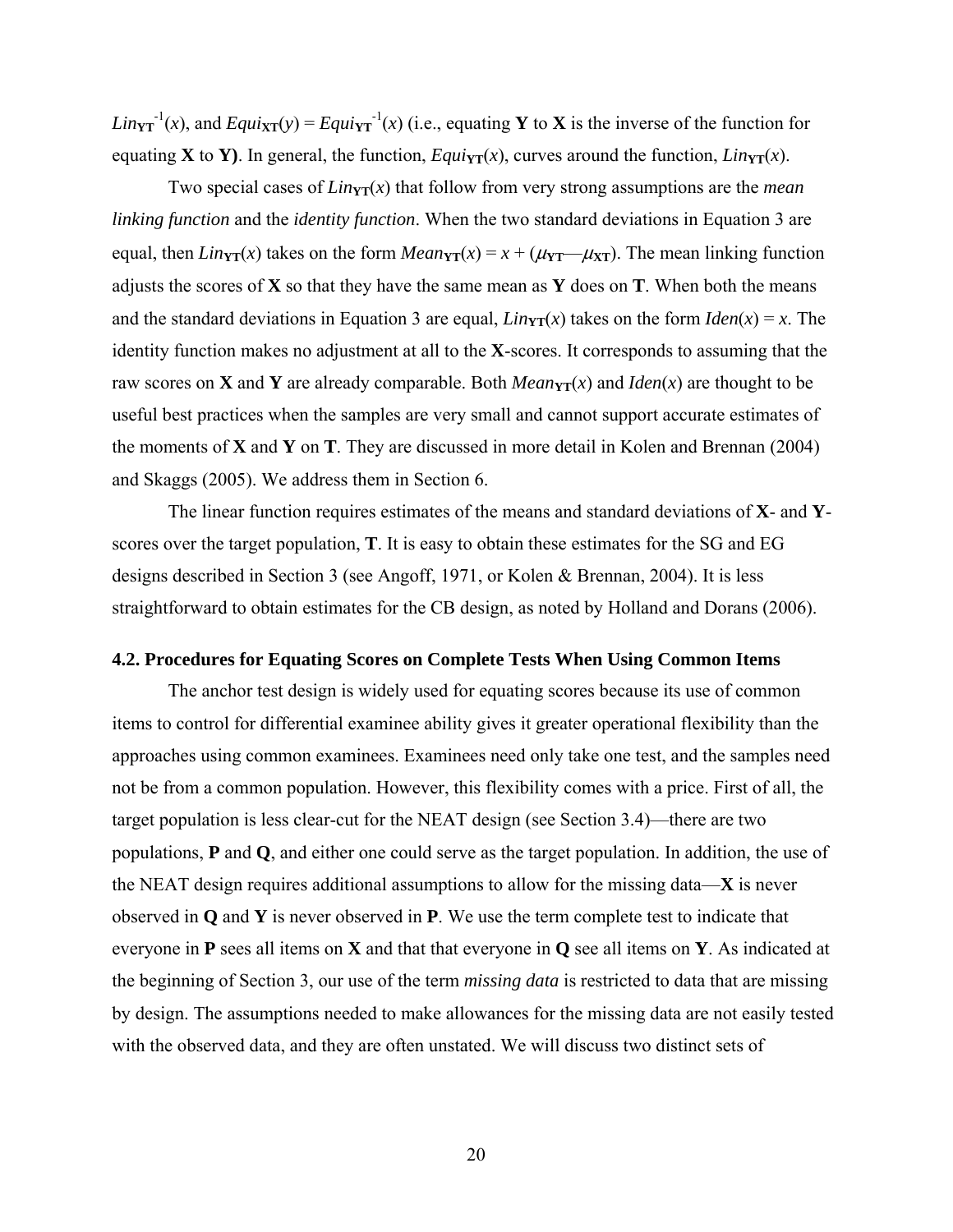$Lin_{\mathbf{YT}}^{-1}(x)$, and $Equi_{\mathbf{XT}}(y) = Equi_{\mathbf{YT}}^{-1}(x)$ (i.e., equating **Y** to **X** is the inverse of the function for equating **X** to **Y**). In general, the function, $Equi_{\mathbf{YT}}(x)$, curves around the function, $Lin_{\mathbf{YT}}(x)$.

Two special cases of $Lin_{\mathbf{YT}}(x)$ that follow from very strong assumptions are the *mean linking function* and the *identity function*. When the two standard deviations in Equation 3 are equal, then $Lin_{\mathbf{YT}}(x)$ takes on the form $Mean_{\mathbf{YT}}(x) = x + (\mu_{\mathbf{YT}} - \mu_{\mathbf{XT}})$. The mean linking function adjusts the scores of **X** so that they have the same mean as **Y** does on **T**. When both the means and the standard deviations in Equation 3 are equal, $Lin_{\mathbf{YT}}(x)$ takes on the form $Iden(x) = x$. The identity function makes no adjustment at all to the **X**-scores. It corresponds to assuming that the raw scores on **X** and **Y** are already comparable. Both $Mean_{\mathbf{YT}}(x)$ and $Iden(x)$ are thought to be useful best practices when the samples are very small and cannot support accurate estimates of the moments of **X** and **Y** on **T**. They are discussed in more detail in Kolen and Brennan (2004) and Skaggs (2005). We address them in Section 6.

The linear function requires estimates of the means and standard deviations of **X**- and **Y**-scores over the target population, **T**. It is easy to obtain these estimates for the SG and EG designs described in Section 3 (see Angoff, 1971, or Kolen & Brennan, 2004). It is less straightforward to obtain estimates for the CB design, as noted by Holland and Dorans (2006).

### 4.2. Procedures for Equating Scores on Complete Tests When Using Common Items

The anchor test design is widely used for equating scores because its use of common items to control for differential examinee ability gives it greater operational flexibility than the approaches using common examinees. Examinees need only take one test, and the samples need not be from a common population. However, this flexibility comes with a price. First of all, the target population is less clear-cut for the NEAT design (see Section 3.4)—there are two populations, **P** and **Q**, and either one could serve as the target population. In addition, the use of the NEAT design requires additional assumptions to allow for the missing data—**X** is never observed in **Q** and **Y** is never observed in **P**. We use the term complete test to indicate that everyone in **P** sees all items on **X** and that that everyone in **Q** see all items on **Y**. As indicated at the beginning of Section 3, our use of the term *missing data* is restricted to data that are missing by design. The assumptions needed to make allowances for the missing data are not easily tested with the observed data, and they are often unstated. We will discuss two distinct sets of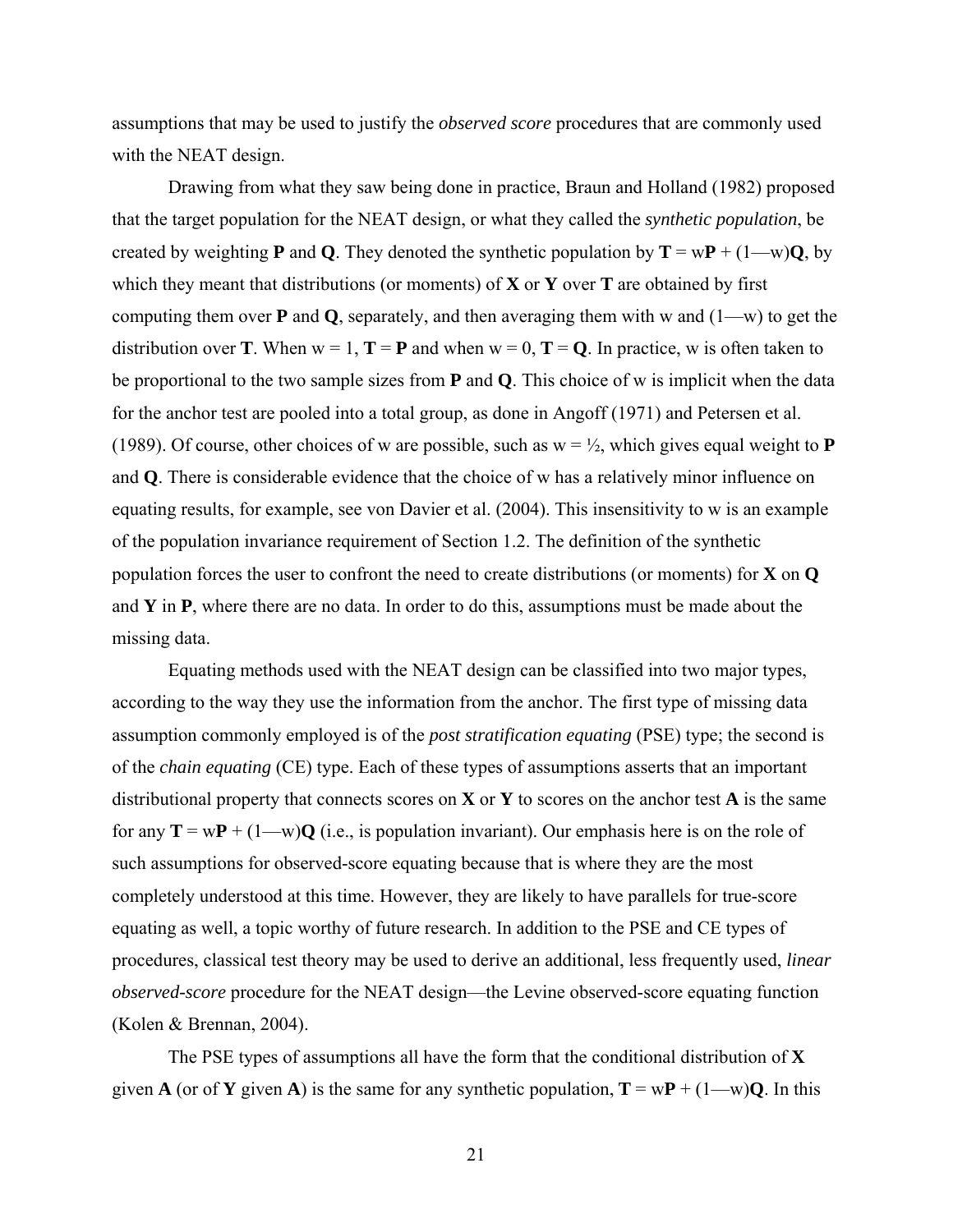assumptions that may be used to justify the *observed score* procedures that are commonly used with the NEAT design.

Drawing from what they saw being done in practice, Braun and Holland (1982) proposed that the target population for the NEAT design, or what they called the *synthetic population*, be created by weighting **P** and **Q**. They denoted the synthetic population by **T** = w**P** + (1—w)**Q**, by which they meant that distributions (or moments) of **X** or **Y** over **T** are obtained by first computing them over **P** and **Q**, separately, and then averaging them with w and (1—w) to get the distribution over **T**. When w = 1, **T** = **P** and when w = 0, **T** = **Q**. In practice, w is often taken to be proportional to the two sample sizes from **P** and **Q**. This choice of w is implicit when the data for the anchor test are pooled into a total group, as done in Angoff (1971) and Petersen et al. (1989). Of course, other choices of w are possible, such as w = ½, which gives equal weight to **P** and **Q**. There is considerable evidence that the choice of w has a relatively minor influence on equating results, for example, see von Davier et al. (2004). This insensitivity to w is an example of the population invariance requirement of Section 1.2. The definition of the synthetic population forces the user to confront the need to create distributions (or moments) for **X** on **Q** and **Y** in **P**, where there are no data. In order to do this, assumptions must be made about the missing data.

Equating methods used with the NEAT design can be classified into two major types, according to the way they use the information from the anchor. The first type of missing data assumption commonly employed is of the *post stratification equating* (PSE) type; the second is of the *chain equating* (CE) type. Each of these types of assumptions asserts that an important distributional property that connects scores on **X** or **Y** to scores on the anchor test **A** is the same for any **T** = w**P** + (1—w)**Q** (i.e., is population invariant). Our emphasis here is on the role of such assumptions for observed-score equating because that is where they are the most completely understood at this time. However, they are likely to have parallels for true-score equating as well, a topic worthy of future research. In addition to the PSE and CE types of procedures, classical test theory may be used to derive an additional, less frequently used, *linear observed-score* procedure for the NEAT design—the Levine observed-score equating function (Kolen & Brennan, 2004).

The PSE types of assumptions all have the form that the conditional distribution of **X** given **A** (or of **Y** given **A**) is the same for any synthetic population, **T** = w**P** + (1—w)**Q**. In this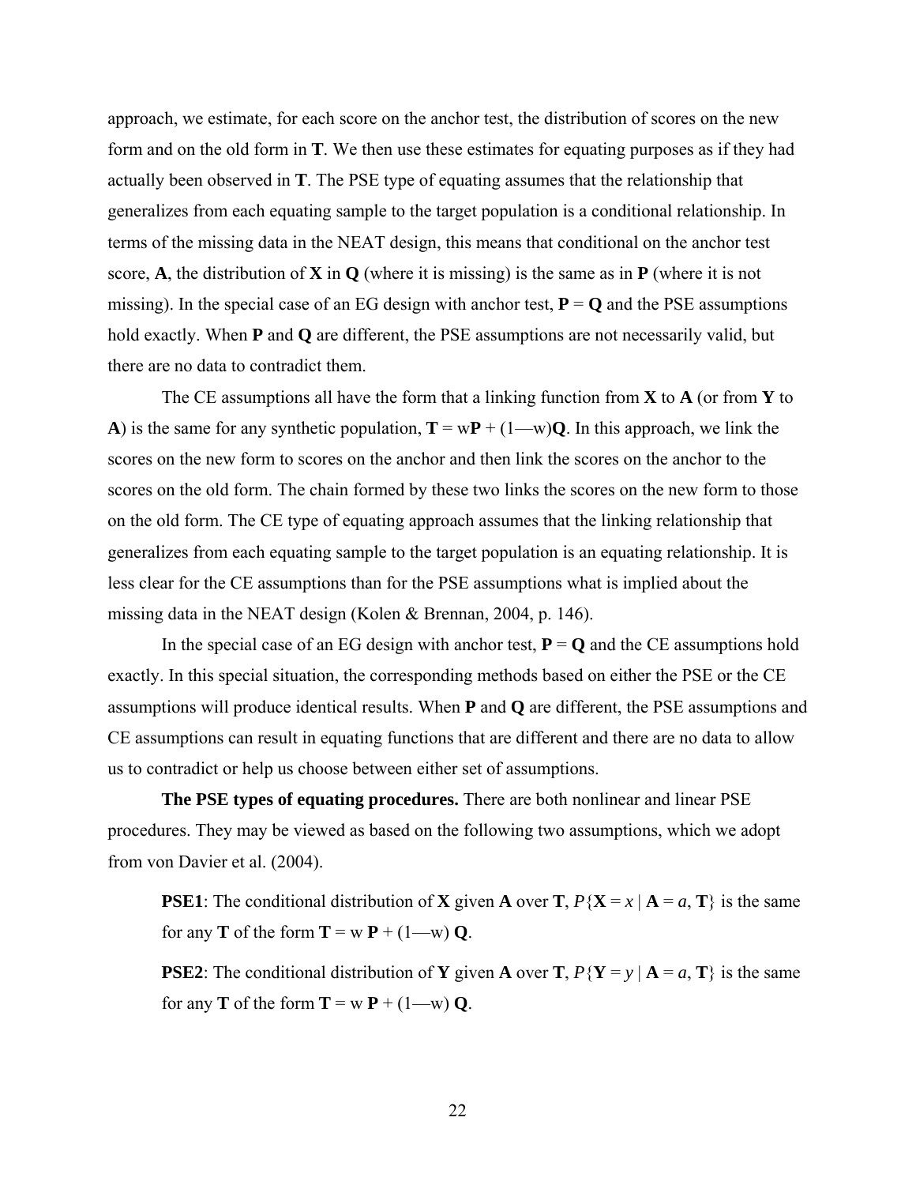approach, we estimate, for each score on the anchor test, the distribution of scores on the new form and on the old form in **T**. We then use these estimates for equating purposes as if they had actually been observed in **T**. The PSE type of equating assumes that the relationship that generalizes from each equating sample to the target population is a conditional relationship. In terms of the missing data in the NEAT design, this means that conditional on the anchor test score, **A**, the distribution of **X** in **Q** (where it is missing) is the same as in **P** (where it is not missing). In the special case of an EG design with anchor test, **P** = **Q** and the PSE assumptions hold exactly. When **P** and **Q** are different, the PSE assumptions are not necessarily valid, but there are no data to contradict them.

The CE assumptions all have the form that a linking function from **X** to **A** (or from **Y** to **A**) is the same for any synthetic population, $\mathbf{T} = w\mathbf{P} + (1-w)\mathbf{Q}$. In this approach, we link the scores on the new form to scores on the anchor and then link the scores on the anchor to the scores on the old form. The chain formed by these two links the scores on the new form to those on the old form. The CE type of equating approach assumes that the linking relationship that generalizes from each equating sample to the target population is an equating relationship. It is less clear for the CE assumptions than for the PSE assumptions what is implied about the missing data in the NEAT design (Kolen & Brennan, 2004, p. 146).

In the special case of an EG design with anchor test, **P** = **Q** and the CE assumptions hold exactly. In this special situation, the corresponding methods based on either the PSE or the CE assumptions will produce identical results. When **P** and **Q** are different, the PSE assumptions and CE assumptions can result in equating functions that are different and there are no data to allow us to contradict or help us choose between either set of assumptions.

**The PSE types of equating procedures.** There are both nonlinear and linear PSE procedures. They may be viewed as based on the following two assumptions, which we adopt from von Davier et al. (2004).

> **PSE1**: The conditional distribution of **X** given **A** over **T**, $P\{\mathbf{X} = x \mid \mathbf{A} = a, \mathbf{T}\}$ is the same for any **T** of the form $\mathbf{T} = w\,\mathbf{P} + (1-w)\,\mathbf{Q}$.
>
> **PSE2**: The conditional distribution of **Y** given **A** over **T**, $P\{\mathbf{Y} = y \mid \mathbf{A} = a, \mathbf{T}\}$ is the same for any **T** of the form $\mathbf{T} = w\,\mathbf{P} + (1-w)\,\mathbf{Q}$.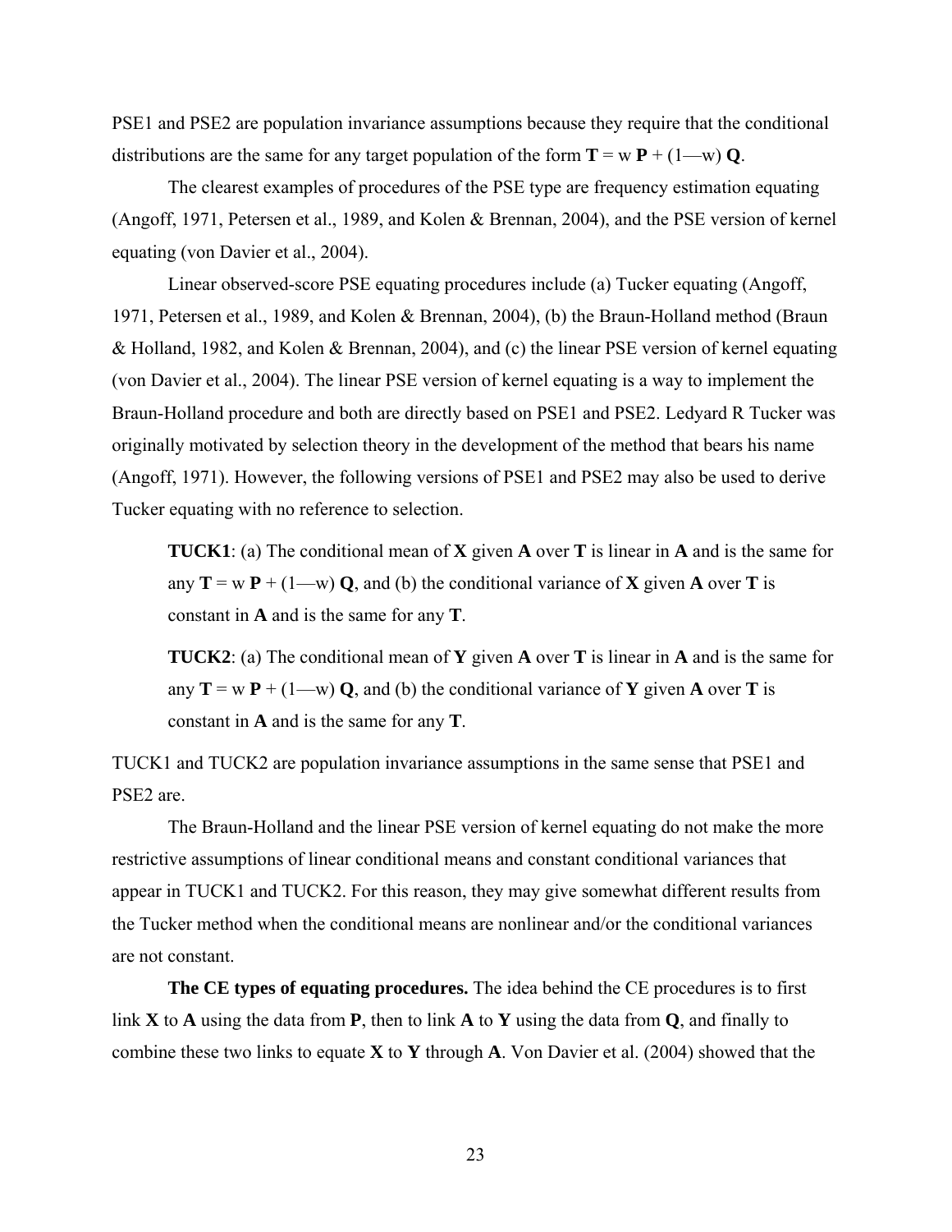PSE1 and PSE2 are population invariance assumptions because they require that the conditional distributions are the same for any target population of the form **T** = w **P** + (1—w) **Q**.

The clearest examples of procedures of the PSE type are frequency estimation equating (Angoff, 1971, Petersen et al., 1989, and Kolen & Brennan, 2004), and the PSE version of kernel equating (von Davier et al., 2004).

Linear observed-score PSE equating procedures include (a) Tucker equating (Angoff, 1971, Petersen et al., 1989, and Kolen & Brennan, 2004), (b) the Braun-Holland method (Braun & Holland, 1982, and Kolen & Brennan, 2004), and (c) the linear PSE version of kernel equating (von Davier et al., 2004). The linear PSE version of kernel equating is a way to implement the Braun-Holland procedure and both are directly based on PSE1 and PSE2. Ledyard R Tucker was originally motivated by selection theory in the development of the method that bears his name (Angoff, 1971). However, the following versions of PSE1 and PSE2 may also be used to derive Tucker equating with no reference to selection.

> **TUCK1**: (a) The conditional mean of **X** given **A** over **T** is linear in **A** and is the same for any **T** = w **P** + (1—w) **Q**, and (b) the conditional variance of **X** given **A** over **T** is constant in **A** and is the same for any **T**.
>
> **TUCK2**: (a) The conditional mean of **Y** given **A** over **T** is linear in **A** and is the same for any **T** = w **P** + (1—w) **Q**, and (b) the conditional variance of **Y** given **A** over **T** is constant in **A** and is the same for any **T**.

TUCK1 and TUCK2 are population invariance assumptions in the same sense that PSE1 and PSE2 are.

The Braun-Holland and the linear PSE version of kernel equating do not make the more restrictive assumptions of linear conditional means and constant conditional variances that appear in TUCK1 and TUCK2. For this reason, they may give somewhat different results from the Tucker method when the conditional means are nonlinear and/or the conditional variances are not constant.

**The CE types of equating procedures.** The idea behind the CE procedures is to first link **X** to **A** using the data from **P**, then to link **A** to **Y** using the data from **Q**, and finally to combine these two links to equate **X** to **Y** through **A**. Von Davier et al. (2004) showed that the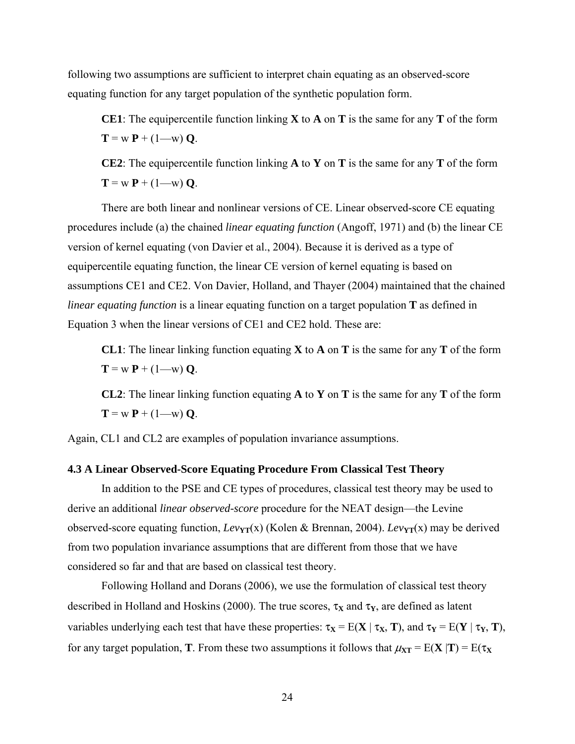following two assumptions are sufficient to interpret chain equating as an observed-score equating function for any target population of the synthetic population form.

> **CE1**: The equipercentile function linking **X** to **A** on **T** is the same for any **T** of the form $\mathbf{T} = w\,\mathbf{P} + (1 - w)\,\mathbf{Q}$.
>
> **CE2**: The equipercentile function linking **A** to **Y** on **T** is the same for any **T** of the form $\mathbf{T} = w\,\mathbf{P} + (1 - w)\,\mathbf{Q}$.

There are both linear and nonlinear versions of CE. Linear observed-score CE equating procedures include (a) the chained *linear equating function* (Angoff, 1971) and (b) the linear CE version of kernel equating (von Davier et al., 2004). Because it is derived as a type of equipercentile equating function, the linear CE version of kernel equating is based on assumptions CE1 and CE2. Von Davier, Holland, and Thayer (2004) maintained that the chained *linear equating function* is a linear equating function on a target population **T** as defined in Equation 3 when the linear versions of CE1 and CE2 hold. These are:

> **CL1**: The linear linking function equating **X** to **A** on **T** is the same for any **T** of the form $\mathbf{T} = w\,\mathbf{P} + (1 - w)\,\mathbf{Q}$.
>
> **CL2**: The linear linking function equating **A** to **Y** on **T** is the same for any **T** of the form $\mathbf{T} = w\,\mathbf{P} + (1 - w)\,\mathbf{Q}$.

Again, CL1 and CL2 are examples of population invariance assumptions.

### 4.3 A Linear Observed-Score Equating Procedure From Classical Test Theory

In addition to the PSE and CE types of procedures, classical test theory may be used to derive an additional *linear observed-score* procedure for the NEAT design—the Levine observed-score equating function, $Lev_{\mathbf{YT}}(x)$ (Kolen & Brennan, 2004). $Lev_{\mathbf{YT}}(x)$ may be derived from two population invariance assumptions that are different from those that we have considered so far and that are based on classical test theory.

Following Holland and Dorans (2006), we use the formulation of classical test theory described in Holland and Hoskins (2000). The true scores, $\tau_{\mathbf{X}}$ and $\tau_{\mathbf{Y}}$, are defined as latent variables underlying each test that have these properties: $\tau_{\mathbf{X}} = E(\mathbf{X} \mid \tau_{\mathbf{X}}, \mathbf{T})$, and $\tau_{\mathbf{Y}} = E(\mathbf{Y} \mid \tau_{\mathbf{Y}}, \mathbf{T})$, for any target population, **T**. From these two assumptions it follows that $\mu_{\mathbf{XT}} = E(\mathbf{X} \mid \mathbf{T}) = E(\tau_{\mathbf{X}}$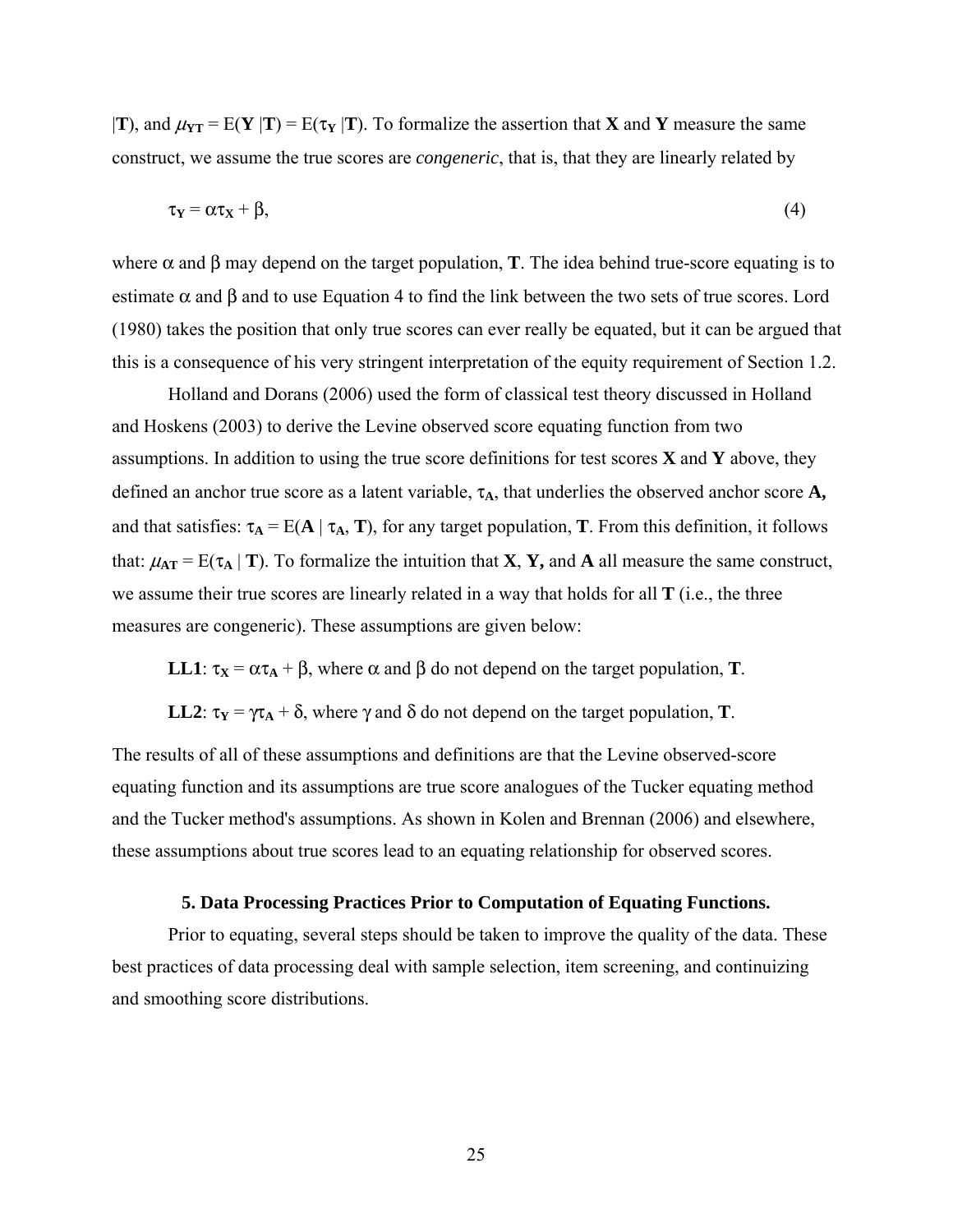$|\mathbf{T}$), and $\mu_{\mathbf{YT}} = \mathrm{E}(\mathbf{Y}\,|\mathbf{T}) = \mathrm{E}(\tau_{\mathbf{Y}}\,|\mathbf{T})$. To formalize the assertion that **X** and **Y** measure the same construct, we assume the true scores are *congeneric*, that is, that they are linearly related by

$$\tau_{\mathbf{Y}} = \alpha\tau_{\mathbf{X}} + \beta, \tag{4}$$

where $\alpha$ and $\beta$ may depend on the target population, **T**. The idea behind true-score equating is to estimate $\alpha$ and $\beta$ and to use Equation 4 to find the link between the two sets of true scores. Lord (1980) takes the position that only true scores can ever really be equated, but it can be argued that this is a consequence of his very stringent interpretation of the equity requirement of Section 1.2.

Holland and Dorans (2006) used the form of classical test theory discussed in Holland and Hoskens (2003) to derive the Levine observed score equating function from two assumptions. In addition to using the true score definitions for test scores **X** and **Y** above, they defined an anchor true score as a latent variable, $\tau_{\mathbf{A}}$, that underlies the observed anchor score **A,** and that satisfies: $\tau_{\mathbf{A}} = \mathrm{E}(\mathbf{A} \mid \tau_{\mathbf{A}}, \mathbf{T})$, for any target population, **T**. From this definition, it follows that: $\mu_{\mathbf{AT}} = \mathrm{E}(\tau_{\mathbf{A}} \mid \mathbf{T})$. To formalize the intuition that **X**, **Y,** and **A** all measure the same construct, we assume their true scores are linearly related in a way that holds for all **T** (i.e., the three measures are congeneric). These assumptions are given below:

**LL1**: $\tau_{\mathbf{X}} = \alpha\tau_{\mathbf{A}} + \beta$, where $\alpha$ and $\beta$ do not depend on the target population, **T**.

**LL2**: $\tau_{\mathbf{Y}} = \gamma\tau_{\mathbf{A}} + \delta$, where $\gamma$ and $\delta$ do not depend on the target population, **T**.

The results of all of these assumptions and definitions are that the Levine observed-score equating function and its assumptions are true score analogues of the Tucker equating method and the Tucker method's assumptions. As shown in Kolen and Brennan (2006) and elsewhere, these assumptions about true scores lead to an equating relationship for observed scores.

## 5. Data Processing Practices Prior to Computation of Equating Functions.

Prior to equating, several steps should be taken to improve the quality of the data. These best practices of data processing deal with sample selection, item screening, and continuizing and smoothing score distributions.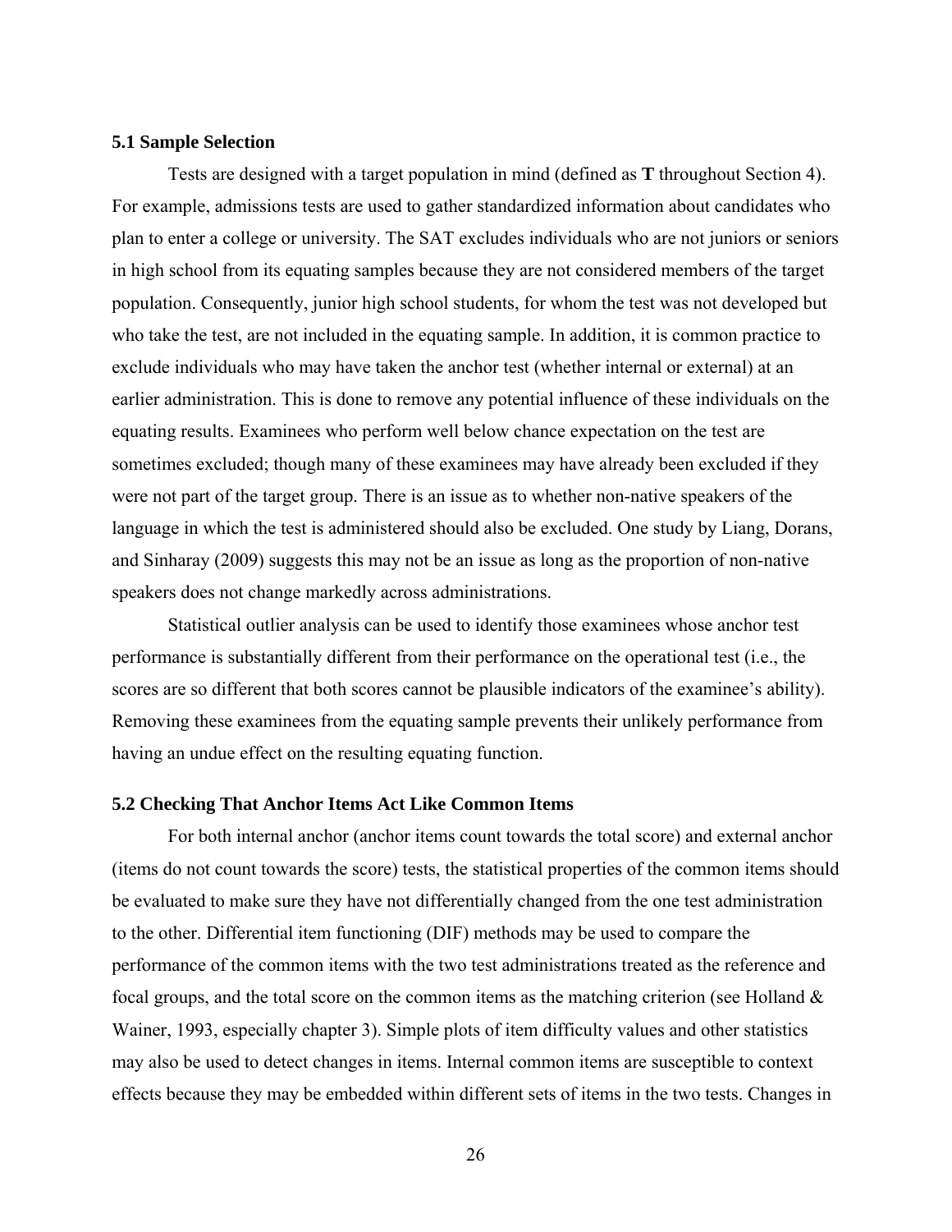### 5.1 Sample Selection

Tests are designed with a target population in mind (defined as **T** throughout Section 4). For example, admissions tests are used to gather standardized information about candidates who plan to enter a college or university. The SAT excludes individuals who are not juniors or seniors in high school from its equating samples because they are not considered members of the target population. Consequently, junior high school students, for whom the test was not developed but who take the test, are not included in the equating sample. In addition, it is common practice to exclude individuals who may have taken the anchor test (whether internal or external) at an earlier administration. This is done to remove any potential influence of these individuals on the equating results. Examinees who perform well below chance expectation on the test are sometimes excluded; though many of these examinees may have already been excluded if they were not part of the target group. There is an issue as to whether non-native speakers of the language in which the test is administered should also be excluded. One study by Liang, Dorans, and Sinharay (2009) suggests this may not be an issue as long as the proportion of non-native speakers does not change markedly across administrations.

Statistical outlier analysis can be used to identify those examinees whose anchor test performance is substantially different from their performance on the operational test (i.e., the scores are so different that both scores cannot be plausible indicators of the examinee's ability). Removing these examinees from the equating sample prevents their unlikely performance from having an undue effect on the resulting equating function.

### 5.2 Checking That Anchor Items Act Like Common Items

For both internal anchor (anchor items count towards the total score) and external anchor (items do not count towards the score) tests, the statistical properties of the common items should be evaluated to make sure they have not differentially changed from the one test administration to the other. Differential item functioning (DIF) methods may be used to compare the performance of the common items with the two test administrations treated as the reference and focal groups, and the total score on the common items as the matching criterion (see Holland & Wainer, 1993, especially chapter 3). Simple plots of item difficulty values and other statistics may also be used to detect changes in items. Internal common items are susceptible to context effects because they may be embedded within different sets of items in the two tests. Changes in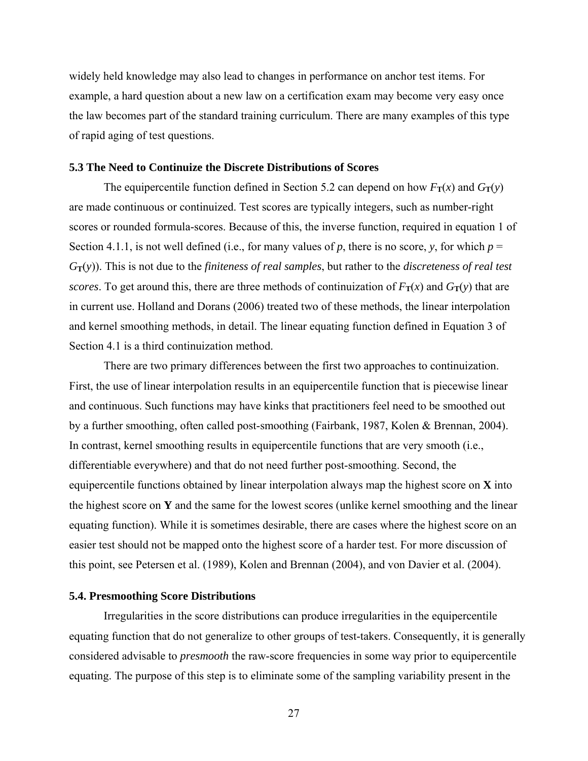widely held knowledge may also lead to changes in performance on anchor test items. For example, a hard question about a new law on a certification exam may become very easy once the law becomes part of the standard training curriculum. There are many examples of this type of rapid aging of test questions.

### 5.3 The Need to Continuize the Discrete Distributions of Scores

The equipercentile function defined in Section 5.2 can depend on how $F_{\mathbf{T}}(x)$ and $G_{\mathbf{T}}(y)$ are made continuous or continuized. Test scores are typically integers, such as number-right scores or rounded formula-scores. Because of this, the inverse function, required in equation 1 of Section 4.1.1, is not well defined (i.e., for many values of $p$, there is no score, $y$, for which $p = G_{\mathbf{T}}(y)$). This is not due to the *finiteness of real samples*, but rather to the *discreteness of real test scores*. To get around this, there are three methods of continuization of $F_{\mathbf{T}}(x)$ and $G_{\mathbf{T}}(y)$ that are in current use. Holland and Dorans (2006) treated two of these methods, the linear interpolation and kernel smoothing methods, in detail. The linear equating function defined in Equation 3 of Section 4.1 is a third continuization method.

There are two primary differences between the first two approaches to continuization. First, the use of linear interpolation results in an equipercentile function that is piecewise linear and continuous. Such functions may have kinks that practitioners feel need to be smoothed out by a further smoothing, often called post-smoothing (Fairbank, 1987, Kolen & Brennan, 2004). In contrast, kernel smoothing results in equipercentile functions that are very smooth (i.e., differentiable everywhere) and that do not need further post-smoothing. Second, the equipercentile functions obtained by linear interpolation always map the highest score on **X** into the highest score on **Y** and the same for the lowest scores (unlike kernel smoothing and the linear equating function). While it is sometimes desirable, there are cases where the highest score on an easier test should not be mapped onto the highest score of a harder test. For more discussion of this point, see Petersen et al. (1989), Kolen and Brennan (2004), and von Davier et al. (2004).

### 5.4. Presmoothing Score Distributions

Irregularities in the score distributions can produce irregularities in the equipercentile equating function that do not generalize to other groups of test-takers. Consequently, it is generally considered advisable to *presmooth* the raw-score frequencies in some way prior to equipercentile equating. The purpose of this step is to eliminate some of the sampling variability present in the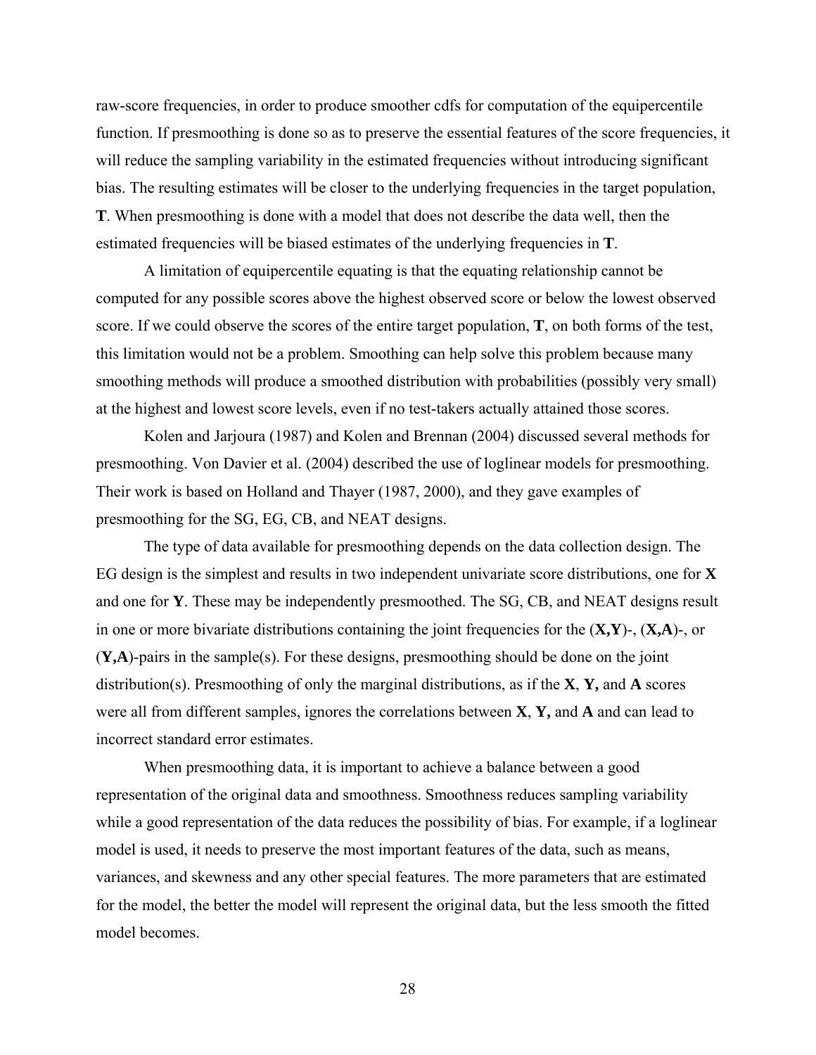raw-score frequencies, in order to produce smoother cdfs for computation of the equipercentile function. If presmoothing is done so as to preserve the essential features of the score frequencies, it will reduce the sampling variability in the estimated frequencies without introducing significant bias. The resulting estimates will be closer to the underlying frequencies in the target population, **T**. When presmoothing is done with a model that does not describe the data well, then the estimated frequencies will be biased estimates of the underlying frequencies in **T**.

A limitation of equipercentile equating is that the equating relationship cannot be computed for any possible scores above the highest observed score or below the lowest observed score. If we could observe the scores of the entire target population, **T**, on both forms of the test, this limitation would not be a problem. Smoothing can help solve this problem because many smoothing methods will produce a smoothed distribution with probabilities (possibly very small) at the highest and lowest score levels, even if no test-takers actually attained those scores.

Kolen and Jarjoura (1987) and Kolen and Brennan (2004) discussed several methods for presmoothing. Von Davier et al. (2004) described the use of loglinear models for presmoothing. Their work is based on Holland and Thayer (1987, 2000), and they gave examples of presmoothing for the SG, EG, CB, and NEAT designs.

The type of data available for presmoothing depends on the data collection design. The EG design is the simplest and results in two independent univariate score distributions, one for **X** and one for **Y**. These may be independently presmoothed. The SG, CB, and NEAT designs result in one or more bivariate distributions containing the joint frequencies for the (**X,Y**)-, (**X,A**)-, or (**Y,A**)-pairs in the sample(s). For these designs, presmoothing should be done on the joint distribution(s). Presmoothing of only the marginal distributions, as if the **X**, **Y,** and **A** scores were all from different samples, ignores the correlations between **X**, **Y,** and **A** and can lead to incorrect standard error estimates.

When presmoothing data, it is important to achieve a balance between a good representation of the original data and smoothness. Smoothness reduces sampling variability while a good representation of the data reduces the possibility of bias. For example, if a loglinear model is used, it needs to preserve the most important features of the data, such as means, variances, and skewness and any other special features. The more parameters that are estimated for the model, the better the model will represent the original data, but the less smooth the fitted model becomes.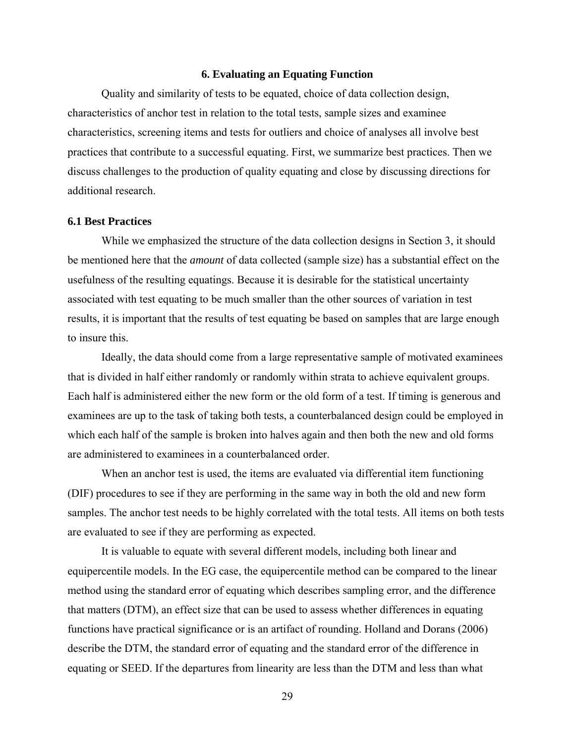## 6. Evaluating an Equating Function

Quality and similarity of tests to be equated, choice of data collection design, characteristics of anchor test in relation to the total tests, sample sizes and examinee characteristics, screening items and tests for outliers and choice of analyses all involve best practices that contribute to a successful equating. First, we summarize best practices. Then we discuss challenges to the production of quality equating and close by discussing directions for additional research.

### 6.1 Best Practices

While we emphasized the structure of the data collection designs in Section 3, it should be mentioned here that the *amount* of data collected (sample size) has a substantial effect on the usefulness of the resulting equatings. Because it is desirable for the statistical uncertainty associated with test equating to be much smaller than the other sources of variation in test results, it is important that the results of test equating be based on samples that are large enough to insure this.

Ideally, the data should come from a large representative sample of motivated examinees that is divided in half either randomly or randomly within strata to achieve equivalent groups. Each half is administered either the new form or the old form of a test. If timing is generous and examinees are up to the task of taking both tests, a counterbalanced design could be employed in which each half of the sample is broken into halves again and then both the new and old forms are administered to examinees in a counterbalanced order.

When an anchor test is used, the items are evaluated via differential item functioning (DIF) procedures to see if they are performing in the same way in both the old and new form samples. The anchor test needs to be highly correlated with the total tests. All items on both tests are evaluated to see if they are performing as expected.

It is valuable to equate with several different models, including both linear and equipercentile models. In the EG case, the equipercentile method can be compared to the linear method using the standard error of equating which describes sampling error, and the difference that matters (DTM), an effect size that can be used to assess whether differences in equating functions have practical significance or is an artifact of rounding. Holland and Dorans (2006) describe the DTM, the standard error of equating and the standard error of the difference in equating or SEED. If the departures from linearity are less than the DTM and less than what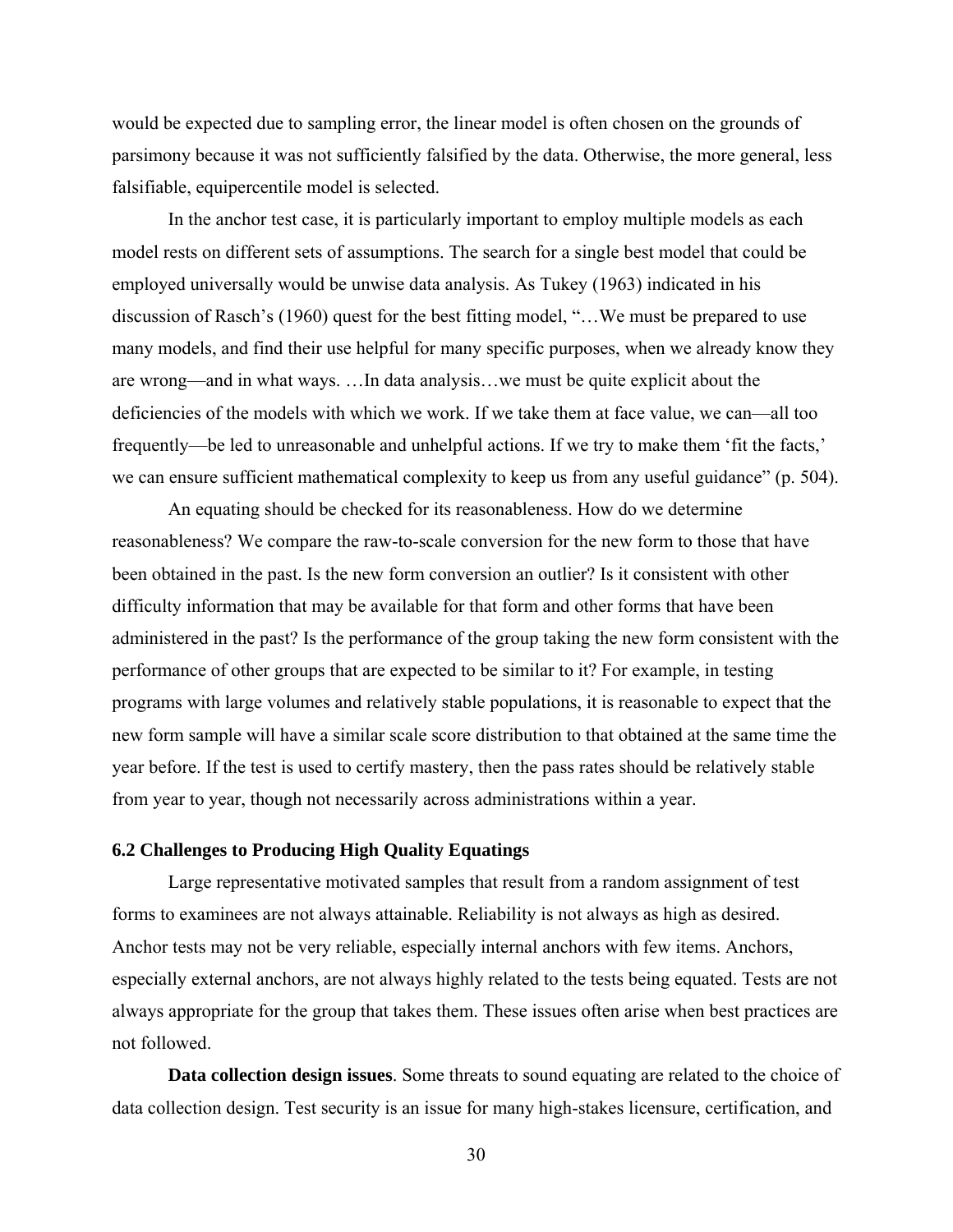would be expected due to sampling error, the linear model is often chosen on the grounds of parsimony because it was not sufficiently falsified by the data. Otherwise, the more general, less falsifiable, equipercentile model is selected.

In the anchor test case, it is particularly important to employ multiple models as each model rests on different sets of assumptions. The search for a single best model that could be employed universally would be unwise data analysis. As Tukey (1963) indicated in his discussion of Rasch's (1960) quest for the best fitting model, "…We must be prepared to use many models, and find their use helpful for many specific purposes, when we already know they are wrong—and in what ways. …In data analysis…we must be quite explicit about the deficiencies of the models with which we work. If we take them at face value, we can—all too frequently—be led to unreasonable and unhelpful actions. If we try to make them 'fit the facts,' we can ensure sufficient mathematical complexity to keep us from any useful guidance" (p. 504).

An equating should be checked for its reasonableness. How do we determine reasonableness? We compare the raw-to-scale conversion for the new form to those that have been obtained in the past. Is the new form conversion an outlier? Is it consistent with other difficulty information that may be available for that form and other forms that have been administered in the past? Is the performance of the group taking the new form consistent with the performance of other groups that are expected to be similar to it? For example, in testing programs with large volumes and relatively stable populations, it is reasonable to expect that the new form sample will have a similar scale score distribution to that obtained at the same time the year before. If the test is used to certify mastery, then the pass rates should be relatively stable from year to year, though not necessarily across administrations within a year.

### 6.2 Challenges to Producing High Quality Equatings

Large representative motivated samples that result from a random assignment of test forms to examinees are not always attainable. Reliability is not always as high as desired. Anchor tests may not be very reliable, especially internal anchors with few items. Anchors, especially external anchors, are not always highly related to the tests being equated. Tests are not always appropriate for the group that takes them. These issues often arise when best practices are not followed.

**Data collection design issues**. Some threats to sound equating are related to the choice of data collection design. Test security is an issue for many high-stakes licensure, certification, and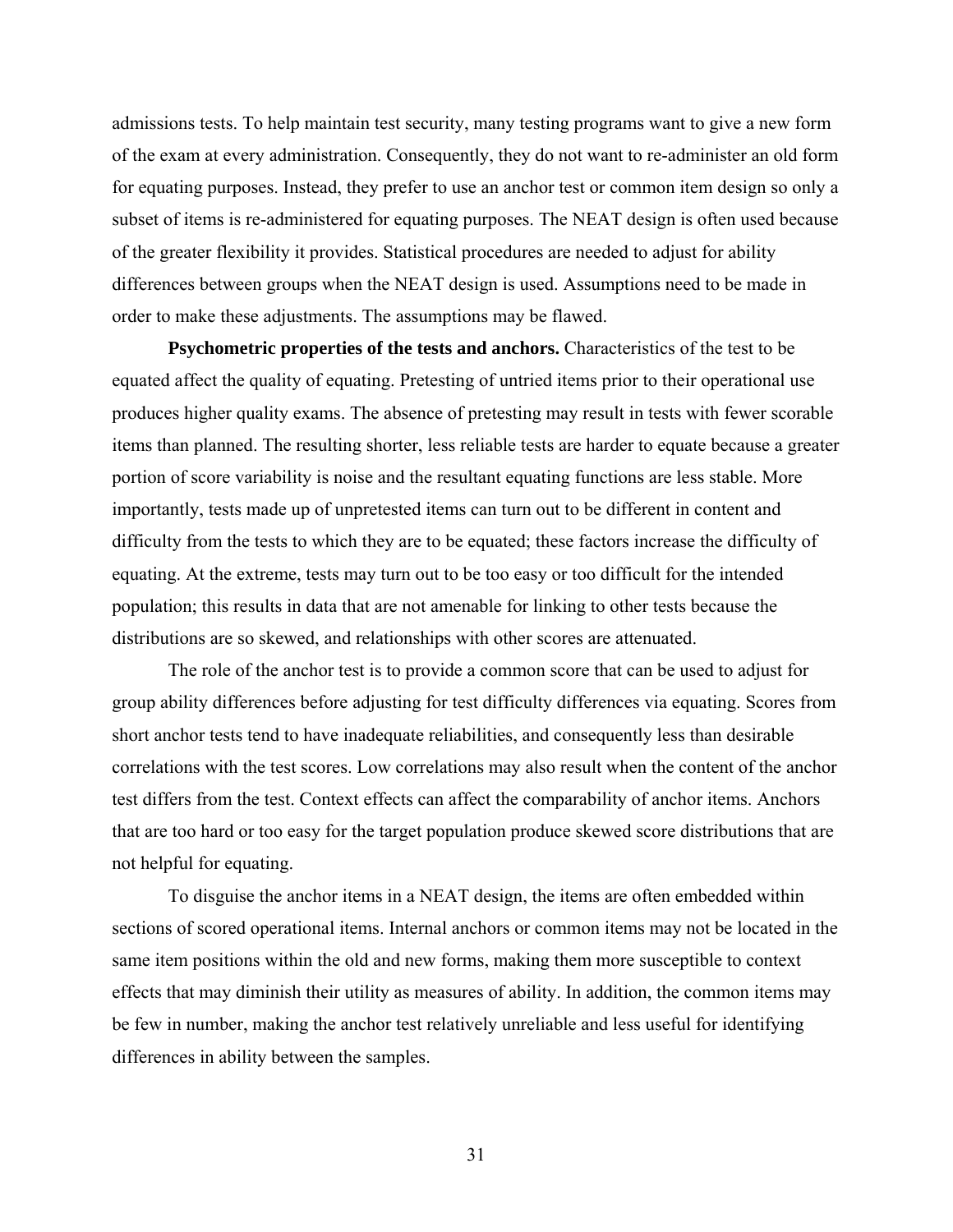admissions tests. To help maintain test security, many testing programs want to give a new form of the exam at every administration. Consequently, they do not want to re-administer an old form for equating purposes. Instead, they prefer to use an anchor test or common item design so only a subset of items is re-administered for equating purposes. The NEAT design is often used because of the greater flexibility it provides. Statistical procedures are needed to adjust for ability differences between groups when the NEAT design is used. Assumptions need to be made in order to make these adjustments. The assumptions may be flawed.

**Psychometric properties of the tests and anchors.** Characteristics of the test to be equated affect the quality of equating. Pretesting of untried items prior to their operational use produces higher quality exams. The absence of pretesting may result in tests with fewer scorable items than planned. The resulting shorter, less reliable tests are harder to equate because a greater portion of score variability is noise and the resultant equating functions are less stable. More importantly, tests made up of unpretested items can turn out to be different in content and difficulty from the tests to which they are to be equated; these factors increase the difficulty of equating. At the extreme, tests may turn out to be too easy or too difficult for the intended population; this results in data that are not amenable for linking to other tests because the distributions are so skewed, and relationships with other scores are attenuated.

The role of the anchor test is to provide a common score that can be used to adjust for group ability differences before adjusting for test difficulty differences via equating. Scores from short anchor tests tend to have inadequate reliabilities, and consequently less than desirable correlations with the test scores. Low correlations may also result when the content of the anchor test differs from the test. Context effects can affect the comparability of anchor items. Anchors that are too hard or too easy for the target population produce skewed score distributions that are not helpful for equating.

To disguise the anchor items in a NEAT design, the items are often embedded within sections of scored operational items. Internal anchors or common items may not be located in the same item positions within the old and new forms, making them more susceptible to context effects that may diminish their utility as measures of ability. In addition, the common items may be few in number, making the anchor test relatively unreliable and less useful for identifying differences in ability between the samples.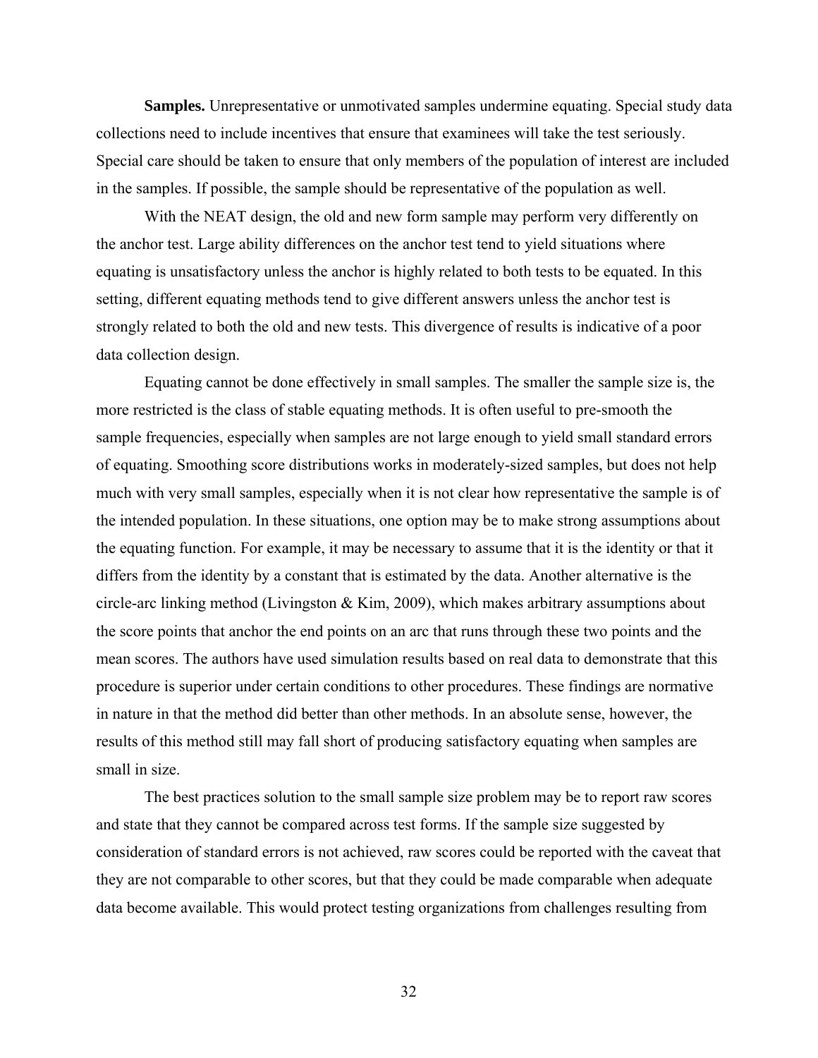**Samples.** Unrepresentative or unmotivated samples undermine equating. Special study data collections need to include incentives that ensure that examinees will take the test seriously. Special care should be taken to ensure that only members of the population of interest are included in the samples. If possible, the sample should be representative of the population as well.

With the NEAT design, the old and new form sample may perform very differently on the anchor test. Large ability differences on the anchor test tend to yield situations where equating is unsatisfactory unless the anchor is highly related to both tests to be equated. In this setting, different equating methods tend to give different answers unless the anchor test is strongly related to both the old and new tests. This divergence of results is indicative of a poor data collection design.

Equating cannot be done effectively in small samples. The smaller the sample size is, the more restricted is the class of stable equating methods. It is often useful to pre-smooth the sample frequencies, especially when samples are not large enough to yield small standard errors of equating. Smoothing score distributions works in moderately-sized samples, but does not help much with very small samples, especially when it is not clear how representative the sample is of the intended population. In these situations, one option may be to make strong assumptions about the equating function. For example, it may be necessary to assume that it is the identity or that it differs from the identity by a constant that is estimated by the data. Another alternative is the circle-arc linking method (Livingston & Kim, 2009), which makes arbitrary assumptions about the score points that anchor the end points on an arc that runs through these two points and the mean scores. The authors have used simulation results based on real data to demonstrate that this procedure is superior under certain conditions to other procedures. These findings are normative in nature in that the method did better than other methods. In an absolute sense, however, the results of this method still may fall short of producing satisfactory equating when samples are small in size.

The best practices solution to the small sample size problem may be to report raw scores and state that they cannot be compared across test forms. If the sample size suggested by consideration of standard errors is not achieved, raw scores could be reported with the caveat that they are not comparable to other scores, but that they could be made comparable when adequate data become available. This would protect testing organizations from challenges resulting from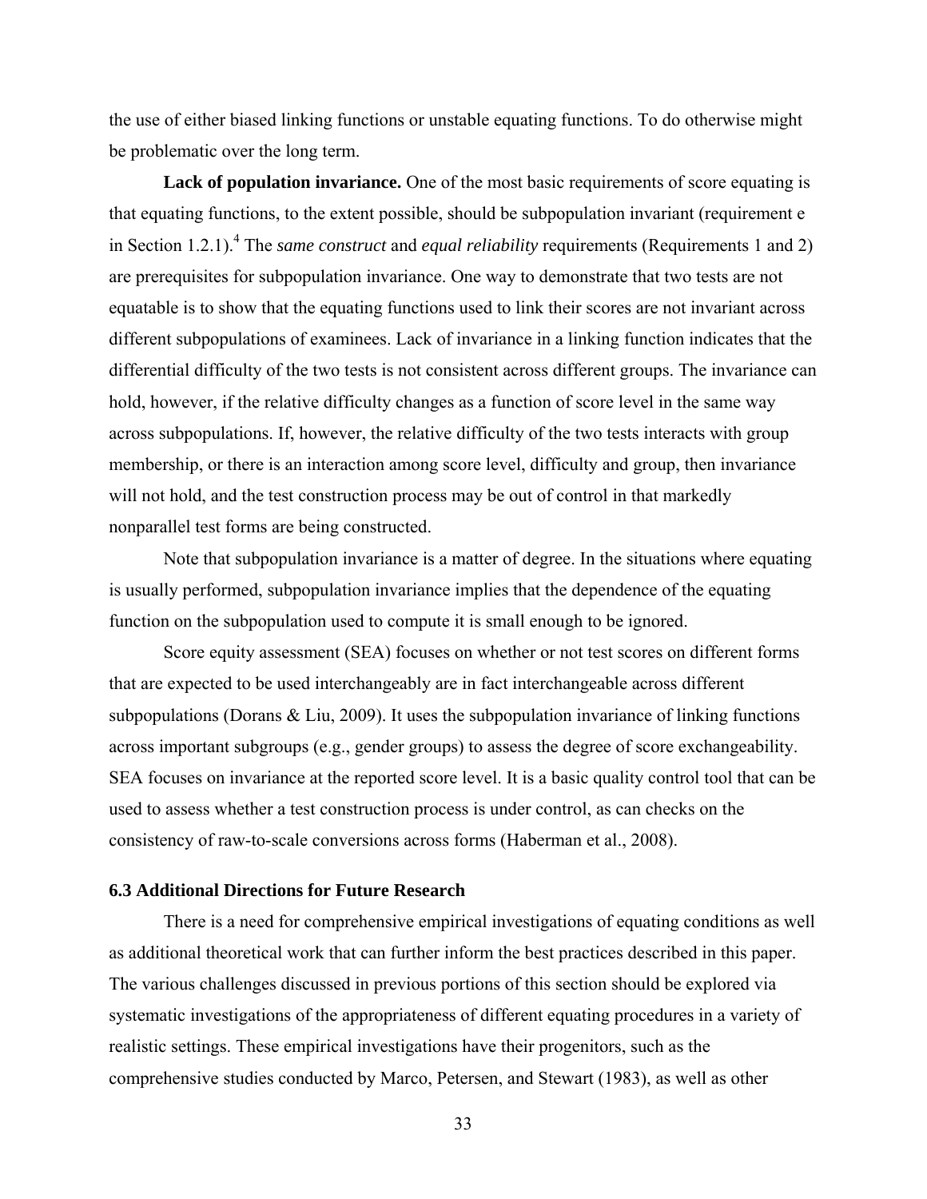the use of either biased linking functions or unstable equating functions. To do otherwise might be problematic over the long term.

**Lack of population invariance.** One of the most basic requirements of score equating is that equating functions, to the extent possible, should be subpopulation invariant (requirement e in Section 1.2.1).[4] The *same construct* and *equal reliability* requirements (Requirements 1 and 2) are prerequisites for subpopulation invariance. One way to demonstrate that two tests are not equatable is to show that the equating functions used to link their scores are not invariant across different subpopulations of examinees. Lack of invariance in a linking function indicates that the differential difficulty of the two tests is not consistent across different groups. The invariance can hold, however, if the relative difficulty changes as a function of score level in the same way across subpopulations. If, however, the relative difficulty of the two tests interacts with group membership, or there is an interaction among score level, difficulty and group, then invariance will not hold, and the test construction process may be out of control in that markedly nonparallel test forms are being constructed.

Note that subpopulation invariance is a matter of degree. In the situations where equating is usually performed, subpopulation invariance implies that the dependence of the equating function on the subpopulation used to compute it is small enough to be ignored.

Score equity assessment (SEA) focuses on whether or not test scores on different forms that are expected to be used interchangeably are in fact interchangeable across different subpopulations (Dorans & Liu, 2009). It uses the subpopulation invariance of linking functions across important subgroups (e.g., gender groups) to assess the degree of score exchangeability. SEA focuses on invariance at the reported score level. It is a basic quality control tool that can be used to assess whether a test construction process is under control, as can checks on the consistency of raw-to-scale conversions across forms (Haberman et al., 2008).

### 6.3 Additional Directions for Future Research

There is a need for comprehensive empirical investigations of equating conditions as well as additional theoretical work that can further inform the best practices described in this paper. The various challenges discussed in previous portions of this section should be explored via systematic investigations of the appropriateness of different equating procedures in a variety of realistic settings. These empirical investigations have their progenitors, such as the comprehensive studies conducted by Marco, Petersen, and Stewart (1983), as well as other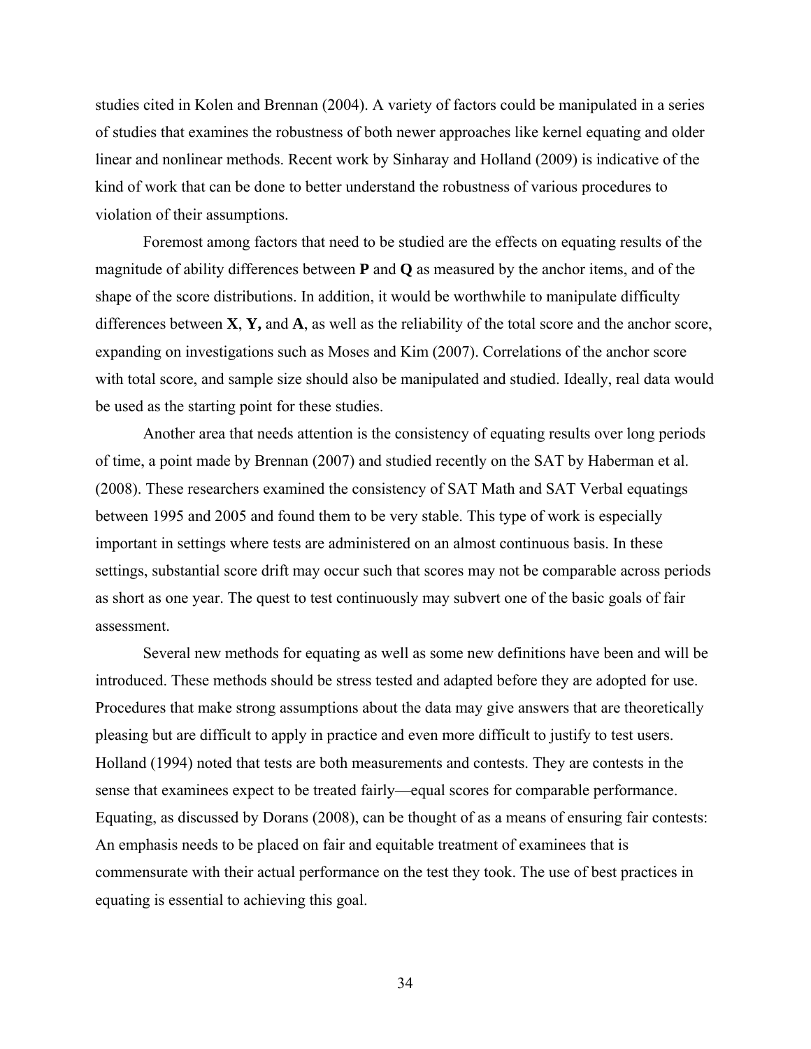studies cited in Kolen and Brennan (2004). A variety of factors could be manipulated in a series of studies that examines the robustness of both newer approaches like kernel equating and older linear and nonlinear methods. Recent work by Sinharay and Holland (2009) is indicative of the kind of work that can be done to better understand the robustness of various procedures to violation of their assumptions.

Foremost among factors that need to be studied are the effects on equating results of the magnitude of ability differences between **P** and **Q** as measured by the anchor items, and of the shape of the score distributions. In addition, it would be worthwhile to manipulate difficulty differences between **X**, **Y,** and **A**, as well as the reliability of the total score and the anchor score, expanding on investigations such as Moses and Kim (2007). Correlations of the anchor score with total score, and sample size should also be manipulated and studied. Ideally, real data would be used as the starting point for these studies.

Another area that needs attention is the consistency of equating results over long periods of time, a point made by Brennan (2007) and studied recently on the SAT by Haberman et al. (2008). These researchers examined the consistency of SAT Math and SAT Verbal equatings between 1995 and 2005 and found them to be very stable. This type of work is especially important in settings where tests are administered on an almost continuous basis. In these settings, substantial score drift may occur such that scores may not be comparable across periods as short as one year. The quest to test continuously may subvert one of the basic goals of fair assessment.

Several new methods for equating as well as some new definitions have been and will be introduced. These methods should be stress tested and adapted before they are adopted for use. Procedures that make strong assumptions about the data may give answers that are theoretically pleasing but are difficult to apply in practice and even more difficult to justify to test users. Holland (1994) noted that tests are both measurements and contests. They are contests in the sense that examinees expect to be treated fairly—equal scores for comparable performance. Equating, as discussed by Dorans (2008), can be thought of as a means of ensuring fair contests: An emphasis needs to be placed on fair and equitable treatment of examinees that is commensurate with their actual performance on the test they took. The use of best practices in equating is essential to achieving this goal.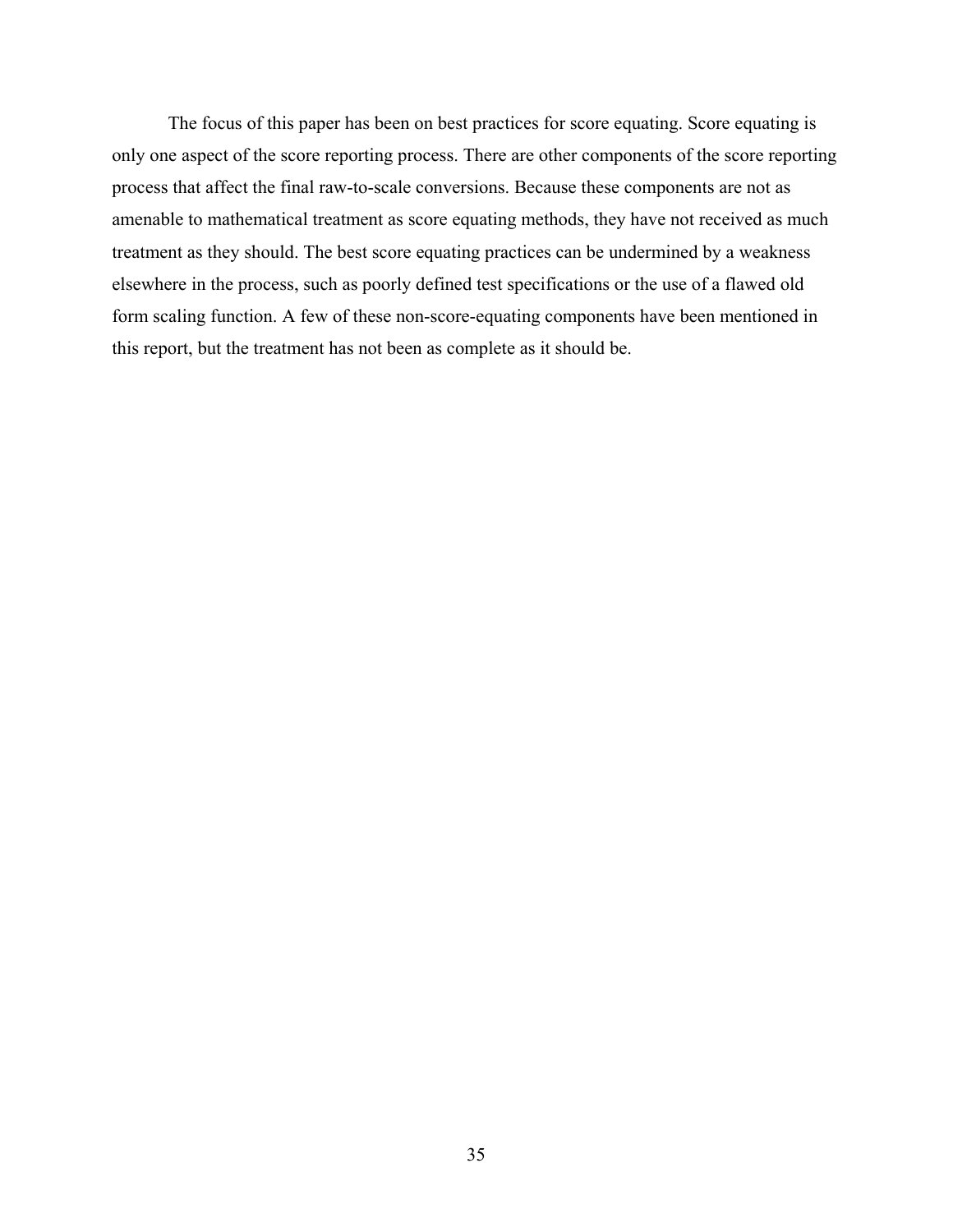The focus of this paper has been on best practices for score equating. Score equating is only one aspect of the score reporting process. There are other components of the score reporting process that affect the final raw-to-scale conversions. Because these components are not as amenable to mathematical treatment as score equating methods, they have not received as much treatment as they should. The best score equating practices can be undermined by a weakness elsewhere in the process, such as poorly defined test specifications or the use of a flawed old form scaling function. A few of these non-score-equating components have been mentioned in this report, but the treatment has not been as complete as it should be.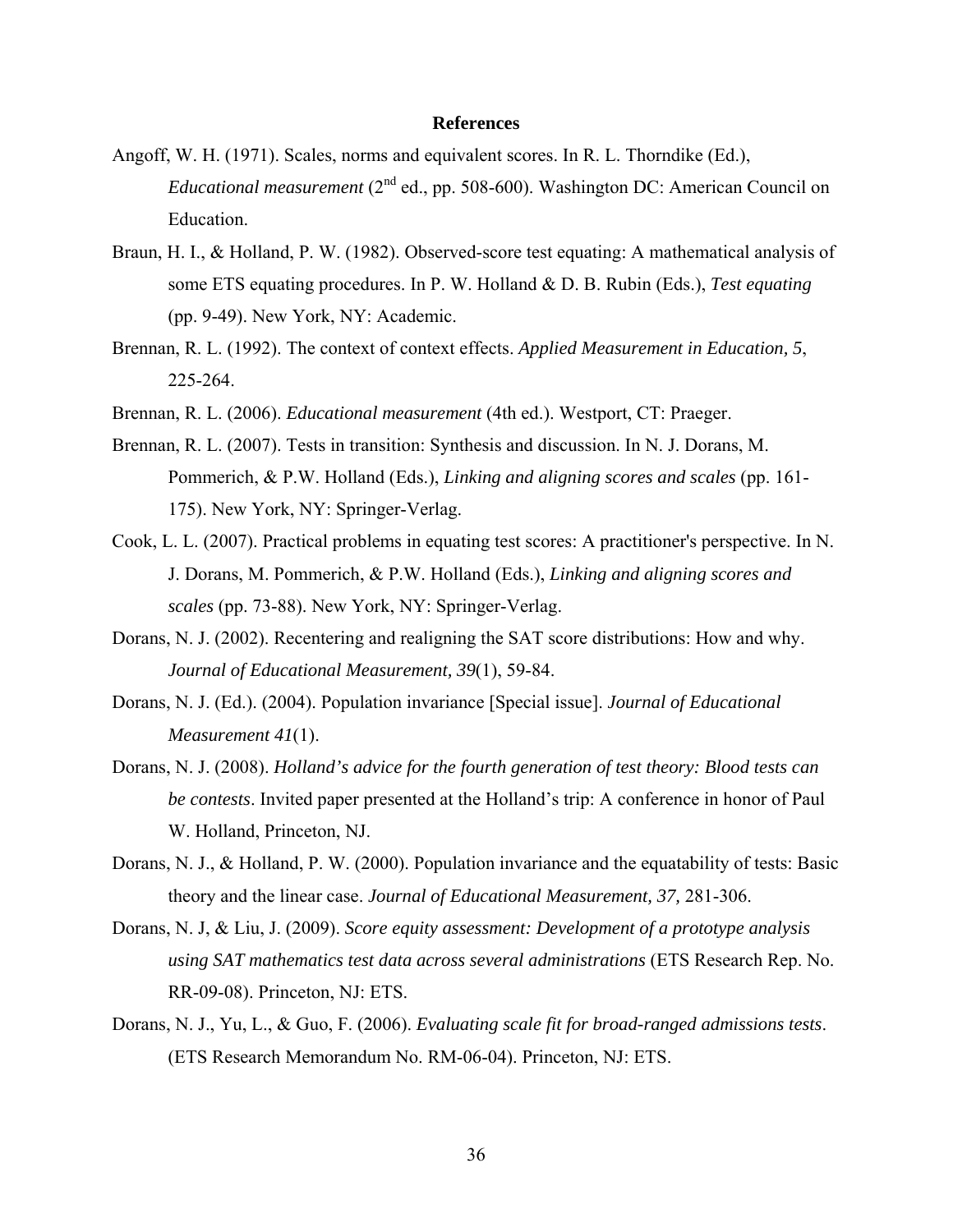## References

Angoff, W. H. (1971). Scales, norms and equivalent scores. In R. L. Thorndike (Ed.), *Educational measurement* (2nd ed., pp. 508-600). Washington DC: American Council on Education.

Braun, H. I., & Holland, P. W. (1982). Observed-score test equating: A mathematical analysis of some ETS equating procedures. In P. W. Holland & D. B. Rubin (Eds.), *Test equating* (pp. 9-49). New York, NY: Academic.

Brennan, R. L. (1992). The context of context effects. *Applied Measurement in Education, 5*, 225-264.

Brennan, R. L. (2006). *Educational measurement* (4th ed.). Westport, CT: Praeger.

Brennan, R. L. (2007). Tests in transition: Synthesis and discussion. In N. J. Dorans, M. Pommerich, & P.W. Holland (Eds.), *Linking and aligning scores and scales* (pp. 161-175). New York, NY: Springer-Verlag.

Cook, L. L. (2007). Practical problems in equating test scores: A practitioner's perspective. In N. J. Dorans, M. Pommerich, & P.W. Holland (Eds.), *Linking and aligning scores and scales* (pp. 73-88). New York, NY: Springer-Verlag.

Dorans, N. J. (2002). Recentering and realigning the SAT score distributions: How and why. *Journal of Educational Measurement, 39*(1), 59-84.

Dorans, N. J. (Ed.). (2004). Population invariance [Special issue]. *Journal of Educational Measurement 41*(1).

Dorans, N. J. (2008). *Holland's advice for the fourth generation of test theory: Blood tests can be contests*. Invited paper presented at the Holland's trip: A conference in honor of Paul W. Holland, Princeton, NJ.

Dorans, N. J., & Holland, P. W. (2000). Population invariance and the equatability of tests: Basic theory and the linear case. *Journal of Educational Measurement, 37,* 281-306.

Dorans, N. J, & Liu, J. (2009). *Score equity assessment: Development of a prototype analysis using SAT mathematics test data across several administrations* (ETS Research Rep. No. RR-09-08). Princeton, NJ: ETS.

Dorans, N. J., Yu, L., & Guo, F. (2006). *Evaluating scale fit for broad-ranged admissions tests*. (ETS Research Memorandum No. RM-06-04). Princeton, NJ: ETS.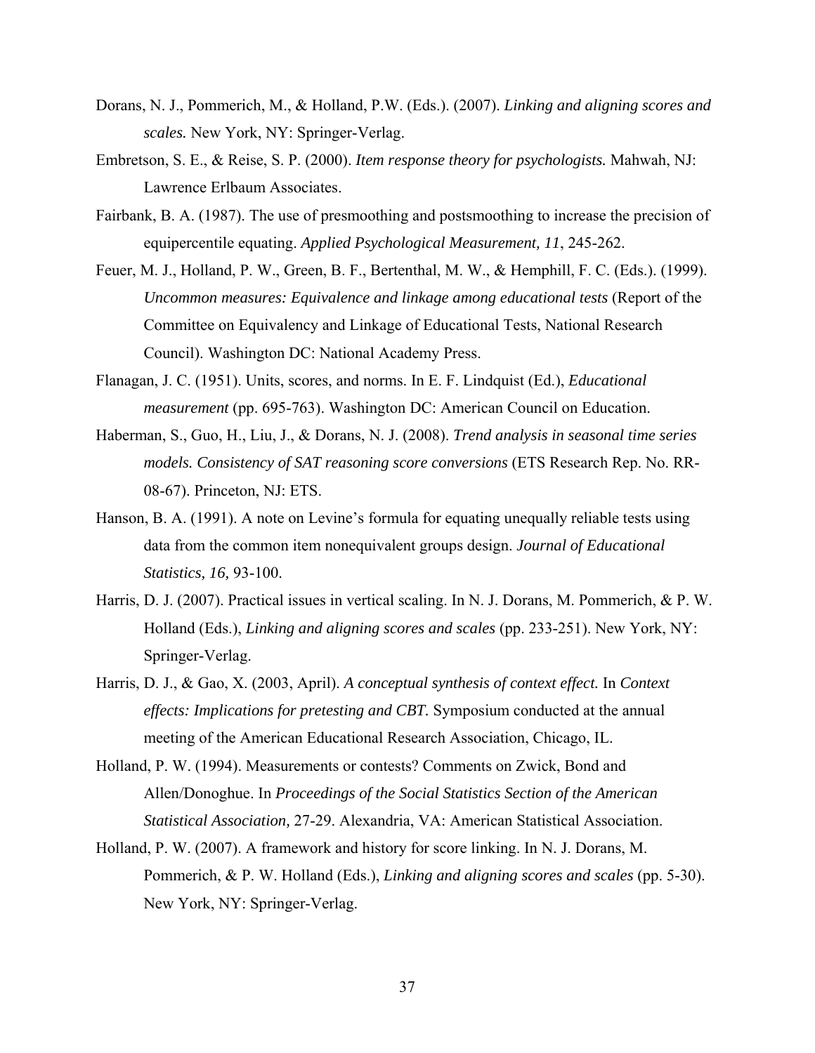Dorans, N. J., Pommerich, M., & Holland, P.W. (Eds.). (2007). *Linking and aligning scores and scales.* New York, NY: Springer-Verlag.

Embretson, S. E., & Reise, S. P. (2000). *Item response theory for psychologists.* Mahwah, NJ: Lawrence Erlbaum Associates.

Fairbank, B. A. (1987). The use of presmoothing and postsmoothing to increase the precision of equipercentile equating. *Applied Psychological Measurement, 11*, 245-262.

Feuer, M. J., Holland, P. W., Green, B. F., Bertenthal, M. W., & Hemphill, F. C. (Eds.). (1999). *Uncommon measures: Equivalence and linkage among educational tests* (Report of the Committee on Equivalency and Linkage of Educational Tests, National Research Council). Washington DC: National Academy Press.

Flanagan, J. C. (1951). Units, scores, and norms. In E. F. Lindquist (Ed.), *Educational measurement* (pp. 695-763). Washington DC: American Council on Education.

Haberman, S., Guo, H., Liu, J., & Dorans, N. J. (2008). *Trend analysis in seasonal time series models. Consistency of SAT reasoning score conversions* (ETS Research Rep. No. RR-08-67). Princeton, NJ: ETS.

Hanson, B. A. (1991). A note on Levine's formula for equating unequally reliable tests using data from the common item nonequivalent groups design. *Journal of Educational Statistics, 16,* 93-100.

Harris, D. J. (2007). Practical issues in vertical scaling. In N. J. Dorans, M. Pommerich, & P. W. Holland (Eds.), *Linking and aligning scores and scales* (pp. 233-251). New York, NY: Springer-Verlag.

Harris, D. J., & Gao, X. (2003, April). *A conceptual synthesis of context effect.* In *Context effects: Implications for pretesting and CBT.* Symposium conducted at the annual meeting of the American Educational Research Association, Chicago, IL.

Holland, P. W. (1994). Measurements or contests? Comments on Zwick, Bond and Allen/Donoghue. In *Proceedings of the Social Statistics Section of the American Statistical Association,* 27-29. Alexandria, VA: American Statistical Association.

Holland, P. W. (2007). A framework and history for score linking. In N. J. Dorans, M. Pommerich, & P. W. Holland (Eds.), *Linking and aligning scores and scales* (pp. 5-30). New York, NY: Springer-Verlag.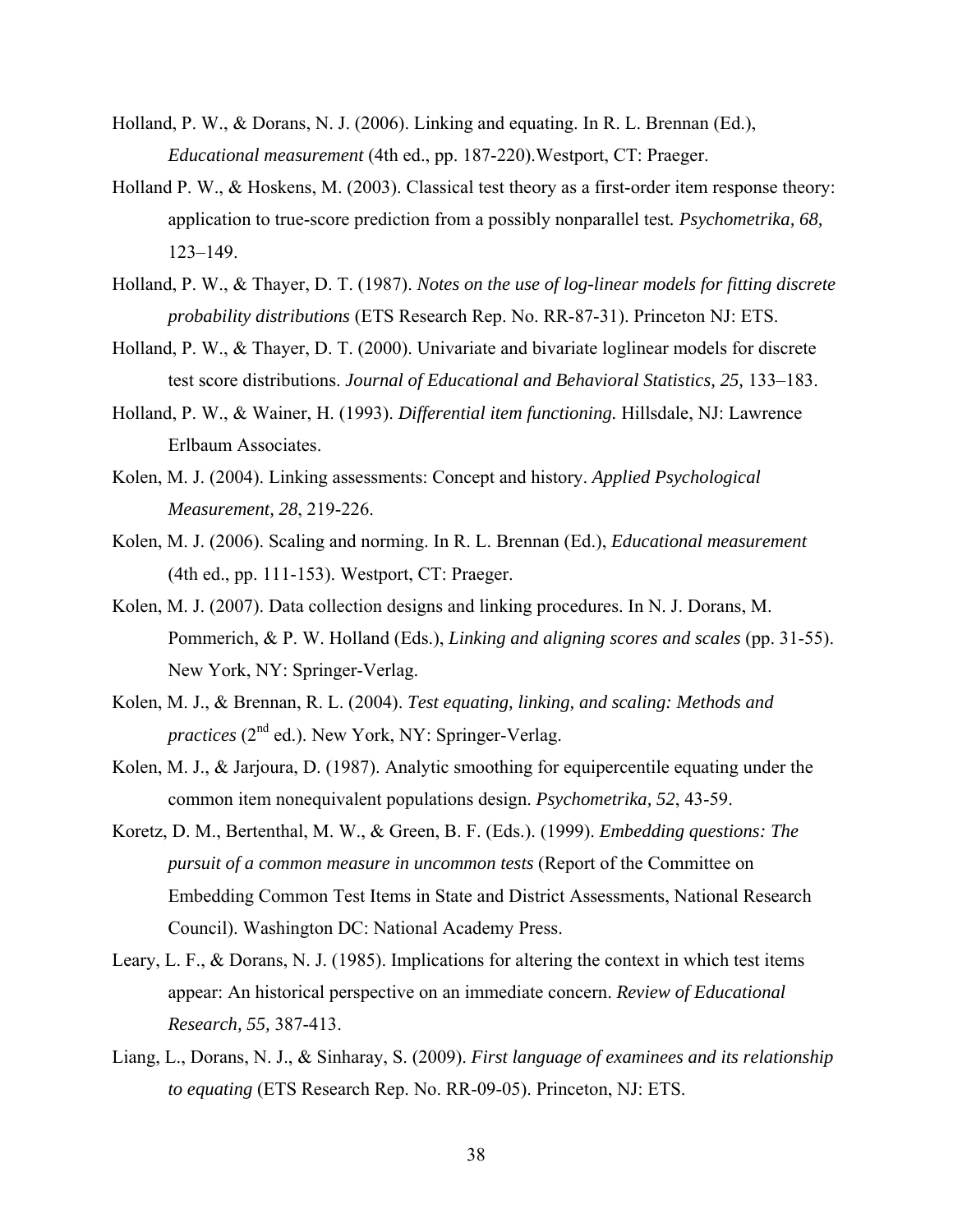Holland, P. W., & Dorans, N. J. (2006). Linking and equating. In R. L. Brennan (Ed.), *Educational measurement* (4th ed., pp. 187-220).Westport, CT: Praeger.

Holland P. W., & Hoskens, M. (2003). Classical test theory as a first-order item response theory: application to true-score prediction from a possibly nonparallel test*. Psychometrika, 68,* 123–149.

Holland, P. W., & Thayer, D. T. (1987). *Notes on the use of log-linear models for fitting discrete probability distributions* (ETS Research Rep. No. RR-87-31). Princeton NJ: ETS.

Holland, P. W., & Thayer, D. T. (2000). Univariate and bivariate loglinear models for discrete test score distributions. *Journal of Educational and Behavioral Statistics, 25,* 133–183.

Holland, P. W., & Wainer, H. (1993). *Differential item functioning.* Hillsdale, NJ: Lawrence Erlbaum Associates.

Kolen, M. J. (2004). Linking assessments: Concept and history. *Applied Psychological Measurement, 28*, 219-226.

Kolen, M. J. (2006). Scaling and norming. In R. L. Brennan (Ed.), *Educational measurement* (4th ed., pp. 111-153). Westport, CT: Praeger.

Kolen, M. J. (2007). Data collection designs and linking procedures. In N. J. Dorans, M. Pommerich, & P. W. Holland (Eds.), *Linking and aligning scores and scales* (pp. 31-55). New York, NY: Springer-Verlag.

Kolen, M. J., & Brennan, R. L. (2004). *Test equating, linking, and scaling: Methods and practices* (2nd ed.). New York, NY: Springer-Verlag.

Kolen, M. J., & Jarjoura, D. (1987). Analytic smoothing for equipercentile equating under the common item nonequivalent populations design. *Psychometrika, 52*, 43-59.

Koretz, D. M., Bertenthal, M. W., & Green, B. F. (Eds.). (1999). *Embedding questions: The pursuit of a common measure in uncommon tests* (Report of the Committee on Embedding Common Test Items in State and District Assessments, National Research Council). Washington DC: National Academy Press.

Leary, L. F., & Dorans, N. J. (1985). Implications for altering the context in which test items appear: An historical perspective on an immediate concern. *Review of Educational Research, 55,* 387-413.

Liang, L., Dorans, N. J., & Sinharay, S. (2009). *First language of examinees and its relationship to equating* (ETS Research Rep. No. RR-09-05). Princeton, NJ: ETS.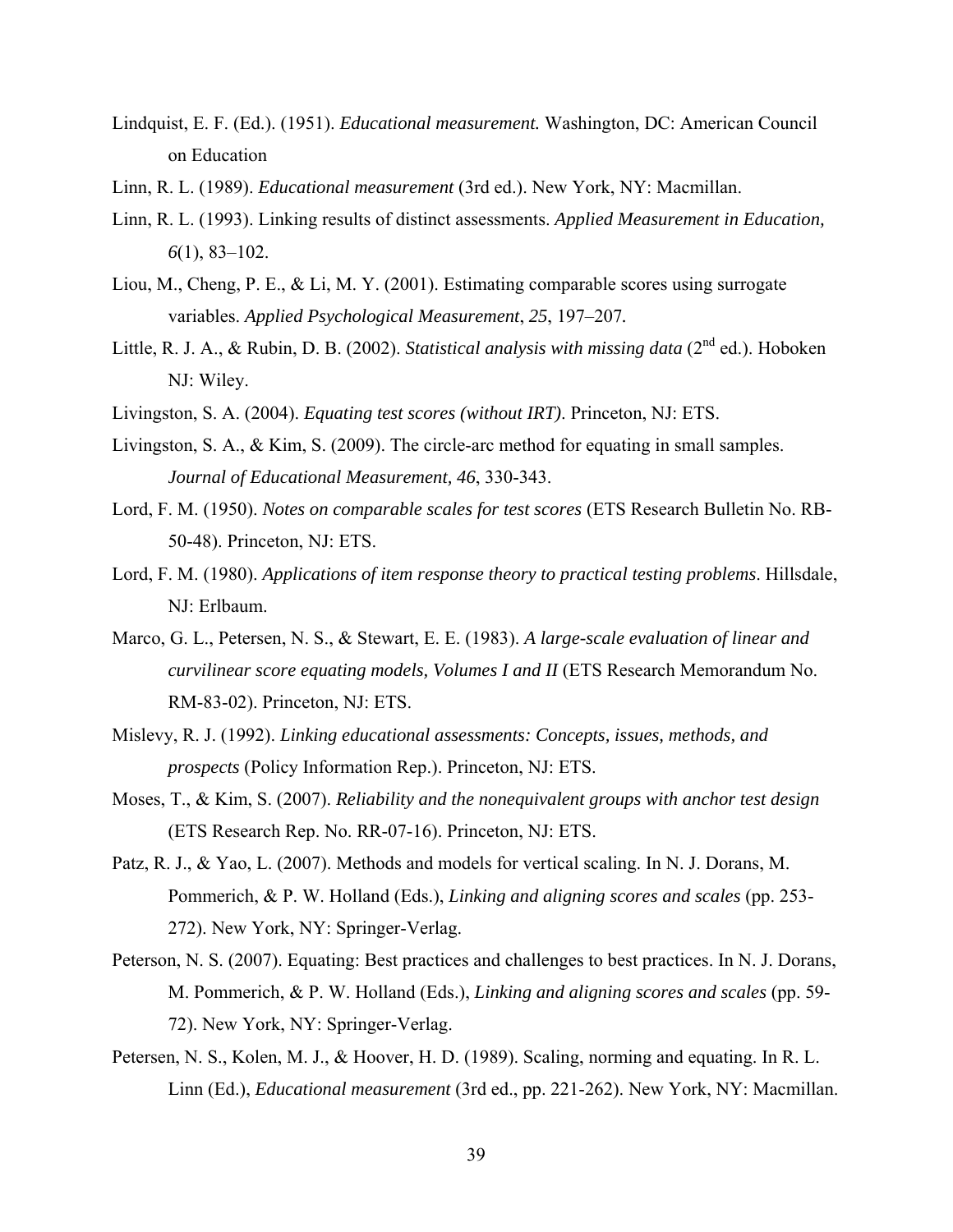Lindquist, E. F. (Ed.). (1951). *Educational measurement.* Washington, DC: American Council on Education

Linn, R. L. (1989). *Educational measurement* (3rd ed.). New York, NY: Macmillan.

Linn, R. L. (1993). Linking results of distinct assessments. *Applied Measurement in Education, 6*(1), 83–102.

Liou, M., Cheng, P. E., & Li, M. Y. (2001). Estimating comparable scores using surrogate variables. *Applied Psychological Measurement*, *25*, 197–207*.*

Little, R. J. A., & Rubin, D. B. (2002). *Statistical analysis with missing data* (2nd ed.). Hoboken NJ: Wiley.

Livingston, S. A. (2004). *Equating test scores (without IRT)*. Princeton, NJ: ETS.

Livingston, S. A., & Kim, S. (2009). The circle-arc method for equating in small samples. *Journal of Educational Measurement, 46*, 330-343.

Lord, F. M. (1950). *Notes on comparable scales for test scores* (ETS Research Bulletin No. RB-50-48). Princeton, NJ: ETS.

Lord, F. M. (1980). *Applications of item response theory to practical testing problems*. Hillsdale, NJ: Erlbaum.

Marco, G. L., Petersen, N. S., & Stewart, E. E. (1983). *A large-scale evaluation of linear and curvilinear score equating models, Volumes I and II* (ETS Research Memorandum No. RM-83-02). Princeton, NJ: ETS.

Mislevy, R. J. (1992). *Linking educational assessments: Concepts, issues, methods, and prospects* (Policy Information Rep.). Princeton, NJ: ETS.

Moses, T., & Kim, S. (2007). *Reliability and the nonequivalent groups with anchor test design* (ETS Research Rep. No. RR-07-16). Princeton, NJ: ETS.

Patz, R. J., & Yao, L. (2007). Methods and models for vertical scaling. In N. J. Dorans, M. Pommerich, & P. W. Holland (Eds.), *Linking and aligning scores and scales* (pp. 253-272). New York, NY: Springer-Verlag.

Peterson, N. S. (2007). Equating: Best practices and challenges to best practices. In N. J. Dorans, M. Pommerich, & P. W. Holland (Eds.), *Linking and aligning scores and scales* (pp. 59-72). New York, NY: Springer-Verlag.

Petersen, N. S., Kolen, M. J., & Hoover, H. D. (1989). Scaling, norming and equating. In R. L. Linn (Ed.), *Educational measurement* (3rd ed., pp. 221-262). New York, NY: Macmillan.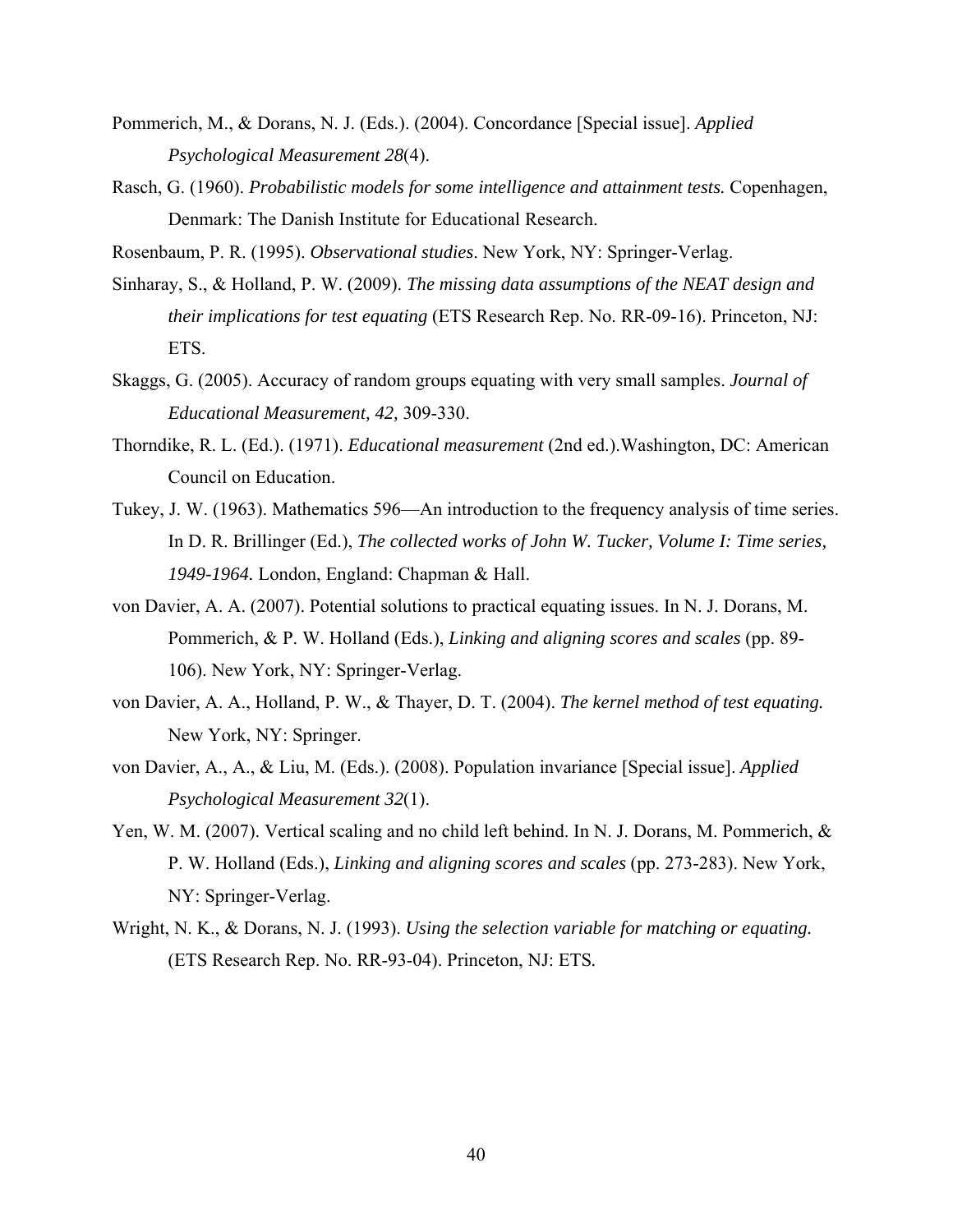Pommerich, M., & Dorans, N. J. (Eds.). (2004). Concordance [Special issue]. *Applied Psychological Measurement 28*(4).

Rasch, G. (1960). *Probabilistic models for some intelligence and attainment tests.* Copenhagen, Denmark: The Danish Institute for Educational Research.

Rosenbaum, P. R. (1995). *Observational studies*. New York, NY: Springer-Verlag.

Sinharay, S., & Holland, P. W. (2009). *The missing data assumptions of the NEAT design and their implications for test equating* (ETS Research Rep. No. RR-09-16). Princeton, NJ: ETS.

Skaggs, G. (2005). Accuracy of random groups equating with very small samples. *Journal of Educational Measurement, 42,* 309-330.

Thorndike, R. L. (Ed.). (1971). *Educational measurement* (2nd ed.).Washington, DC: American Council on Education.

Tukey, J. W. (1963). Mathematics 596—An introduction to the frequency analysis of time series. In D. R. Brillinger (Ed.), *The collected works of John W. Tucker, Volume I: Time series, 1949-1964.* London, England: Chapman & Hall.

von Davier, A. A. (2007). Potential solutions to practical equating issues. In N. J. Dorans, M. Pommerich, & P. W. Holland (Eds.), *Linking and aligning scores and scales* (pp. 89-106). New York, NY: Springer-Verlag.

von Davier, A. A., Holland, P. W., & Thayer, D. T. (2004). *The kernel method of test equating.* New York, NY: Springer.

von Davier, A., A., & Liu, M. (Eds.). (2008). Population invariance [Special issue]. *Applied Psychological Measurement 32*(1).

Yen, W. M. (2007). Vertical scaling and no child left behind. In N. J. Dorans, M. Pommerich, & P. W. Holland (Eds.), *Linking and aligning scores and scales* (pp. 273-283). New York, NY: Springer-Verlag.

Wright, N. K., & Dorans, N. J. (1993). *Using the selection variable for matching or equating.* (ETS Research Rep. No. RR-93-04). Princeton, NJ: ETS.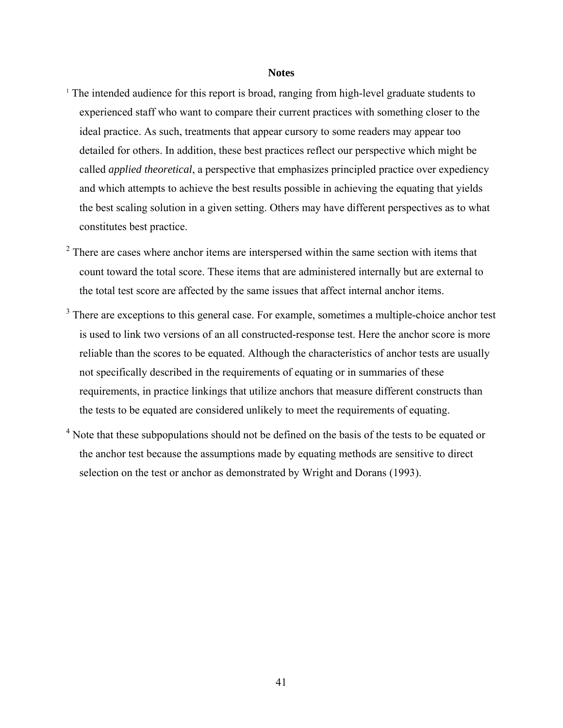## Notes

[1] The intended audience for this report is broad, ranging from high-level graduate students to experienced staff who want to compare their current practices with something closer to the ideal practice. As such, treatments that appear cursory to some readers may appear too detailed for others. In addition, these best practices reflect our perspective which might be called *applied theoretical*, a perspective that emphasizes principled practice over expediency and which attempts to achieve the best results possible in achieving the equating that yields the best scaling solution in a given setting. Others may have different perspectives as to what constitutes best practice.

[2] There are cases where anchor items are interspersed within the same section with items that count toward the total score. These items that are administered internally but are external to the total test score are affected by the same issues that affect internal anchor items.

[3] There are exceptions to this general case. For example, sometimes a multiple-choice anchor test is used to link two versions of an all constructed-response test. Here the anchor score is more reliable than the scores to be equated. Although the characteristics of anchor tests are usually not specifically described in the requirements of equating or in summaries of these requirements, in practice linkings that utilize anchors that measure different constructs than the tests to be equated are considered unlikely to meet the requirements of equating.

[4] Note that these subpopulations should not be defined on the basis of the tests to be equated or the anchor test because the assumptions made by equating methods are sensitive to direct selection on the test or anchor as demonstrated by Wright and Dorans (1993).